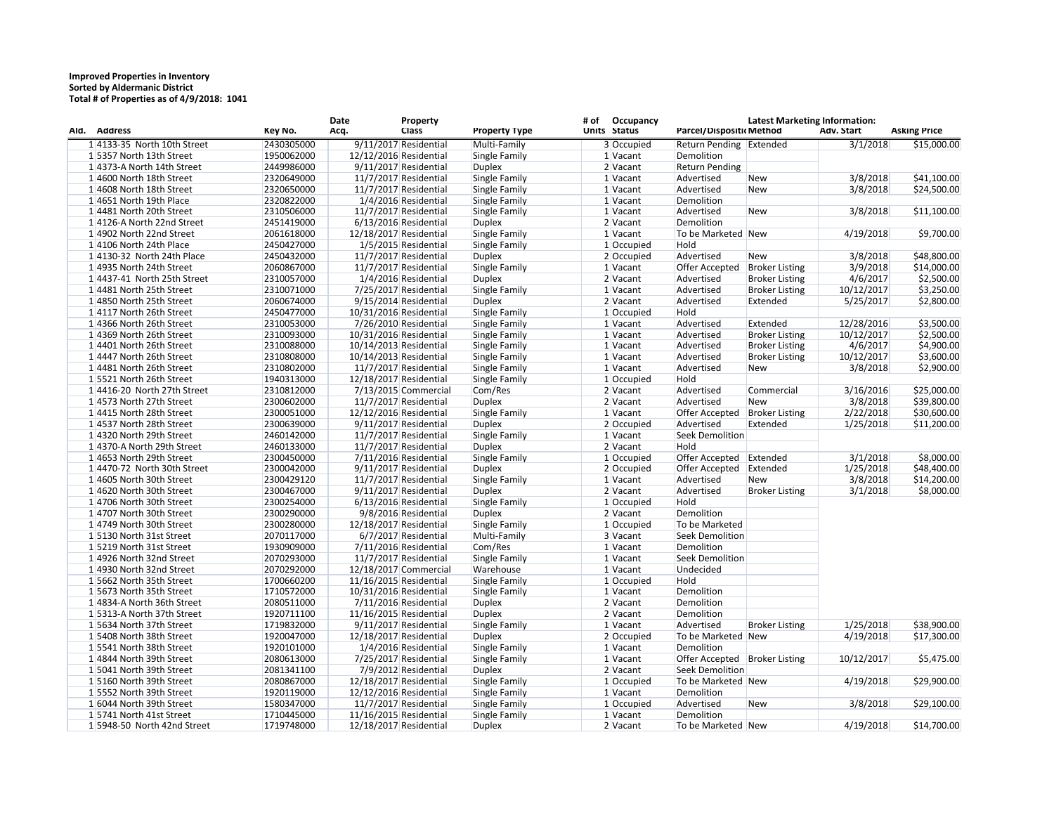**Improved Properties in Inventory**
**Sorted by Aldermanic District**
**Total # of Properties as of 4/9/2018: 1041**

| Ald. | Address | Key No. | Date Acq. | Property Class | Property Type | # of Units | Occupancy Status | Parcel/Dispositi Method | Latest Marketing Information: Method | Adv. Start | Asking Price |
|---|---|---|---|---|---|---|---|---|---|---|---|
| 1 | 4133-35 North 10th Street | 2430305000 | 9/11/2017 | Residential | Multi-Family | 3 | Occupied | Return Pending | Extended | 3/1/2018 | $15,000.00 |
| 1 | 5357 North 13th Street | 1950062000 | 12/12/2016 | Residential | Single Family | 1 | Vacant | Demolition | | | |
| 1 | 4373-A North 14th Street | 2449986000 | 9/11/2017 | Residential | Duplex | 2 | Vacant | Return Pending | | | |
| 1 | 4600 North 18th Street | 2320649000 | 11/7/2017 | Residential | Single Family | 1 | Vacant | Advertised | New | 3/8/2018 | $41,100.00 |
| 1 | 4608 North 18th Street | 2320650000 | 11/7/2017 | Residential | Single Family | 1 | Vacant | Advertised | New | 3/8/2018 | $24,500.00 |
| 1 | 4651 North 19th Place | 2320822000 | 1/4/2016 | Residential | Single Family | 1 | Vacant | Demolition | | | |
| 1 | 4481 North 20th Street | 2310506000 | 11/7/2017 | Residential | Single Family | 1 | Vacant | Advertised | New | 3/8/2018 | $11,100.00 |
| 1 | 4126-A North 22nd Street | 2451419000 | 6/13/2016 | Residential | Duplex | 2 | Vacant | Demolition | | | |
| 1 | 4902 North 22nd Street | 2061618000 | 12/18/2017 | Residential | Single Family | 1 | Vacant | To be Marketed | New | 4/19/2018 | $9,700.00 |
| 1 | 4106 North 24th Place | 2450427000 | 1/5/2015 | Residential | Single Family | 1 | Occupied | Hold | | | |
| 1 | 4130-32 North 24th Place | 2450432000 | 11/7/2017 | Residential | Duplex | 2 | Occupied | Advertised | New | 3/8/2018 | $48,800.00 |
| 1 | 4935 North 24th Street | 2060867000 | 11/7/2017 | Residential | Single Family | 1 | Vacant | Offer Accepted | Broker Listing | 3/9/2018 | $14,000.00 |
| 1 | 4437-41 North 25th Street | 2310057000 | 1/4/2016 | Residential | Duplex | 2 | Vacant | Advertised | Broker Listing | 4/6/2017 | $2,500.00 |
| 1 | 4481 North 25th Street | 2310071000 | 7/25/2017 | Residential | Single Family | 1 | Vacant | Advertised | Broker Listing | 10/12/2017 | $3,250.00 |
| 1 | 4850 North 25th Street | 2060674000 | 9/15/2014 | Residential | Duplex | 2 | Vacant | Advertised | Extended | 5/25/2017 | $2,800.00 |
| 1 | 4117 North 26th Street | 2450477000 | 10/31/2016 | Residential | Single Family | 1 | Occupied | Hold | | | |
| 1 | 4366 North 26th Street | 2310053000 | 7/26/2010 | Residential | Single Family | 1 | Vacant | Advertised | Extended | 12/28/2016 | $3,500.00 |
| 1 | 4369 North 26th Street | 2310093000 | 10/31/2016 | Residential | Single Family | 1 | Vacant | Advertised | Broker Listing | 10/12/2017 | $2,500.00 |
| 1 | 4401 North 26th Street | 2310088000 | 10/14/2013 | Residential | Single Family | 1 | Vacant | Advertised | Broker Listing | 4/6/2017 | $4,900.00 |
| 1 | 4447 North 26th Street | 2310808000 | 10/14/2013 | Residential | Single Family | 1 | Vacant | Advertised | Broker Listing | 10/12/2017 | $3,600.00 |
| 1 | 4481 North 26th Street | 2310802000 | 11/7/2017 | Residential | Single Family | 1 | Vacant | Advertised | New | 3/8/2018 | $2,900.00 |
| 1 | 5521 North 26th Street | 1940313000 | 12/18/2017 | Residential | Single Family | 1 | Occupied | Hold | | | |
| 1 | 4416-20 North 27th Street | 2310812000 | 7/13/2015 | Commercial | Com/Res | 2 | Vacant | Advertised | Commercial | 3/16/2016 | $25,000.00 |
| 1 | 4573 North 27th Street | 2300602000 | 11/7/2017 | Residential | Duplex | 2 | Vacant | Advertised | New | 3/8/2018 | $39,800.00 |
| 1 | 4415 North 28th Street | 2300051000 | 12/12/2016 | Residential | Single Family | 1 | Vacant | Offer Accepted | Broker Listing | 2/22/2018 | $30,600.00 |
| 1 | 4537 North 28th Street | 2300639000 | 9/11/2017 | Residential | Duplex | 2 | Occupied | Advertised | Extended | 1/25/2018 | $11,200.00 |
| 1 | 4320 North 29th Street | 2460142000 | 11/7/2017 | Residential | Single Family | 1 | Vacant | Seek Demolition | | | |
| 1 | 4370-A North 29th Street | 2460133000 | 11/7/2017 | Residential | Duplex | 2 | Vacant | Hold | | | |
| 1 | 4653 North 29th Street | 2300450000 | 7/11/2016 | Residential | Single Family | 1 | Occupied | Offer Accepted | Extended | 3/1/2018 | $8,000.00 |
| 1 | 4470-72 North 30th Street | 2300042000 | 9/11/2017 | Residential | Duplex | 2 | Occupied | Offer Accepted | Extended | 1/25/2018 | $48,400.00 |
| 1 | 4605 North 30th Street | 2300429120 | 11/7/2017 | Residential | Single Family | 1 | Vacant | Advertised | New | 3/8/2018 | $14,200.00 |
| 1 | 4620 North 30th Street | 2300467000 | 9/11/2017 | Residential | Duplex | 2 | Vacant | Advertised | Broker Listing | 3/1/2018 | $8,000.00 |
| 1 | 4706 North 30th Street | 2300254000 | 6/13/2016 | Residential | Single Family | 1 | Occupied | Hold | | | |
| 1 | 4707 North 30th Street | 2300290000 | 9/8/2016 | Residential | Duplex | 2 | Vacant | Demolition | | | |
| 1 | 4749 North 30th Street | 2300280000 | 12/18/2017 | Residential | Single Family | 1 | Occupied | To be Marketed | | | |
| 1 | 5130 North 31st Street | 2070117000 | 6/7/2017 | Residential | Multi-Family | 3 | Vacant | Seek Demolition | | | |
| 1 | 5219 North 31st Street | 1930909000 | 7/11/2016 | Residential | Com/Res | 1 | Vacant | Demolition | | | |
| 1 | 4926 North 32nd Street | 2070293000 | 11/7/2017 | Residential | Single Family | 1 | Vacant | Seek Demolition | | | |
| 1 | 4930 North 32nd Street | 2070292000 | 12/18/2017 | Commercial | Warehouse | 1 | Vacant | Undecided | | | |
| 1 | 5662 North 35th Street | 1700660200 | 11/16/2015 | Residential | Single Family | 1 | Occupied | Hold | | | |
| 1 | 5673 North 35th Street | 1710572000 | 10/31/2016 | Residential | Single Family | 1 | Vacant | Demolition | | | |
| 1 | 4834-A North 36th Street | 2080511000 | 7/11/2016 | Residential | Duplex | 2 | Vacant | Demolition | | | |
| 1 | 5313-A North 37th Street | 1920711100 | 11/16/2015 | Residential | Duplex | 2 | Vacant | Demolition | | | |
| 1 | 5634 North 37th Street | 1719832000 | 9/11/2017 | Residential | Single Family | 1 | Vacant | Advertised | Broker Listing | 1/25/2018 | $38,900.00 |
| 1 | 5408 North 38th Street | 1920047000 | 12/18/2017 | Residential | Duplex | 2 | Occupied | To be Marketed | New | 4/19/2018 | $17,300.00 |
| 1 | 5541 North 38th Street | 1920101000 | 1/4/2016 | Residential | Single Family | 1 | Vacant | Demolition | | | |
| 1 | 4844 North 39th Street | 2080613000 | 7/25/2017 | Residential | Single Family | 1 | Vacant | Offer Accepted | Broker Listing | 10/12/2017 | $5,475.00 |
| 1 | 5041 North 39th Street | 2081341100 | 7/9/2012 | Residential | Duplex | 2 | Vacant | Seek Demolition | | | |
| 1 | 5160 North 39th Street | 2080867000 | 12/18/2017 | Residential | Single Family | 1 | Occupied | To be Marketed | New | 4/19/2018 | $29,900.00 |
| 1 | 5552 North 39th Street | 1920119000 | 12/12/2016 | Residential | Single Family | 1 | Vacant | Demolition | | | |
| 1 | 6044 North 39th Street | 1580347000 | 11/7/2017 | Residential | Single Family | 1 | Occupied | Advertised | New | 3/8/2018 | $29,100.00 |
| 1 | 5741 North 41st Street | 1710445000 | 11/16/2015 | Residential | Single Family | 1 | Vacant | Demolition | | | |
| 1 | 5948-50 North 42nd Street | 1719748000 | 12/18/2017 | Residential | Duplex | 2 | Vacant | To be Marketed | New | 4/19/2018 | $14,700.00 |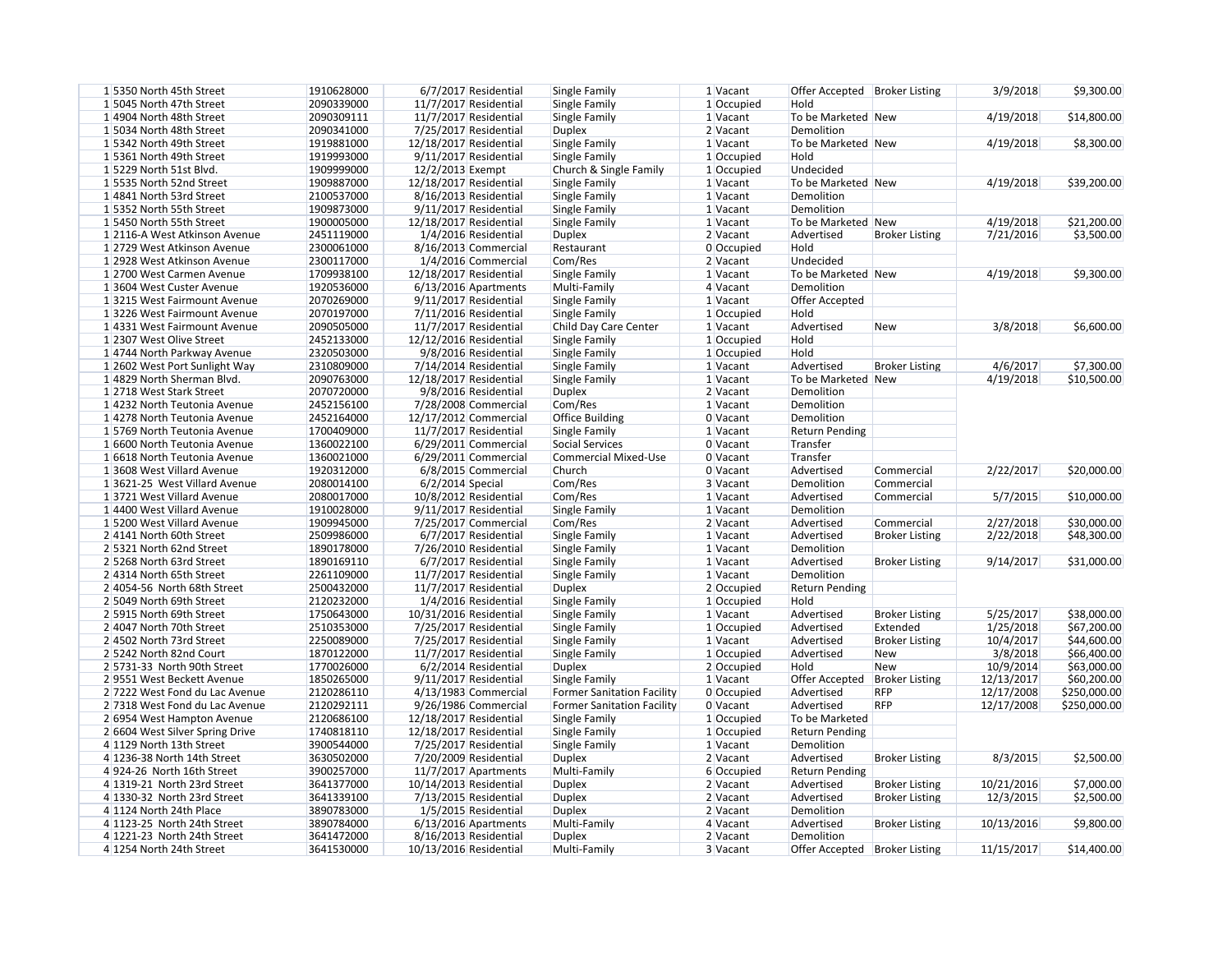| | | | | | | | | | | | |
|---|---|---|---|---|---|---|---|---|---|---|---|
| 1 | 5350 North 45th Street | 1910628000 | 6/7/2017 | Residential | Single Family | 1 | Vacant | Offer Accepted | Broker Listing | 3/9/2018 | $9,300.00 |
| 1 | 5045 North 47th Street | 2090339000 | 11/7/2017 | Residential | Single Family | 1 | Occupied | Hold | | | |
| 1 | 4904 North 48th Street | 2090309111 | 11/7/2017 | Residential | Single Family | 1 | Vacant | To be Marketed | New | 4/19/2018 | $14,800.00 |
| 1 | 5034 North 48th Street | 2090341000 | 7/25/2017 | Residential | Duplex | 2 | Vacant | Demolition | | | |
| 1 | 5342 North 49th Street | 1919881000 | 12/18/2017 | Residential | Single Family | 1 | Vacant | To be Marketed | New | 4/19/2018 | $8,300.00 |
| 1 | 5361 North 49th Street | 1919993000 | 9/11/2017 | Residential | Single Family | 1 | Occupied | Hold | | | |
| 1 | 5229 North 51st Blvd. | 1909999000 | 12/2/2013 | Exempt | Church & Single Family | 1 | Occupied | Undecided | | | |
| 1 | 5535 North 52nd Street | 1909887000 | 12/18/2017 | Residential | Single Family | 1 | Vacant | To be Marketed | New | 4/19/2018 | $39,200.00 |
| 1 | 4841 North 53rd Street | 2100537000 | 8/16/2013 | Residential | Single Family | 1 | Vacant | Demolition | | | |
| 1 | 5352 North 55th Street | 1909873000 | 9/11/2017 | Residential | Single Family | 1 | Vacant | Demolition | | | |
| 1 | 5450 North 55th Street | 1900005000 | 12/18/2017 | Residential | Single Family | 1 | Vacant | To be Marketed | New | 4/19/2018 | $21,200.00 |
| 1 | 2116-A West Atkinson Avenue | 2451119000 | 1/4/2016 | Residential | Duplex | 2 | Vacant | Advertised | Broker Listing | 7/21/2016 | $3,500.00 |
| 1 | 2729 West Atkinson Avenue | 2300061000 | 8/16/2013 | Commercial | Restaurant | 0 | Occupied | Hold | | | |
| 1 | 2928 West Atkinson Avenue | 2300117000 | 1/4/2016 | Commercial | Com/Res | 2 | Vacant | Undecided | | | |
| 1 | 2700 West Carmen Avenue | 1709938100 | 12/18/2017 | Residential | Single Family | 1 | Vacant | To be Marketed | New | 4/19/2018 | $9,300.00 |
| 1 | 3604 West Custer Avenue | 1920536000 | 6/13/2016 | Apartments | Multi-Family | 4 | Vacant | Demolition | | | |
| 1 | 3215 West Fairmount Avenue | 2070269000 | 9/11/2017 | Residential | Single Family | 1 | Vacant | Offer Accepted | | | |
| 1 | 3226 West Fairmount Avenue | 2070197000 | 7/11/2016 | Residential | Single Family | 1 | Occupied | Hold | | | |
| 1 | 4331 West Fairmount Avenue | 2090505000 | 11/7/2017 | Residential | Child Day Care Center | 1 | Vacant | Advertised | New | 3/8/2018 | $6,600.00 |
| 1 | 2307 West Olive Street | 2452133000 | 12/12/2016 | Residential | Single Family | 1 | Occupied | Hold | | | |
| 1 | 4744 North Parkway Avenue | 2320503000 | 9/8/2016 | Residential | Single Family | 1 | Occupied | Hold | | | |
| 1 | 2602 West Port Sunlight Way | 2310809000 | 7/14/2014 | Residential | Single Family | 1 | Vacant | Advertised | Broker Listing | 4/6/2017 | $7,300.00 |
| 1 | 4829 North Sherman Blvd. | 2090763000 | 12/18/2017 | Residential | Single Family | 1 | Vacant | To be Marketed | New | 4/19/2018 | $10,500.00 |
| 1 | 2718 West Stark Street | 2070720000 | 9/8/2016 | Residential | Duplex | 2 | Vacant | Demolition | | | |
| 1 | 4232 North Teutonia Avenue | 2452156100 | 7/28/2008 | Commercial | Com/Res | 1 | Vacant | Demolition | | | |
| 1 | 4278 North Teutonia Avenue | 2452164000 | 12/17/2012 | Commercial | Office Building | 0 | Vacant | Demolition | | | |
| 1 | 5769 North Teutonia Avenue | 1700409000 | 11/7/2017 | Residential | Single Family | 1 | Vacant | Return Pending | | | |
| 1 | 6600 North Teutonia Avenue | 1360022100 | 6/29/2011 | Commercial | Social Services | 0 | Vacant | Transfer | | | |
| 1 | 6618 North Teutonia Avenue | 1360021000 | 6/29/2011 | Commercial | Commercial Mixed-Use | 0 | Vacant | Transfer | | | |
| 1 | 3608 West Villard Avenue | 1920312000 | 6/8/2015 | Commercial | Church | 0 | Vacant | Advertised | Commercial | 2/22/2017 | $20,000.00 |
| 1 | 3621-25 West Villard Avenue | 2080014100 | 6/2/2014 | Special | Com/Res | 3 | Vacant | Demolition | Commercial | | |
| 1 | 3721 West Villard Avenue | 2080017000 | 10/8/2012 | Residential | Com/Res | 1 | Vacant | Advertised | Commercial | 5/7/2015 | $10,000.00 |
| 1 | 4400 West Villard Avenue | 1910028000 | 9/11/2017 | Residential | Single Family | 1 | Vacant | Demolition | | | |
| 1 | 5200 West Villard Avenue | 1909945000 | 7/25/2017 | Commercial | Com/Res | 2 | Vacant | Advertised | Commercial | 2/27/2018 | $30,000.00 |
| 2 | 4141 North 60th Street | 2509986000 | 6/7/2017 | Residential | Single Family | 1 | Vacant | Advertised | Broker Listing | 2/22/2018 | $48,300.00 |
| 2 | 5321 North 62nd Street | 1890178000 | 7/26/2010 | Residential | Single Family | 1 | Vacant | Demolition | | | |
| 2 | 5268 North 63rd Street | 1890169110 | 6/7/2017 | Residential | Single Family | 1 | Vacant | Advertised | Broker Listing | 9/14/2017 | $31,000.00 |
| 2 | 4314 North 65th Street | 2261109000 | 11/7/2017 | Residential | Single Family | 1 | Vacant | Demolition | | | |
| 2 | 4054-56 North 68th Street | 2500432000 | 11/7/2017 | Residential | Duplex | 2 | Occupied | Return Pending | | | |
| 2 | 5049 North 69th Street | 2120232000 | 1/4/2016 | Residential | Single Family | 1 | Occupied | Hold | | | |
| 2 | 5915 North 69th Street | 1750643000 | 10/31/2016 | Residential | Single Family | 1 | Vacant | Advertised | Broker Listing | 5/25/2017 | $38,000.00 |
| 2 | 4047 North 70th Street | 2510353000 | 7/25/2017 | Residential | Single Family | 1 | Occupied | Advertised | Extended | 1/25/2018 | $67,200.00 |
| 2 | 4502 North 73rd Street | 2250089000 | 7/25/2017 | Residential | Single Family | 1 | Vacant | Advertised | Broker Listing | 10/4/2017 | $44,600.00 |
| 2 | 5242 North 82nd Court | 1870122000 | 11/7/2017 | Residential | Single Family | 1 | Occupied | Advertised | New | 3/8/2018 | $66,400.00 |
| 2 | 5731-33 North 90th Street | 1770026000 | 6/2/2014 | Residential | Duplex | 2 | Occupied | Hold | New | 10/9/2014 | $63,000.00 |
| 2 | 9551 West Beckett Avenue | 1850265000 | 9/11/2017 | Residential | Single Family | 1 | Vacant | Offer Accepted | Broker Listing | 12/13/2017 | $60,200.00 |
| 2 | 7222 West Fond du Lac Avenue | 2120286110 | 4/13/1983 | Commercial | Former Sanitation Facility | 0 | Occupied | Advertised | RFP | 12/17/2008 | $250,000.00 |
| 2 | 7318 West Fond du Lac Avenue | 2120292111 | 9/26/1986 | Commercial | Former Sanitation Facility | 0 | Vacant | Advertised | RFP | 12/17/2008 | $250,000.00 |
| 2 | 6954 West Hampton Avenue | 2120686100 | 12/18/2017 | Residential | Single Family | 1 | Occupied | To be Marketed | | | |
| 2 | 6604 West Silver Spring Drive | 1740818110 | 12/18/2017 | Residential | Single Family | 1 | Occupied | Return Pending | | | |
| 4 | 1129 North 13th Street | 3900544000 | 7/25/2017 | Residential | Single Family | 1 | Vacant | Demolition | | | |
| 4 | 1236-38 North 14th Street | 3630502000 | 7/20/2009 | Residential | Duplex | 2 | Vacant | Advertised | Broker Listing | 8/3/2015 | $2,500.00 |
| 4 | 924-26 North 16th Street | 3900257000 | 11/7/2017 | Apartments | Multi-Family | 6 | Occupied | Return Pending | | | |
| 4 | 1319-21 North 23rd Street | 3641377000 | 10/14/2013 | Residential | Duplex | 2 | Vacant | Advertised | Broker Listing | 10/21/2016 | $7,000.00 |
| 4 | 1330-32 North 23rd Street | 3641339100 | 7/13/2015 | Residential | Duplex | 2 | Vacant | Advertised | Broker Listing | 12/3/2015 | $2,500.00 |
| 4 | 1124 North 24th Place | 3890783000 | 1/5/2015 | Residential | Duplex | 2 | Vacant | Demolition | | | |
| 4 | 1123-25 North 24th Street | 3890784000 | 6/13/2016 | Apartments | Multi-Family | 4 | Vacant | Advertised | Broker Listing | 10/13/2016 | $9,800.00 |
| 4 | 1221-23 North 24th Street | 3641472000 | 8/16/2013 | Residential | Duplex | 2 | Vacant | Demolition | | | |
| 4 | 1254 North 24th Street | 3641530000 | 10/13/2016 | Residential | Multi-Family | 3 | Vacant | Offer Accepted | Broker Listing | 11/15/2017 | $14,400.00 |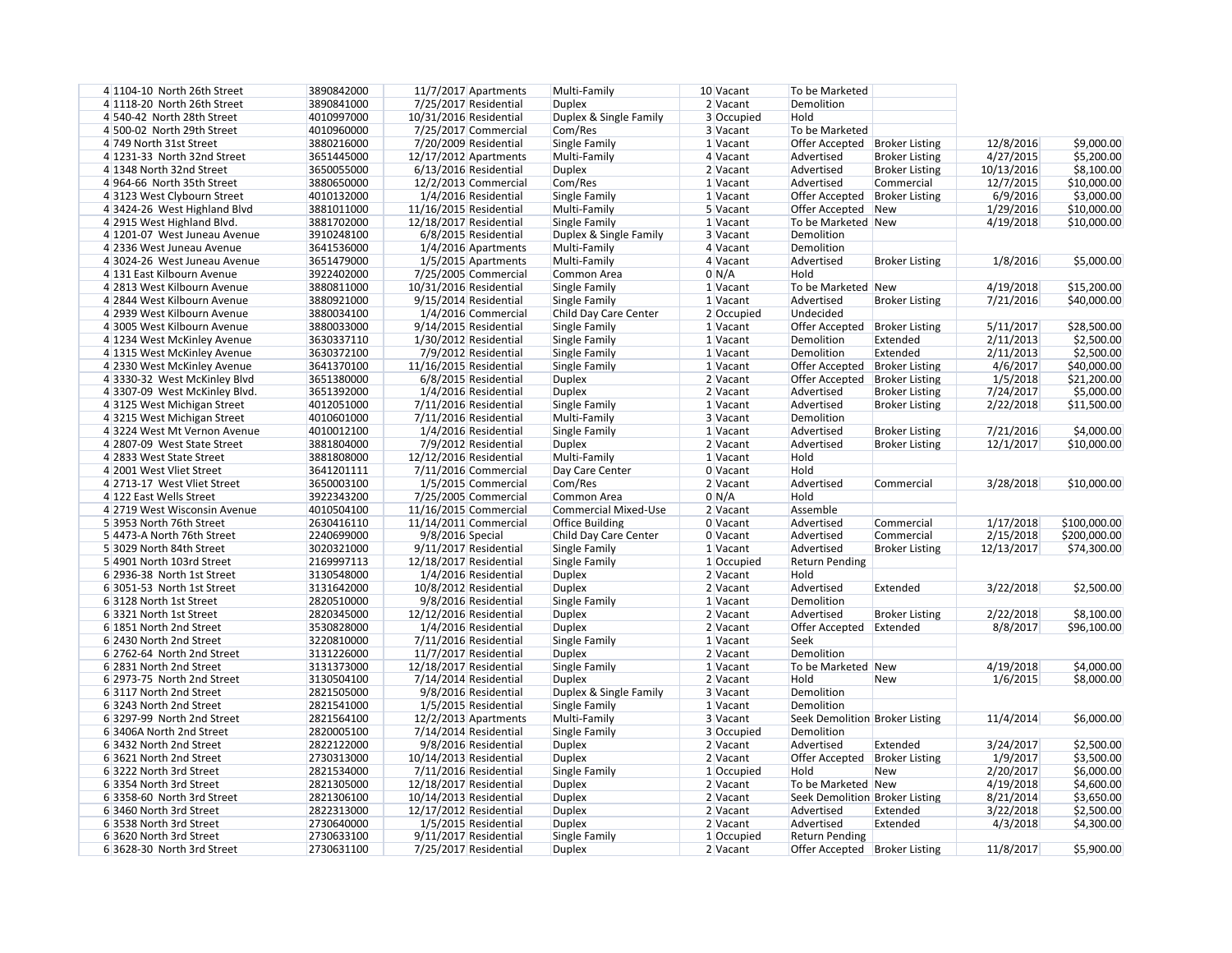| | | | | | | | | | | |
|---|---|---|---|---|---|---|---|---|---|---|
| 4 | 1104-10 North 26th Street | 3890842000 | 11/7/2017 | Apartments | Multi-Family | 10 | Vacant | To be Marketed | | | |
| 4 | 1118-20 North 26th Street | 3890841000 | 7/25/2017 | Residential | Duplex | 2 | Vacant | Demolition | | | |
| 4 | 540-42 North 28th Street | 4010997000 | 10/31/2016 | Residential | Duplex & Single Family | 3 | Occupied | Hold | | | |
| 4 | 500-02 North 29th Street | 4010960000 | 7/25/2017 | Commercial | Com/Res | 3 | Vacant | To be Marketed | | | |
| 4 | 749 North 31st Street | 3880216000 | 7/20/2009 | Residential | Single Family | 1 | Vacant | Offer Accepted | Broker Listing | 12/8/2016 | $9,000.00 |
| 4 | 1231-33 North 32nd Street | 3651445000 | 12/17/2012 | Apartments | Multi-Family | 4 | Vacant | Advertised | Broker Listing | 4/27/2015 | $5,200.00 |
| 4 | 1348 North 32nd Street | 3650055000 | 6/13/2016 | Residential | Duplex | 2 | Vacant | Advertised | Broker Listing | 10/13/2016 | $8,100.00 |
| 4 | 964-66 North 35th Street | 3880650000 | 12/2/2013 | Commercial | Com/Res | 1 | Vacant | Advertised | Commercial | 12/7/2015 | $10,000.00 |
| 4 | 3123 West Clybourn Street | 4010132000 | 1/4/2016 | Residential | Single Family | 1 | Vacant | Offer Accepted | Broker Listing | 6/9/2016 | $3,000.00 |
| 4 | 3424-26 West Highland Blvd | 3881011000 | 11/16/2015 | Residential | Multi-Family | 5 | Vacant | Offer Accepted | New | 1/29/2016 | $10,000.00 |
| 4 | 2915 West Highland Blvd. | 3881702000 | 12/18/2017 | Residential | Single Family | 1 | Vacant | To be Marketed | New | 4/19/2018 | $10,000.00 |
| 4 | 1201-07 West Juneau Avenue | 3910248100 | 6/8/2015 | Residential | Duplex & Single Family | 3 | Vacant | Demolition | | | |
| 4 | 2336 West Juneau Avenue | 3641536000 | 1/4/2016 | Apartments | Multi-Family | 4 | Vacant | Demolition | | | |
| 4 | 3024-26 West Juneau Avenue | 3651479000 | 1/5/2015 | Apartments | Multi-Family | 4 | Vacant | Advertised | Broker Listing | 1/8/2016 | $5,000.00 |
| 4 | 131 East Kilbourn Avenue | 3922402000 | 7/25/2005 | Commercial | Common Area | 0 | N/A | Hold | | | |
| 4 | 2813 West Kilbourn Avenue | 3880811000 | 10/31/2016 | Residential | Single Family | 1 | Vacant | To be Marketed | New | 4/19/2018 | $15,200.00 |
| 4 | 2844 West Kilbourn Avenue | 3880921000 | 9/15/2014 | Residential | Single Family | 1 | Vacant | Advertised | Broker Listing | 7/21/2016 | $40,000.00 |
| 4 | 2939 West Kilbourn Avenue | 3880034100 | 1/4/2016 | Commercial | Child Day Care Center | 2 | Occupied | Undecided | | | |
| 4 | 3005 West Kilbourn Avenue | 3880033000 | 9/14/2015 | Residential | Single Family | 1 | Vacant | Offer Accepted | Broker Listing | 5/11/2017 | $28,500.00 |
| 4 | 1234 West McKinley Avenue | 3630337110 | 1/30/2012 | Residential | Single Family | 1 | Vacant | Demolition | Extended | 2/11/2013 | $2,500.00 |
| 4 | 1315 West McKinley Avenue | 3630372100 | 7/9/2012 | Residential | Single Family | 1 | Vacant | Demolition | Extended | 2/11/2013 | $2,500.00 |
| 4 | 2330 West McKinley Avenue | 3641370100 | 11/16/2015 | Residential | Single Family | 1 | Vacant | Offer Accepted | Broker Listing | 4/6/2017 | $40,000.00 |
| 4 | 3330-32 West McKinley Blvd | 3651380000 | 6/8/2015 | Residential | Duplex | 2 | Vacant | Offer Accepted | Broker Listing | 1/5/2018 | $21,200.00 |
| 4 | 3307-09 West McKinley Blvd. | 3651392000 | 1/4/2016 | Residential | Duplex | 2 | Vacant | Advertised | Broker Listing | 7/24/2017 | $5,000.00 |
| 4 | 3125 West Michigan Street | 4012051000 | 7/11/2016 | Residential | Single Family | 1 | Vacant | Advertised | Broker Listing | 2/22/2018 | $11,500.00 |
| 4 | 3215 West Michigan Street | 4010601000 | 7/11/2016 | Residential | Multi-Family | 3 | Vacant | Demolition | | | |
| 4 | 3224 West Mt Vernon Avenue | 4010012100 | 1/4/2016 | Residential | Single Family | 1 | Vacant | Advertised | Broker Listing | 7/21/2016 | $4,000.00 |
| 4 | 2807-09 West State Street | 3881804000 | 7/9/2012 | Residential | Duplex | 2 | Vacant | Advertised | Broker Listing | 12/1/2017 | $10,000.00 |
| 4 | 2833 West State Street | 3881808000 | 12/12/2016 | Residential | Multi-Family | 1 | Vacant | Hold | | | |
| 4 | 2001 West Vliet Street | 3641201111 | 7/11/2016 | Commercial | Day Care Center | 0 | Vacant | Hold | | | |
| 4 | 2713-17 West Vliet Street | 3650003100 | 1/5/2015 | Commercial | Com/Res | 2 | Vacant | Advertised | Commercial | 3/28/2018 | $10,000.00 |
| 4 | 122 East Wells Street | 3922343200 | 7/25/2005 | Commercial | Common Area | 0 | N/A | Hold | | | |
| 4 | 2719 West Wisconsin Avenue | 4010504100 | 11/16/2015 | Commercial | Commercial Mixed-Use | 2 | Vacant | Assemble | | | |
| 5 | 3953 North 76th Street | 2630416110 | 11/14/2011 | Commercial | Office Building | 0 | Vacant | Advertised | Commercial | 1/17/2018 | $100,000.00 |
| 5 | 4473-A North 76th Street | 2240699000 | 9/8/2016 | Special | Child Day Care Center | 0 | Vacant | Advertised | Commercial | 2/15/2018 | $200,000.00 |
| 5 | 3029 North 84th Street | 3020321000 | 9/11/2017 | Residential | Single Family | 1 | Vacant | Advertised | Broker Listing | 12/13/2017 | $74,300.00 |
| 5 | 4901 North 103rd Street | 2169997113 | 12/18/2017 | Residential | Single Family | 1 | Occupied | Return Pending | | | |
| 6 | 2936-38 North 1st Street | 3130548000 | 1/4/2016 | Residential | Duplex | 2 | Vacant | Hold | | | |
| 6 | 3051-53 North 1st Street | 3131642000 | 10/8/2012 | Residential | Duplex | 2 | Vacant | Advertised | Extended | 3/22/2018 | $2,500.00 |
| 6 | 3128 North 1st Street | 2820510000 | 9/8/2016 | Residential | Single Family | 1 | Vacant | Demolition | | | |
| 6 | 3321 North 1st Street | 2820345000 | 12/12/2016 | Residential | Duplex | 2 | Vacant | Advertised | Broker Listing | 2/22/2018 | $8,100.00 |
| 6 | 1851 North 2nd Street | 3530828000 | 1/4/2016 | Residential | Duplex | 2 | Vacant | Offer Accepted | Extended | 8/8/2017 | $96,100.00 |
| 6 | 2430 North 2nd Street | 3220810000 | 7/11/2016 | Residential | Single Family | 1 | Vacant | Seek | | | |
| 6 | 2762-64 North 2nd Street | 3131226000 | 11/7/2017 | Residential | Duplex | 2 | Vacant | Demolition | | | |
| 6 | 2831 North 2nd Street | 3131373000 | 12/18/2017 | Residential | Single Family | 1 | Vacant | To be Marketed | New | 4/19/2018 | $4,000.00 |
| 6 | 2973-75 North 2nd Street | 3130504100 | 7/14/2014 | Residential | Duplex | 2 | Vacant | Hold | New | 1/6/2015 | $8,000.00 |
| 6 | 3117 North 2nd Street | 2821505000 | 9/8/2016 | Residential | Duplex & Single Family | 3 | Vacant | Demolition | | | |
| 6 | 3243 North 2nd Street | 2821541000 | 1/5/2015 | Residential | Single Family | 1 | Vacant | Demolition | | | |
| 6 | 3297-99 North 2nd Street | 2821564100 | 12/2/2013 | Apartments | Multi-Family | 3 | Vacant | Seek Demolition | Broker Listing | 11/4/2014 | $6,000.00 |
| 6 | 3406A North 2nd Street | 2820005100 | 7/14/2014 | Residential | Single Family | 3 | Occupied | Demolition | | | |
| 6 | 3432 North 2nd Street | 2822122000 | 9/8/2016 | Residential | Duplex | 2 | Vacant | Advertised | Extended | 3/24/2017 | $2,500.00 |
| 6 | 3621 North 2nd Street | 2730313000 | 10/14/2013 | Residential | Duplex | 2 | Vacant | Offer Accepted | Broker Listing | 1/9/2017 | $3,500.00 |
| 6 | 3222 North 3rd Street | 2821534000 | 7/11/2016 | Residential | Single Family | 1 | Occupied | Hold | New | 2/20/2017 | $6,000.00 |
| 6 | 3354 North 3rd Street | 2821305000 | 12/18/2017 | Residential | Duplex | 2 | Vacant | To be Marketed | New | 4/19/2018 | $4,600.00 |
| 6 | 3358-60 North 3rd Street | 2821306100 | 10/14/2013 | Residential | Duplex | 2 | Vacant | Seek Demolition | Broker Listing | 8/21/2014 | $3,650.00 |
| 6 | 3460 North 3rd Street | 2822313000 | 12/17/2012 | Residential | Duplex | 2 | Vacant | Advertised | Extended | 3/22/2018 | $2,500.00 |
| 6 | 3538 North 3rd Street | 2730640000 | 1/5/2015 | Residential | Duplex | 2 | Vacant | Advertised | Extended | 4/3/2018 | $4,300.00 |
| 6 | 3620 North 3rd Street | 2730633100 | 9/11/2017 | Residential | Single Family | 1 | Occupied | Return Pending | | | |
| 6 | 3628-30 North 3rd Street | 2730631100 | 7/25/2017 | Residential | Duplex | 2 | Vacant | Offer Accepted | Broker Listing | 11/8/2017 | $5,900.00 |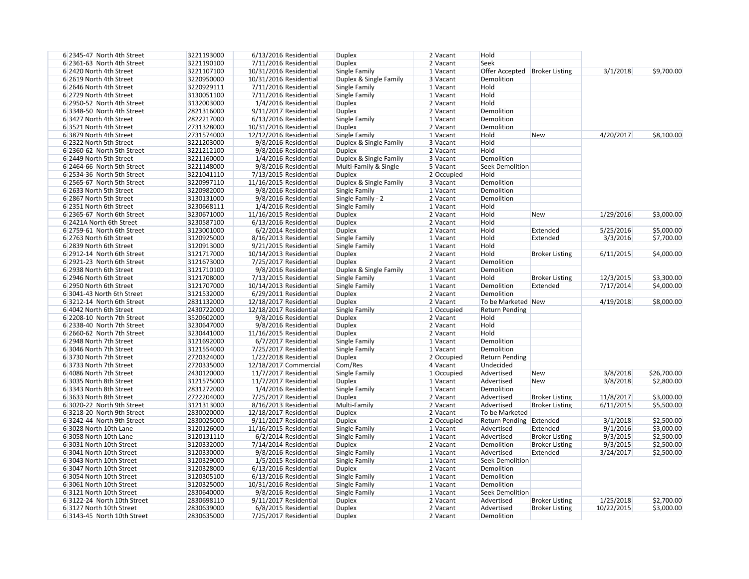| | | | | | | | | | | | |
|---|---|---|---|---|---|---|---|---|---|---|---|
| 6 | 2345-47 North 4th Street | 3221193000 | 6/13/2016 | Residential | Duplex | 2 | Vacant | Hold | | | |
| 6 | 2361-63 North 4th Street | 3221190100 | 7/11/2016 | Residential | Duplex | 2 | Vacant | Seek | | | |
| 6 | 2420 North 4th Street | 3221107100 | 10/31/2016 | Residential | Single Family | 1 | Vacant | Offer Accepted | Broker Listing | 3/1/2018 | $9,700.00 |
| 6 | 2619 North 4th Street | 3220950000 | 10/31/2016 | Residential | Duplex & Single Family | 3 | Vacant | Demolition | | | |
| 6 | 2646 North 4th Street | 3220929111 | 7/11/2016 | Residential | Single Family | 1 | Vacant | Hold | | | |
| 6 | 2729 North 4th Street | 3130051100 | 7/11/2016 | Residential | Single Family | 1 | Vacant | Hold | | | |
| 6 | 2950-52 North 4th Street | 3132003000 | 1/4/2016 | Residential | Duplex | 2 | Vacant | Hold | | | |
| 6 | 3348-50 North 4th Street | 2821316000 | 9/11/2017 | Residential | Duplex | 2 | Vacant | Demolition | | | |
| 6 | 3427 North 4th Street | 2822217000 | 6/13/2016 | Residential | Single Family | 1 | Vacant | Demolition | | | |
| 6 | 3521 North 4th Street | 2731328000 | 10/31/2016 | Residential | Duplex | 2 | Vacant | Demolition | | | |
| 6 | 3879 North 4th Street | 2731574000 | 12/12/2016 | Residential | Single Family | 1 | Vacant | Hold | New | 4/20/2017 | $8,100.00 |
| 6 | 2322 North 5th Street | 3221203000 | 9/8/2016 | Residential | Duplex & Single Family | 3 | Vacant | Hold | | | |
| 6 | 2360-62 North 5th Street | 3221212100 | 9/8/2016 | Residential | Duplex | 2 | Vacant | Hold | | | |
| 6 | 2449 North 5th Street | 3221160000 | 1/4/2016 | Residential | Duplex & Single Family | 3 | Vacant | Demolition | | | |
| 6 | 2464-66 North 5th Street | 3221148000 | 9/8/2016 | Residential | Multi-Family & Single | 5 | Vacant | Seek Demolition | | | |
| 6 | 2534-36 North 5th Street | 3221041110 | 7/13/2015 | Residential | Duplex | 2 | Occupied | Hold | | | |
| 6 | 2565-67 North 5th Street | 3220997110 | 11/16/2015 | Residential | Duplex & Single Family | 3 | Vacant | Demolition | | | |
| 6 | 2633 North 5th Street | 3220982000 | 9/8/2016 | Residential | Single Family | 1 | Vacant | Demolition | | | |
| 6 | 2867 North 5th Street | 3130131000 | 9/8/2016 | Residential | Single Family - 2 | 2 | Vacant | Demolition | | | |
| 6 | 2351 North 6th Street | 3230668111 | 1/4/2016 | Residential | Single Family | 1 | Vacant | Hold | | | |
| 6 | 2365-67 North 6th Street | 3230671000 | 11/16/2015 | Residential | Duplex | 2 | Vacant | Hold | New | 1/29/2016 | $3,000.00 |
| 6 | 2421A North 6th Street | 3230587100 | 6/13/2016 | Residential | Duplex | 2 | Vacant | Hold | | | |
| 6 | 2759-61 North 6th Street | 3123001000 | 6/2/2014 | Residential | Duplex | 2 | Vacant | Hold | Extended | 5/25/2016 | $5,000.00 |
| 6 | 2763 North 6th Street | 3120925000 | 8/16/2013 | Residential | Single Family | 1 | Vacant | Hold | Extended | 3/3/2016 | $7,700.00 |
| 6 | 2839 North 6th Street | 3120913000 | 9/21/2015 | Residential | Single Family | 1 | Vacant | Hold | | | |
| 6 | 2912-14 North 6th Street | 3121717000 | 10/14/2013 | Residential | Duplex | 2 | Vacant | Hold | Broker Listing | 6/11/2015 | $4,000.00 |
| 6 | 2921-23 North 6th Street | 3121673000 | 7/25/2017 | Residential | Duplex | 2 | Vacant | Demolition | | | |
| 6 | 2938 North 6th Street | 3121710100 | 9/8/2016 | Residential | Duplex & Single Family | 3 | Vacant | Demolition | | | |
| 6 | 2946 North 6th Street | 3121708000 | 7/13/2015 | Residential | Single Family | 1 | Vacant | Hold | Broker Listing | 12/3/2015 | $3,300.00 |
| 6 | 2950 North 6th Street | 3121707000 | 10/14/2013 | Residential | Single Family | 1 | Vacant | Demolition | Extended | 7/17/2014 | $4,000.00 |
| 6 | 3041-43 North 6th Street | 3121532000 | 6/29/2011 | Residential | Duplex | 2 | Vacant | Demolition | | | |
| 6 | 3212-14 North 6th Street | 2831132000 | 12/18/2017 | Residential | Duplex | 2 | Vacant | To be Marketed | New | 4/19/2018 | $8,000.00 |
| 6 | 4042 North 6th Street | 2430722000 | 12/18/2017 | Residential | Single Family | 1 | Occupied | Return Pending | | | |
| 6 | 2208-10 North 7th Street | 3520602000 | 9/8/2016 | Residential | Duplex | 2 | Vacant | Hold | | | |
| 6 | 2338-40 North 7th Street | 3230647000 | 9/8/2016 | Residential | Duplex | 2 | Vacant | Hold | | | |
| 6 | 2660-62 North 7th Street | 3230441000 | 11/16/2015 | Residential | Duplex | 2 | Vacant | Hold | | | |
| 6 | 2948 North 7th Street | 3121692000 | 6/7/2017 | Residential | Single Family | 1 | Vacant | Demolition | | | |
| 6 | 3046 North 7th Street | 3121554000 | 7/25/2017 | Residential | Single Family | 1 | Vacant | Demolition | | | |
| 6 | 3730 North 7th Street | 2720324000 | 1/22/2018 | Residential | Duplex | 2 | Occupied | Return Pending | | | |
| 6 | 3733 North 7th Street | 2720335000 | 12/18/2017 | Commercial | Com/Res | 4 | Vacant | Undecided | | | |
| 6 | 4086 North 7th Street | 2430120000 | 11/7/2017 | Residential | Single Family | 1 | Occupied | Advertised | New | 3/8/2018 | $26,700.00 |
| 6 | 3035 North 8th Street | 3121575000 | 11/7/2017 | Residential | Duplex | 1 | Vacant | Advertised | New | 3/8/2018 | $2,800.00 |
| 6 | 3343 North 8th Street | 2831272000 | 1/4/2016 | Residential | Single Family | 1 | Vacant | Demolition | | | |
| 6 | 3633 North 8th Street | 2722204000 | 7/25/2017 | Residential | Duplex | 2 | Vacant | Advertised | Broker Listing | 11/8/2017 | $3,000.00 |
| 6 | 3020-22 North 9th Street | 3121313000 | 8/16/2013 | Residential | Multi-Family | 2 | Vacant | Advertised | Broker Listing | 6/11/2015 | $5,500.00 |
| 6 | 3218-20 North 9th Street | 2830020000 | 12/18/2017 | Residential | Duplex | 2 | Vacant | To be Marketed | | | |
| 6 | 3242-44 North 9th Street | 2830025000 | 9/11/2017 | Residential | Duplex | 2 | Occupied | Return Pending | Extended | 3/1/2018 | $2,500.00 |
| 6 | 3028 North 10th Lane | 3120126000 | 11/16/2015 | Residential | Single Family | 1 | Vacant | Advertised | Extended | 9/1/2016 | $3,000.00 |
| 6 | 3058 North 10th Lane | 3120131110 | 6/2/2014 | Residential | Single Family | 1 | Vacant | Advertised | Broker Listing | 9/3/2015 | $2,500.00 |
| 6 | 3031 North 10th Street | 3120332000 | 7/14/2014 | Residential | Duplex | 2 | Vacant | Demolition | Broker Listing | 9/3/2015 | $2,500.00 |
| 6 | 3041 North 10th Street | 3120330000 | 9/8/2016 | Residential | Single Family | 1 | Vacant | Advertised | Extended | 3/24/2017 | $2,500.00 |
| 6 | 3043 North 10th Street | 3120329000 | 1/5/2015 | Residential | Single Family | 1 | Vacant | Seek Demolition | | | |
| 6 | 3047 North 10th Street | 3120328000 | 6/13/2016 | Residential | Duplex | 2 | Vacant | Demolition | | | |
| 6 | 3054 North 10th Street | 3120305100 | 6/13/2016 | Residential | Single Family | 1 | Vacant | Demolition | | | |
| 6 | 3061 North 10th Street | 3120325000 | 10/31/2016 | Residential | Single Family | 1 | Vacant | Demolition | | | |
| 6 | 3121 North 10th Street | 2830640000 | 9/8/2016 | Residential | Single Family | 1 | Vacant | Seek Demolition | | | |
| 6 | 3122-24 North 10th Street | 2830698110 | 9/11/2017 | Residential | Duplex | 2 | Vacant | Advertised | Broker Listing | 1/25/2018 | $2,700.00 |
| 6 | 3127 North 10th Street | 2830639000 | 6/8/2015 | Residential | Duplex | 2 | Vacant | Advertised | Broker Listing | 10/22/2015 | $3,000.00 |
| 6 | 3143-45 North 10th Street | 2830635000 | 7/25/2017 | Residential | Duplex | 2 | Vacant | Demolition | | | |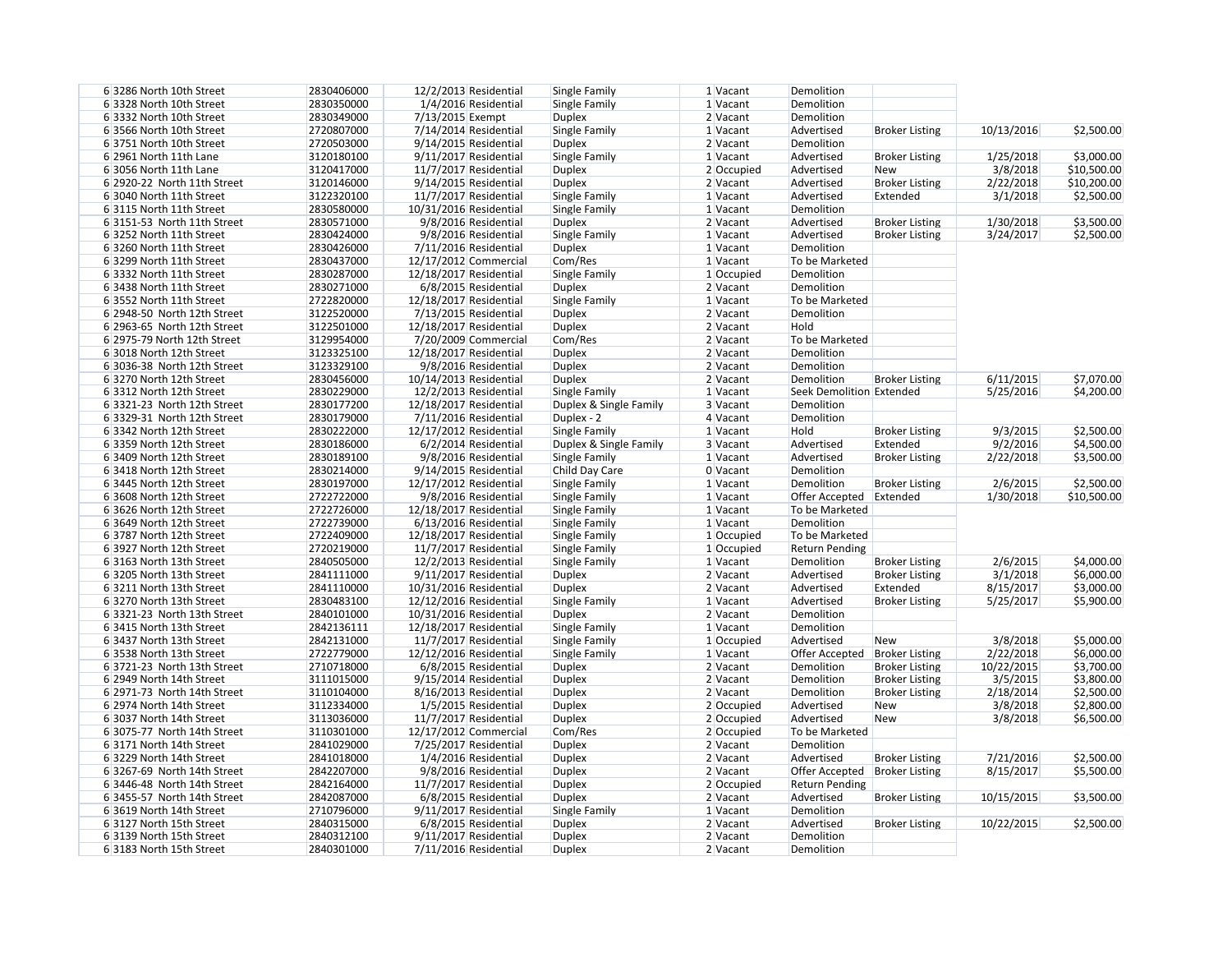| | | | | | | | | | | | |
|---|---|---|---|---|---|---|---|---|---|---|---|
| 6 | 3286 North 10th Street | 2830406000 | 12/2/2013 | Residential | Single Family | 1 | Vacant | Demolition | | | |
| 6 | 3328 North 10th Street | 2830350000 | 1/4/2016 | Residential | Single Family | 1 | Vacant | Demolition | | | |
| 6 | 3332 North 10th Street | 2830349000 | 7/13/2015 | Exempt | Duplex | 2 | Vacant | Demolition | | | |
| 6 | 3566 North 10th Street | 2720807000 | 7/14/2014 | Residential | Single Family | 1 | Vacant | Advertised | Broker Listing | 10/13/2016 | $2,500.00 |
| 6 | 3751 North 10th Street | 2720503000 | 9/14/2015 | Residential | Duplex | 2 | Vacant | Demolition | | | |
| 6 | 2961 North 11th Lane | 3120180100 | 9/11/2017 | Residential | Single Family | 1 | Vacant | Advertised | Broker Listing | 1/25/2018 | $3,000.00 |
| 6 | 3056 North 11th Lane | 3120417000 | 11/7/2017 | Residential | Duplex | 2 | Occupied | Advertised | New | 3/8/2018 | $10,500.00 |
| 6 | 2920-22 North 11th Street | 3120146000 | 9/14/2015 | Residential | Duplex | 2 | Vacant | Advertised | Broker Listing | 2/22/2018 | $10,200.00 |
| 6 | 3040 North 11th Street | 3122320100 | 11/7/2017 | Residential | Single Family | 1 | Vacant | Advertised | Extended | 3/1/2018 | $2,500.00 |
| 6 | 3115 North 11th Street | 2830580000 | 10/31/2016 | Residential | Single Family | 1 | Vacant | Demolition | | | |
| 6 | 3151-53 North 11th Street | 2830571000 | 9/8/2016 | Residential | Duplex | 2 | Vacant | Advertised | Broker Listing | 1/30/2018 | $3,500.00 |
| 6 | 3252 North 11th Street | 2830424000 | 9/8/2016 | Residential | Single Family | 1 | Vacant | Advertised | Broker Listing | 3/24/2017 | $2,500.00 |
| 6 | 3260 North 11th Street | 2830426000 | 7/11/2016 | Residential | Duplex | 1 | Vacant | Demolition | | | |
| 6 | 3299 North 11th Street | 2830437000 | 12/17/2012 | Commercial | Com/Res | 1 | Vacant | To be Marketed | | | |
| 6 | 3332 North 11th Street | 2830287000 | 12/18/2017 | Residential | Single Family | 1 | Occupied | Demolition | | | |
| 6 | 3438 North 11th Street | 2830271000 | 6/8/2015 | Residential | Duplex | 2 | Vacant | Demolition | | | |
| 6 | 3552 North 11th Street | 2722820000 | 12/18/2017 | Residential | Single Family | 1 | Vacant | To be Marketed | | | |
| 6 | 2948-50 North 12th Street | 3122520000 | 7/13/2015 | Residential | Duplex | 2 | Vacant | Demolition | | | |
| 6 | 2963-65 North 12th Street | 3122501000 | 12/18/2017 | Residential | Duplex | 2 | Vacant | Hold | | | |
| 6 | 2975-79 North 12th Street | 3129954000 | 7/20/2009 | Commercial | Com/Res | 2 | Vacant | To be Marketed | | | |
| 6 | 3018 North 12th Street | 3123325100 | 12/18/2017 | Residential | Duplex | 2 | Vacant | Demolition | | | |
| 6 | 3036-38 North 12th Street | 3123329100 | 9/8/2016 | Residential | Duplex | 2 | Vacant | Demolition | | | |
| 6 | 3270 North 12th Street | 2830456000 | 10/14/2013 | Residential | Duplex | 2 | Vacant | Demolition | Broker Listing | 6/11/2015 | $7,070.00 |
| 6 | 3312 North 12th Street | 2830229000 | 12/2/2013 | Residential | Single Family | 1 | Vacant | Seek Demolition | Extended | 5/25/2016 | $4,200.00 |
| 6 | 3321-23 North 12th Street | 2830177200 | 12/18/2017 | Residential | Duplex & Single Family | 3 | Vacant | Demolition | | | |
| 6 | 3329-31 North 12th Street | 2830179000 | 7/11/2016 | Residential | Duplex - 2 | 4 | Vacant | Demolition | | | |
| 6 | 3342 North 12th Street | 2830222000 | 12/17/2012 | Residential | Single Family | 1 | Vacant | Hold | Broker Listing | 9/3/2015 | $2,500.00 |
| 6 | 3359 North 12th Street | 2830186000 | 6/2/2014 | Residential | Duplex & Single Family | 3 | Vacant | Advertised | Extended | 9/2/2016 | $4,500.00 |
| 6 | 3409 North 12th Street | 2830189100 | 9/8/2016 | Residential | Single Family | 1 | Vacant | Advertised | Broker Listing | 2/22/2018 | $3,500.00 |
| 6 | 3418 North 12th Street | 2830214000 | 9/14/2015 | Residential | Child Day Care | 0 | Vacant | Demolition | | | |
| 6 | 3445 North 12th Street | 2830197000 | 12/17/2012 | Residential | Single Family | 1 | Vacant | Demolition | Broker Listing | 2/6/2015 | $2,500.00 |
| 6 | 3608 North 12th Street | 2722722000 | 9/8/2016 | Residential | Single Family | 1 | Vacant | Offer Accepted | Extended | 1/30/2018 | $10,500.00 |
| 6 | 3626 North 12th Street | 2722726000 | 12/18/2017 | Residential | Single Family | 1 | Vacant | To be Marketed | | | |
| 6 | 3649 North 12th Street | 2722739000 | 6/13/2016 | Residential | Single Family | 1 | Vacant | Demolition | | | |
| 6 | 3787 North 12th Street | 2722409000 | 12/18/2017 | Residential | Single Family | 1 | Occupied | To be Marketed | | | |
| 6 | 3927 North 12th Street | 2720219000 | 11/7/2017 | Residential | Single Family | 1 | Occupied | Return Pending | | | |
| 6 | 3163 North 13th Street | 2840505000 | 12/2/2013 | Residential | Single Family | 1 | Vacant | Demolition | Broker Listing | 2/6/2015 | $4,000.00 |
| 6 | 3205 North 13th Street | 2841111000 | 9/11/2017 | Residential | Duplex | 2 | Vacant | Advertised | Broker Listing | 3/1/2018 | $6,000.00 |
| 6 | 3211 North 13th Street | 2841110000 | 10/31/2016 | Residential | Duplex | 2 | Vacant | Advertised | Extended | 8/15/2017 | $3,000.00 |
| 6 | 3270 North 13th Street | 2830483100 | 12/12/2016 | Residential | Single Family | 1 | Vacant | Advertised | Broker Listing | 5/25/2017 | $5,900.00 |
| 6 | 3321-23 North 13th Street | 2840101000 | 10/31/2016 | Residential | Duplex | 2 | Vacant | Demolition | | | |
| 6 | 3415 North 13th Street | 2842136111 | 12/18/2017 | Residential | Single Family | 1 | Vacant | Demolition | | | |
| 6 | 3437 North 13th Street | 2842131000 | 11/7/2017 | Residential | Single Family | 1 | Occupied | Advertised | New | 3/8/2018 | $5,000.00 |
| 6 | 3538 North 13th Street | 2722779000 | 12/12/2016 | Residential | Single Family | 1 | Vacant | Offer Accepted | Broker Listing | 2/22/2018 | $6,000.00 |
| 6 | 3721-23 North 13th Street | 2710718000 | 6/8/2015 | Residential | Duplex | 2 | Vacant | Demolition | Broker Listing | 10/22/2015 | $3,700.00 |
| 6 | 2949 North 14th Street | 3111015000 | 9/15/2014 | Residential | Duplex | 2 | Vacant | Demolition | Broker Listing | 3/5/2015 | $3,800.00 |
| 6 | 2971-73 North 14th Street | 3110104000 | 8/16/2013 | Residential | Duplex | 2 | Vacant | Demolition | Broker Listing | 2/18/2014 | $2,500.00 |
| 6 | 2974 North 14th Street | 3112334000 | 1/5/2015 | Residential | Duplex | 2 | Occupied | Advertised | New | 3/8/2018 | $2,800.00 |
| 6 | 3037 North 14th Street | 3113036000 | 11/7/2017 | Residential | Duplex | 2 | Occupied | Advertised | New | 3/8/2018 | $6,500.00 |
| 6 | 3075-77 North 14th Street | 3110301000 | 12/17/2012 | Commercial | Com/Res | 2 | Occupied | To be Marketed | | | |
| 6 | 3171 North 14th Street | 2841029000 | 7/25/2017 | Residential | Duplex | 2 | Vacant | Demolition | | | |
| 6 | 3229 North 14th Street | 2841018000 | 1/4/2016 | Residential | Duplex | 2 | Vacant | Advertised | Broker Listing | 7/21/2016 | $2,500.00 |
| 6 | 3267-69 North 14th Street | 2842207000 | 9/8/2016 | Residential | Duplex | 2 | Vacant | Offer Accepted | Broker Listing | 8/15/2017 | $5,500.00 |
| 6 | 3446-48 North 14th Street | 2842164000 | 11/7/2017 | Residential | Duplex | 2 | Occupied | Return Pending | | | |
| 6 | 3455-57 North 14th Street | 2842087000 | 6/8/2015 | Residential | Duplex | 2 | Vacant | Advertised | Broker Listing | 10/15/2015 | $3,500.00 |
| 6 | 3619 North 14th Street | 2710796000 | 9/11/2017 | Residential | Single Family | 1 | Vacant | Demolition | | | |
| 6 | 3127 North 15th Street | 2840315000 | 6/8/2015 | Residential | Duplex | 2 | Vacant | Advertised | Broker Listing | 10/22/2015 | $2,500.00 |
| 6 | 3139 North 15th Street | 2840312100 | 9/11/2017 | Residential | Duplex | 2 | Vacant | Demolition | | | |
| 6 | 3183 North 15th Street | 2840301000 | 7/11/2016 | Residential | Duplex | 2 | Vacant | Demolition | | | |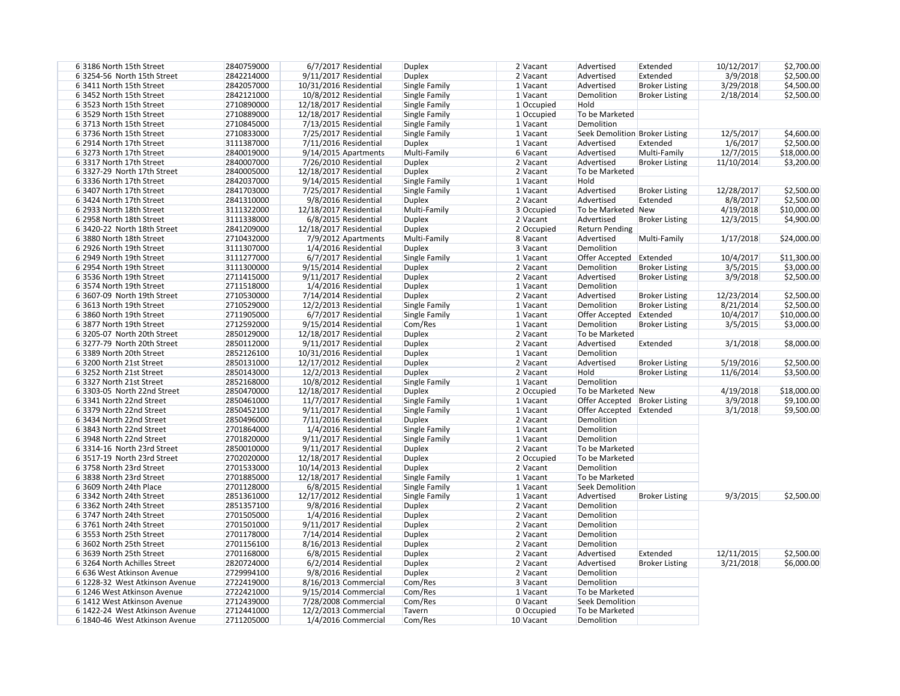| | | | | | | | | | | | |
|---|---|---|---|---|---|---|---|---|---|---|---|
| 6 | 3186 North 15th Street | 2840759000 | 6/7/2017 | Residential | Duplex | 2 | Vacant | Advertised | Extended | 10/12/2017 | $2,700.00 |
| 6 | 3254-56 North 15th Street | 2842214000 | 9/11/2017 | Residential | Duplex | 2 | Vacant | Advertised | Extended | 3/9/2018 | $2,500.00 |
| 6 | 3411 North 15th Street | 2842057000 | 10/31/2016 | Residential | Single Family | 1 | Vacant | Advertised | Broker Listing | 3/29/2018 | $4,500.00 |
| 6 | 3452 North 15th Street | 2842121000 | 10/8/2012 | Residential | Single Family | 1 | Vacant | Demolition | Broker Listing | 2/18/2014 | $2,500.00 |
| 6 | 3523 North 15th Street | 2710890000 | 12/18/2017 | Residential | Single Family | 1 | Occupied | Hold | | | |
| 6 | 3529 North 15th Street | 2710889000 | 12/18/2017 | Residential | Single Family | 1 | Occupied | To be Marketed | | | |
| 6 | 3713 North 15th Street | 2710845000 | 7/13/2015 | Residential | Single Family | 1 | Vacant | Demolition | | | |
| 6 | 3736 North 15th Street | 2710833000 | 7/25/2017 | Residential | Single Family | 1 | Vacant | Seek Demolition | Broker Listing | 12/5/2017 | $4,600.00 |
| 6 | 2914 North 17th Street | 3111387000 | 7/11/2016 | Residential | Duplex | 1 | Vacant | Advertised | Extended | 1/6/2017 | $2,500.00 |
| 6 | 3273 North 17th Street | 2840019000 | 9/14/2015 | Apartments | Multi-Family | 6 | Vacant | Advertised | Multi-Family | 12/7/2015 | $18,000.00 |
| 6 | 3317 North 17th Street | 2840007000 | 7/26/2010 | Residential | Duplex | 2 | Vacant | Advertised | Broker Listing | 11/10/2014 | $3,200.00 |
| 6 | 3327-29 North 17th Street | 2840005000 | 12/18/2017 | Residential | Duplex | 2 | Vacant | To be Marketed | | | |
| 6 | 3336 North 17th Street | 2842037000 | 9/14/2015 | Residential | Single Family | 1 | Vacant | Hold | | | |
| 6 | 3407 North 17th Street | 2841703000 | 7/25/2017 | Residential | Single Family | 1 | Vacant | Advertised | Broker Listing | 12/28/2017 | $2,500.00 |
| 6 | 3424 North 17th Street | 2841310000 | 9/8/2016 | Residential | Duplex | 2 | Vacant | Advertised | Extended | 8/8/2017 | $2,500.00 |
| 6 | 2933 North 18th Street | 3111322000 | 12/18/2017 | Residential | Multi-Family | 3 | Occupied | To be Marketed | New | 4/19/2018 | $10,000.00 |
| 6 | 2958 North 18th Street | 3111338000 | 6/8/2015 | Residential | Duplex | 2 | Vacant | Advertised | Broker Listing | 12/3/2015 | $4,900.00 |
| 6 | 3420-22 North 18th Street | 2841209000 | 12/18/2017 | Residential | Duplex | 2 | Occupied | Return Pending | | | |
| 6 | 3880 North 18th Street | 2710432000 | 7/9/2012 | Apartments | Multi-Family | 8 | Vacant | Advertised | Multi-Family | 1/17/2018 | $24,000.00 |
| 6 | 2926 North 19th Street | 3111307000 | 1/4/2016 | Residential | Duplex | 3 | Vacant | Demolition | | | |
| 6 | 2949 North 19th Street | 3111277000 | 6/7/2017 | Residential | Single Family | 1 | Vacant | Offer Accepted | Extended | 10/4/2017 | $11,300.00 |
| 6 | 2954 North 19th Street | 3111300000 | 9/15/2014 | Residential | Duplex | 2 | Vacant | Demolition | Broker Listing | 3/5/2015 | $3,000.00 |
| 6 | 3536 North 19th Street | 2711415000 | 9/11/2017 | Residential | Duplex | 2 | Vacant | Advertised | Broker Listing | 3/9/2018 | $2,500.00 |
| 6 | 3574 North 19th Street | 2711518000 | 1/4/2016 | Residential | Duplex | 1 | Vacant | Demolition | | | |
| 6 | 3607-09 North 19th Street | 2710530000 | 7/14/2014 | Residential | Duplex | 2 | Vacant | Advertised | Broker Listing | 12/23/2014 | $2,500.00 |
| 6 | 3613 North 19th Street | 2710529000 | 12/2/2013 | Residential | Single Family | 1 | Vacant | Demolition | Broker Listing | 8/21/2014 | $2,500.00 |
| 6 | 3860 North 19th Street | 2711905000 | 6/7/2017 | Residential | Single Family | 1 | Vacant | Offer Accepted | Extended | 10/4/2017 | $10,000.00 |
| 6 | 3877 North 19th Street | 2712592000 | 9/15/2014 | Residential | Com/Res | 1 | Vacant | Demolition | Broker Listing | 3/5/2015 | $3,000.00 |
| 6 | 3205-07 North 20th Street | 2850129000 | 12/18/2017 | Residential | Duplex | 2 | Vacant | To be Marketed | | | |
| 6 | 3277-79 North 20th Street | 2850112000 | 9/11/2017 | Residential | Duplex | 2 | Vacant | Advertised | Extended | 3/1/2018 | $8,000.00 |
| 6 | 3389 North 20th Street | 2852126100 | 10/31/2016 | Residential | Duplex | 1 | Vacant | Demolition | | | |
| 6 | 3200 North 21st Street | 2850131000 | 12/17/2012 | Residential | Duplex | 2 | Vacant | Advertised | Broker Listing | 5/19/2016 | $2,500.00 |
| 6 | 3252 North 21st Street | 2850143000 | 12/2/2013 | Residential | Duplex | 2 | Vacant | Hold | Broker Listing | 11/6/2014 | $3,500.00 |
| 6 | 3327 North 21st Street | 2852168000 | 10/8/2012 | Residential | Single Family | 1 | Vacant | Demolition | | | |
| 6 | 3303-05 North 22nd Street | 2850470000 | 12/18/2017 | Residential | Duplex | 2 | Occupied | To be Marketed | New | 4/19/2018 | $18,000.00 |
| 6 | 3341 North 22nd Street | 2850461000 | 11/7/2017 | Residential | Single Family | 1 | Vacant | Offer Accepted | Broker Listing | 3/9/2018 | $9,100.00 |
| 6 | 3379 North 22nd Street | 2850452100 | 9/11/2017 | Residential | Single Family | 1 | Vacant | Offer Accepted | Extended | 3/1/2018 | $9,500.00 |
| 6 | 3434 North 22nd Street | 2850496000 | 7/11/2016 | Residential | Duplex | 2 | Vacant | Demolition | | | |
| 6 | 3843 North 22nd Street | 2701864000 | 1/4/2016 | Residential | Single Family | 1 | Vacant | Demolition | | | |
| 6 | 3948 North 22nd Street | 2701820000 | 9/11/2017 | Residential | Single Family | 1 | Vacant | Demolition | | | |
| 6 | 3314-16 North 23rd Street | 2850010000 | 9/11/2017 | Residential | Duplex | 2 | Vacant | To be Marketed | | | |
| 6 | 3517-19 North 23rd Street | 2702020000 | 12/18/2017 | Residential | Duplex | 2 | Occupied | To be Marketed | | | |
| 6 | 3758 North 23rd Street | 2701533000 | 10/14/2013 | Residential | Duplex | 2 | Vacant | Demolition | | | |
| 6 | 3838 North 23rd Street | 2701885000 | 12/18/2017 | Residential | Single Family | 1 | Vacant | To be Marketed | | | |
| 6 | 3609 North 24th Place | 2701128000 | 6/8/2015 | Residential | Single Family | 1 | Vacant | Seek Demolition | | | |
| 6 | 3342 North 24th Street | 2851361000 | 12/17/2012 | Residential | Single Family | 1 | Vacant | Advertised | Broker Listing | 9/3/2015 | $2,500.00 |
| 6 | 3362 North 24th Street | 2851357100 | 9/8/2016 | Residential | Duplex | 2 | Vacant | Demolition | | | |
| 6 | 3747 North 24th Street | 2701505000 | 1/4/2016 | Residential | Duplex | 2 | Vacant | Demolition | | | |
| 6 | 3761 North 24th Street | 2701501000 | 9/11/2017 | Residential | Duplex | 2 | Vacant | Demolition | | | |
| 6 | 3553 North 25th Street | 2701178000 | 7/14/2014 | Residential | Duplex | 2 | Vacant | Demolition | | | |
| 6 | 3602 North 25th Street | 2701156100 | 8/16/2013 | Residential | Duplex | 2 | Vacant | Demolition | | | |
| 6 | 3639 North 25th Street | 2701168000 | 6/8/2015 | Residential | Duplex | 2 | Vacant | Advertised | Extended | 12/11/2015 | $2,500.00 |
| 6 | 3264 North Achilles Street | 2820724000 | 6/2/2014 | Residential | Duplex | 2 | Vacant | Advertised | Broker Listing | 3/21/2018 | $6,000.00 |
| 6 | 636 West Atkinson Avenue | 2729994100 | 9/8/2016 | Residential | Duplex | 2 | Vacant | Demolition | | | |
| 6 | 1228-32 West Atkinson Avenue | 2722419000 | 8/16/2013 | Commercial | Com/Res | 3 | Vacant | Demolition | | | |
| 6 | 1246 West Atkinson Avenue | 2722421000 | 9/15/2014 | Commercial | Com/Res | 1 | Vacant | To be Marketed | | | |
| 6 | 1412 West Atkinson Avenue | 2712439000 | 7/28/2008 | Commercial | Com/Res | 0 | Vacant | Seek Demolition | | | |
| 6 | 1422-24 West Atkinson Avenue | 2712441000 | 12/2/2013 | Commercial | Tavern | 0 | Occupied | To be Marketed | | | |
| 6 | 1840-46 West Atkinson Avenue | 2711205000 | 1/4/2016 | Commercial | Com/Res | 10 | Vacant | Demolition | | | |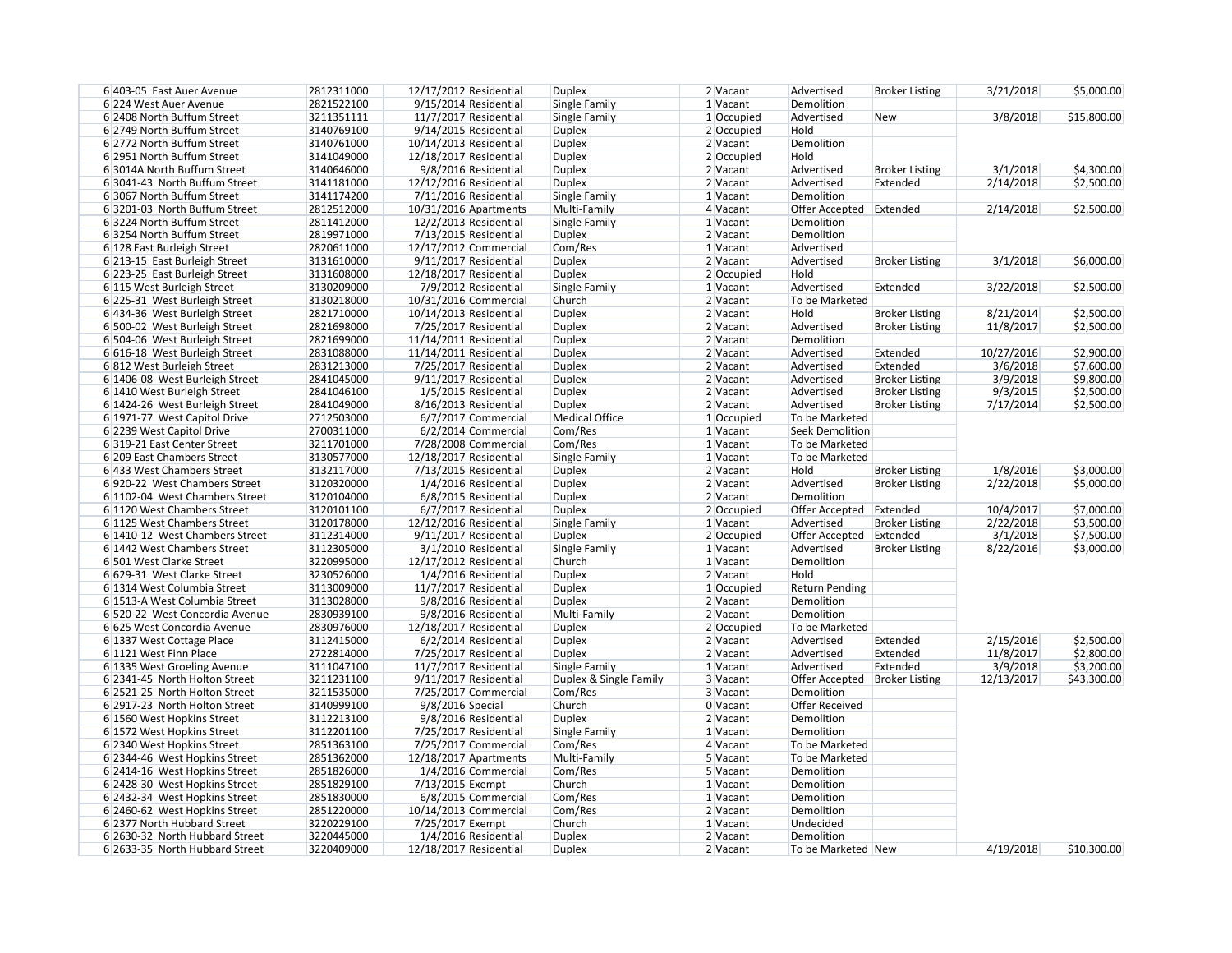| | | | | | | | | | | | |
|---|---|---|---|---|---|---|---|---|---|---|---|
| 6 | 403-05 East Auer Avenue | 2812311000 | 12/17/2012 | Residential | Duplex | 2 | Vacant | Advertised | Broker Listing | 3/21/2018 | $5,000.00 |
| 6 | 224 West Auer Avenue | 2821522100 | 9/15/2014 | Residential | Single Family | 1 | Vacant | Demolition | | | |
| 6 | 2408 North Buffum Street | 3211351111 | 11/7/2017 | Residential | Single Family | 1 | Occupied | Advertised | New | 3/8/2018 | $15,800.00 |
| 6 | 2749 North Buffum Street | 3140769100 | 9/14/2015 | Residential | Duplex | 2 | Occupied | Hold | | | |
| 6 | 2772 North Buffum Street | 3140761000 | 10/14/2013 | Residential | Duplex | 2 | Vacant | Demolition | | | |
| 6 | 2951 North Buffum Street | 3141049000 | 12/18/2017 | Residential | Duplex | 2 | Occupied | Hold | | | |
| 6 | 3014A North Buffum Street | 3140646000 | 9/8/2016 | Residential | Duplex | 2 | Vacant | Advertised | Broker Listing | 3/1/2018 | $4,300.00 |
| 6 | 3041-43 North Buffum Street | 3141181000 | 12/12/2016 | Residential | Duplex | 2 | Vacant | Advertised | Extended | 2/14/2018 | $2,500.00 |
| 6 | 3067 North Buffum Street | 3141174200 | 7/11/2016 | Residential | Single Family | 1 | Vacant | Demolition | | | |
| 6 | 3201-03 North Buffum Street | 2812512000 | 10/31/2016 | Apartments | Multi-Family | 4 | Vacant | Offer Accepted | Extended | 2/14/2018 | $2,500.00 |
| 6 | 3224 North Buffum Street | 2811412000 | 12/2/2013 | Residential | Single Family | 1 | Vacant | Demolition | | | |
| 6 | 3254 North Buffum Street | 2819971000 | 7/13/2015 | Residential | Duplex | 2 | Vacant | Demolition | | | |
| 6 | 128 East Burleigh Street | 2820611000 | 12/17/2012 | Commercial | Com/Res | 1 | Vacant | Advertised | | | |
| 6 | 213-15 East Burleigh Street | 3131610000 | 9/11/2017 | Residential | Duplex | 2 | Vacant | Advertised | Broker Listing | 3/1/2018 | $6,000.00 |
| 6 | 223-25 East Burleigh Street | 3131608000 | 12/18/2017 | Residential | Duplex | 2 | Occupied | Hold | | | |
| 6 | 115 West Burleigh Street | 3130209000 | 7/9/2012 | Residential | Single Family | 1 | Vacant | Advertised | Extended | 3/22/2018 | $2,500.00 |
| 6 | 225-31 West Burleigh Street | 3130218000 | 10/31/2016 | Commercial | Church | 2 | Vacant | To be Marketed | | | |
| 6 | 434-36 West Burleigh Street | 2821710000 | 10/14/2013 | Residential | Duplex | 2 | Vacant | Hold | Broker Listing | 8/21/2014 | $2,500.00 |
| 6 | 500-02 West Burleigh Street | 2821698000 | 7/25/2017 | Residential | Duplex | 2 | Vacant | Advertised | Broker Listing | 11/8/2017 | $2,500.00 |
| 6 | 504-06 West Burleigh Street | 2821699000 | 11/14/2011 | Residential | Duplex | 2 | Vacant | Demolition | | | |
| 6 | 616-18 West Burleigh Street | 2831088000 | 11/14/2011 | Residential | Duplex | 2 | Vacant | Advertised | Extended | 10/27/2016 | $2,900.00 |
| 6 | 812 West Burleigh Street | 2831213000 | 7/25/2017 | Residential | Duplex | 2 | Vacant | Advertised | Extended | 3/6/2018 | $7,600.00 |
| 6 | 1406-08 West Burleigh Street | 2841045000 | 9/11/2017 | Residential | Duplex | 2 | Vacant | Advertised | Broker Listing | 3/9/2018 | $9,800.00 |
| 6 | 1410 West Burleigh Street | 2841046100 | 1/5/2015 | Residential | Duplex | 2 | Vacant | Advertised | Broker Listing | 9/3/2015 | $2,500.00 |
| 6 | 1424-26 West Burleigh Street | 2841049000 | 8/16/2013 | Residential | Duplex | 2 | Vacant | Advertised | Broker Listing | 7/17/2014 | $2,500.00 |
| 6 | 1971-77 West Capitol Drive | 2712503000 | 6/7/2017 | Commercial | Medical Office | 1 | Occupied | To be Marketed | | | |
| 6 | 2239 West Capitol Drive | 2700311000 | 6/2/2014 | Commercial | Com/Res | 1 | Vacant | Seek Demolition | | | |
| 6 | 319-21 East Center Street | 3211701000 | 7/28/2008 | Commercial | Com/Res | 1 | Vacant | To be Marketed | | | |
| 6 | 209 East Chambers Street | 3130577000 | 12/18/2017 | Residential | Single Family | 1 | Vacant | To be Marketed | | | |
| 6 | 433 West Chambers Street | 3132117000 | 7/13/2015 | Residential | Duplex | 2 | Vacant | Hold | Broker Listing | 1/8/2016 | $3,000.00 |
| 6 | 920-22 West Chambers Street | 3120320000 | 1/4/2016 | Residential | Duplex | 2 | Vacant | Advertised | Broker Listing | 2/22/2018 | $5,000.00 |
| 6 | 1102-04 West Chambers Street | 3120104000 | 6/8/2015 | Residential | Duplex | 2 | Vacant | Demolition | | | |
| 6 | 1120 West Chambers Street | 3120101100 | 6/7/2017 | Residential | Duplex | 2 | Occupied | Offer Accepted | Extended | 10/4/2017 | $7,000.00 |
| 6 | 1125 West Chambers Street | 3120178000 | 12/12/2016 | Residential | Single Family | 1 | Vacant | Advertised | Broker Listing | 2/22/2018 | $3,500.00 |
| 6 | 1410-12 West Chambers Street | 3112314000 | 9/11/2017 | Residential | Duplex | 2 | Occupied | Offer Accepted | Extended | 3/1/2018 | $7,500.00 |
| 6 | 1442 West Chambers Street | 3112305000 | 3/1/2010 | Residential | Single Family | 1 | Vacant | Advertised | Broker Listing | 8/22/2016 | $3,000.00 |
| 6 | 501 West Clarke Street | 3220995000 | 12/17/2012 | Residential | Church | 1 | Vacant | Demolition | | | |
| 6 | 629-31 West Clarke Street | 3230526000 | 1/4/2016 | Residential | Duplex | 2 | Vacant | Hold | | | |
| 6 | 1314 West Columbia Street | 3113009000 | 11/7/2017 | Residential | Duplex | 1 | Occupied | Return Pending | | | |
| 6 | 1513-A West Columbia Street | 3113028000 | 9/8/2016 | Residential | Duplex | 2 | Vacant | Demolition | | | |
| 6 | 520-22 West Concordia Avenue | 2830939100 | 9/8/2016 | Residential | Multi-Family | 2 | Vacant | Demolition | | | |
| 6 | 625 West Concordia Avenue | 2830976000 | 12/18/2017 | Residential | Duplex | 2 | Occupied | To be Marketed | | | |
| 6 | 1337 West Cottage Place | 3112415000 | 6/2/2014 | Residential | Duplex | 2 | Vacant | Advertised | Extended | 2/15/2016 | $2,500.00 |
| 6 | 1121 West Finn Place | 2722814000 | 7/25/2017 | Residential | Duplex | 2 | Vacant | Advertised | Extended | 11/8/2017 | $2,800.00 |
| 6 | 1335 West Groeling Avenue | 3111047100 | 11/7/2017 | Residential | Single Family | 1 | Vacant | Advertised | Extended | 3/9/2018 | $3,200.00 |
| 6 | 2341-45 North Holton Street | 3211231100 | 9/11/2017 | Residential | Duplex & Single Family | 3 | Vacant | Offer Accepted | Broker Listing | 12/13/2017 | $43,300.00 |
| 6 | 2521-25 North Holton Street | 3211535000 | 7/25/2017 | Commercial | Com/Res | 3 | Vacant | Demolition | | | |
| 6 | 2917-23 North Holton Street | 3140999100 | 9/8/2016 | Special | Church | 0 | Vacant | Offer Received | | | |
| 6 | 1560 West Hopkins Street | 3112213100 | 9/8/2016 | Residential | Duplex | 2 | Vacant | Demolition | | | |
| 6 | 1572 West Hopkins Street | 3112201100 | 7/25/2017 | Residential | Single Family | 1 | Vacant | Demolition | | | |
| 6 | 2340 West Hopkins Street | 2851363100 | 7/25/2017 | Commercial | Com/Res | 4 | Vacant | To be Marketed | | | |
| 6 | 2344-46 West Hopkins Street | 2851362000 | 12/18/2017 | Apartments | Multi-Family | 5 | Vacant | To be Marketed | | | |
| 6 | 2414-16 West Hopkins Street | 2851826000 | 1/4/2016 | Commercial | Com/Res | 5 | Vacant | Demolition | | | |
| 6 | 2428-30 West Hopkins Street | 2851829100 | 7/13/2015 | Exempt | Church | 1 | Vacant | Demolition | | | |
| 6 | 2432-34 West Hopkins Street | 2851830000 | 6/8/2015 | Commercial | Com/Res | 1 | Vacant | Demolition | | | |
| 6 | 2460-62 West Hopkins Street | 2851220000 | 10/14/2013 | Commercial | Com/Res | 2 | Vacant | Demolition | | | |
| 6 | 2377 North Hubbard Street | 3220229100 | 7/25/2017 | Exempt | Church | 1 | Vacant | Undecided | | | |
| 6 | 2630-32 North Hubbard Street | 3220445000 | 1/4/2016 | Residential | Duplex | 2 | Vacant | Demolition | | | |
| 6 | 2633-35 North Hubbard Street | 3220409000 | 12/18/2017 | Residential | Duplex | 2 | Vacant | To be Marketed | New | 4/19/2018 | $10,300.00 |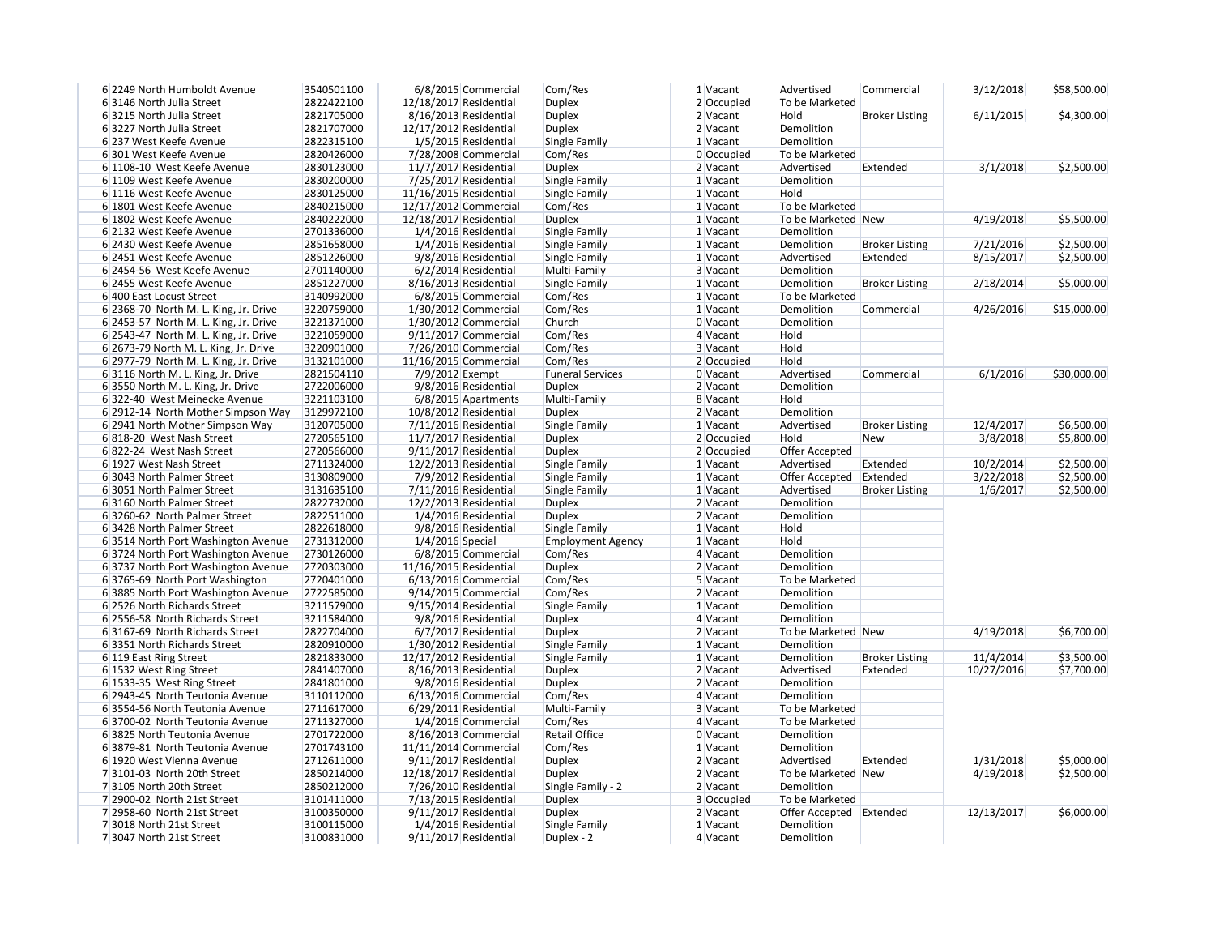| | | | | | | | | | | | |
|---|---|---|---|---|---|---|---|---|---|---|---|
| 6 | 2249 North Humboldt Avenue | 3540501100 | 6/8/2015 | Commercial | Com/Res | 1 | Vacant | Advertised | Commercial | 3/12/2018 | $58,500.00 |
| 6 | 3146 North Julia Street | 2822422100 | 12/18/2017 | Residential | Duplex | 2 | Occupied | To be Marketed | | | |
| 6 | 3215 North Julia Street | 2821705000 | 8/16/2013 | Residential | Duplex | 2 | Vacant | Hold | Broker Listing | 6/11/2015 | $4,300.00 |
| 6 | 3227 North Julia Street | 2821707000 | 12/17/2012 | Residential | Duplex | 2 | Vacant | Demolition | | | |
| 6 | 237 West Keefe Avenue | 2822315100 | 1/5/2015 | Residential | Single Family | 1 | Vacant | Demolition | | | |
| 6 | 301 West Keefe Avenue | 2820426000 | 7/28/2008 | Commercial | Com/Res | 0 | Occupied | To be Marketed | | | |
| 6 | 1108-10 West Keefe Avenue | 2830123000 | 11/7/2017 | Residential | Duplex | 2 | Vacant | Advertised | Extended | 3/1/2018 | $2,500.00 |
| 6 | 1109 West Keefe Avenue | 2830200000 | 7/25/2017 | Residential | Single Family | 1 | Vacant | Demolition | | | |
| 6 | 1116 West Keefe Avenue | 2830125000 | 11/16/2015 | Residential | Single Family | 1 | Vacant | Hold | | | |
| 6 | 1801 West Keefe Avenue | 2840215000 | 12/17/2012 | Commercial | Com/Res | 1 | Vacant | To be Marketed | | | |
| 6 | 1802 West Keefe Avenue | 2840222000 | 12/18/2017 | Residential | Duplex | 1 | Vacant | To be Marketed | New | 4/19/2018 | $5,500.00 |
| 6 | 2132 West Keefe Avenue | 2701336000 | 1/4/2016 | Residential | Single Family | 1 | Vacant | Demolition | | | |
| 6 | 2430 West Keefe Avenue | 2851658000 | 1/4/2016 | Residential | Single Family | 1 | Vacant | Demolition | Broker Listing | 7/21/2016 | $2,500.00 |
| 6 | 2451 West Keefe Avenue | 2851226000 | 9/8/2016 | Residential | Single Family | 1 | Vacant | Advertised | Extended | 8/15/2017 | $2,500.00 |
| 6 | 2454-56 West Keefe Avenue | 2701140000 | 6/2/2014 | Residential | Multi-Family | 3 | Vacant | Demolition | | | |
| 6 | 2455 West Keefe Avenue | 2851227000 | 8/16/2013 | Residential | Single Family | 1 | Vacant | Demolition | Broker Listing | 2/18/2014 | $5,000.00 |
| 6 | 400 East Locust Street | 3140992000 | 6/8/2015 | Commercial | Com/Res | 1 | Vacant | To be Marketed | | | |
| 6 | 2368-70 North M. L. King, Jr. Drive | 3220759000 | 1/30/2012 | Commercial | Com/Res | 1 | Vacant | Demolition | Commercial | 4/26/2016 | $15,000.00 |
| 6 | 2453-57 North M. L. King, Jr. Drive | 3221371000 | 1/30/2012 | Commercial | Church | 0 | Vacant | Demolition | | | |
| 6 | 2543-47 North M. L. King, Jr. Drive | 3221059000 | 9/11/2017 | Commercial | Com/Res | 4 | Vacant | Hold | | | |
| 6 | 2673-79 North M. L. King, Jr. Drive | 3220901000 | 7/26/2010 | Commercial | Com/Res | 3 | Vacant | Hold | | | |
| 6 | 2977-79 North M. L. King, Jr. Drive | 3132101000 | 11/16/2015 | Commercial | Com/Res | 2 | Occupied | Hold | | | |
| 6 | 3116 North M. L. King, Jr. Drive | 2821504110 | 7/9/2012 | Exempt | Funeral Services | 0 | Vacant | Advertised | Commercial | 6/1/2016 | $30,000.00 |
| 6 | 3550 North M. L. King, Jr. Drive | 2722006000 | 9/8/2016 | Residential | Duplex | 2 | Vacant | Demolition | | | |
| 6 | 322-40 West Meinecke Avenue | 3221103100 | 6/8/2015 | Apartments | Multi-Family | 8 | Vacant | Hold | | | |
| 6 | 2912-14 North Mother Simpson Way | 3129972100 | 10/8/2012 | Residential | Duplex | 2 | Vacant | Demolition | | | |
| 6 | 2941 North Mother Simpson Way | 3120705000 | 7/11/2016 | Residential | Single Family | 1 | Vacant | Advertised | Broker Listing | 12/4/2017 | $6,500.00 |
| 6 | 818-20 West Nash Street | 2720565100 | 11/7/2017 | Residential | Duplex | 2 | Occupied | Hold | New | 3/8/2018 | $5,800.00 |
| 6 | 822-24 West Nash Street | 2720566000 | 9/11/2017 | Residential | Duplex | 2 | Occupied | Offer Accepted | | | |
| 6 | 1927 West Nash Street | 2711324000 | 12/2/2013 | Residential | Single Family | 1 | Vacant | Advertised | Extended | 10/2/2014 | $2,500.00 |
| 6 | 3043 North Palmer Street | 3130809000 | 7/9/2012 | Residential | Single Family | 1 | Vacant | Offer Accepted | Extended | 3/22/2018 | $2,500.00 |
| 6 | 3051 North Palmer Street | 3131635100 | 7/11/2016 | Residential | Single Family | 1 | Vacant | Advertised | Broker Listing | 1/6/2017 | $2,500.00 |
| 6 | 3160 North Palmer Street | 2822732000 | 12/2/2013 | Residential | Duplex | 2 | Vacant | Demolition | | | |
| 6 | 3260-62 North Palmer Street | 2822511000 | 1/4/2016 | Residential | Duplex | 2 | Vacant | Demolition | | | |
| 6 | 3428 North Palmer Street | 2822618000 | 9/8/2016 | Residential | Single Family | 1 | Vacant | Hold | | | |
| 6 | 3514 North Port Washington Avenue | 2731312000 | 1/4/2016 | Special | Employment Agency | 1 | Vacant | Hold | | | |
| 6 | 3724 North Port Washington Avenue | 2730126000 | 6/8/2015 | Commercial | Com/Res | 4 | Vacant | Demolition | | | |
| 6 | 3737 North Port Washington Avenue | 2720303000 | 11/16/2015 | Residential | Duplex | 2 | Vacant | Demolition | | | |
| 6 | 3765-69 North Port Washington | 2720401000 | 6/13/2016 | Commercial | Com/Res | 5 | Vacant | To be Marketed | | | |
| 6 | 3885 North Port Washington Avenue | 2722585000 | 9/14/2015 | Commercial | Com/Res | 2 | Vacant | Demolition | | | |
| 6 | 2526 North Richards Street | 3211579000 | 9/15/2014 | Residential | Single Family | 1 | Vacant | Demolition | | | |
| 6 | 2556-58 North Richards Street | 3211584000 | 9/8/2016 | Residential | Duplex | 4 | Vacant | Demolition | | | |
| 6 | 3167-69 North Richards Street | 2822704000 | 6/7/2017 | Residential | Duplex | 2 | Vacant | To be Marketed | New | 4/19/2018 | $6,700.00 |
| 6 | 3351 North Richards Street | 2820910000 | 1/30/2012 | Residential | Single Family | 1 | Vacant | Demolition | | | |
| 6 | 119 East Ring Street | 2821833000 | 12/17/2012 | Residential | Single Family | 1 | Vacant | Demolition | Broker Listing | 11/4/2014 | $3,500.00 |
| 6 | 1532 West Ring Street | 2841407000 | 8/16/2013 | Residential | Duplex | 2 | Vacant | Advertised | Extended | 10/27/2016 | $7,700.00 |
| 6 | 1533-35 West Ring Street | 2841801000 | 9/8/2016 | Residential | Duplex | 2 | Vacant | Demolition | | | |
| 6 | 2943-45 North Teutonia Avenue | 3110112000 | 6/13/2016 | Commercial | Com/Res | 4 | Vacant | Demolition | | | |
| 6 | 3554-56 North Teutonia Avenue | 2711617000 | 6/29/2011 | Residential | Multi-Family | 3 | Vacant | To be Marketed | | | |
| 6 | 3700-02 North Teutonia Avenue | 2711327000 | 1/4/2016 | Commercial | Com/Res | 4 | Vacant | To be Marketed | | | |
| 6 | 3825 North Teutonia Avenue | 2701722000 | 8/16/2013 | Commercial | Retail Office | 0 | Vacant | Demolition | | | |
| 6 | 3879-81 North Teutonia Avenue | 2701743100 | 11/11/2014 | Commercial | Com/Res | 1 | Vacant | Demolition | | | |
| 6 | 1920 West Vienna Avenue | 2712611000 | 9/11/2017 | Residential | Duplex | 2 | Vacant | Advertised | Extended | 1/31/2018 | $5,000.00 |
| 7 | 3101-03 North 20th Street | 2850214000 | 12/18/2017 | Residential | Duplex | 2 | Vacant | To be Marketed | New | 4/19/2018 | $2,500.00 |
| 7 | 3105 North 20th Street | 2850212000 | 7/26/2010 | Residential | Single Family - 2 | 2 | Vacant | Demolition | | | |
| 7 | 2900-02 North 21st Street | 3101411000 | 7/13/2015 | Residential | Duplex | 3 | Occupied | To be Marketed | | | |
| 7 | 2958-60 North 21st Street | 3100350000 | 9/11/2017 | Residential | Duplex | 2 | Vacant | Offer Accepted | Extended | 12/13/2017 | $6,000.00 |
| 7 | 3018 North 21st Street | 3100115000 | 1/4/2016 | Residential | Single Family | 1 | Vacant | Demolition | | | |
| 7 | 3047 North 21st Street | 3100831000 | 9/11/2017 | Residential | Duplex - 2 | 4 | Vacant | Demolition | | | |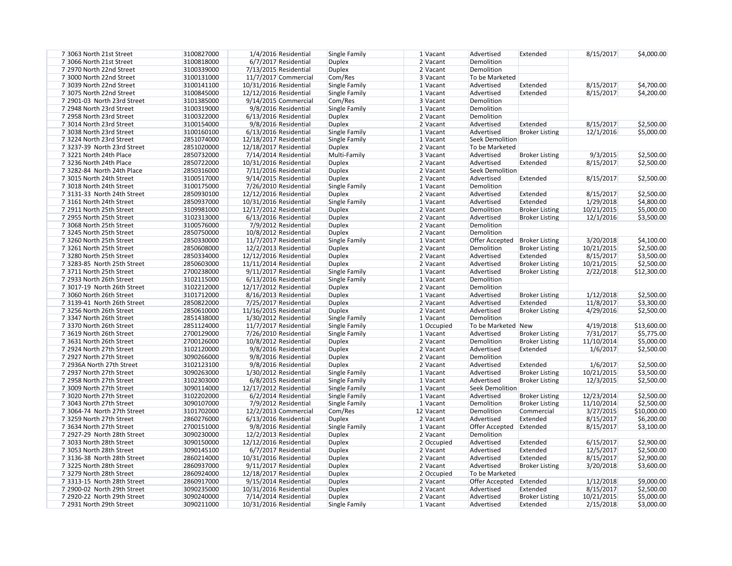| | | | | | | | | | | | |
|---|---|---|---|---|---|---|---|---|---|---|---|
| 7 | 3063 North 21st Street | 3100827000 | 1/4/2016 | Residential | Single Family | 1 | Vacant | Advertised | Extended | 8/15/2017 | $4,000.00 |
| 7 | 3066 North 21st Street | 3100818000 | 6/7/2017 | Residential | Duplex | 2 | Vacant | Demolition | | | |
| 7 | 2970 North 22nd Street | 3100339000 | 7/13/2015 | Residential | Duplex | 2 | Vacant | Demolition | | | |
| 7 | 3000 North 22nd Street | 3100131000 | 11/7/2017 | Commercial | Com/Res | 3 | Vacant | To be Marketed | | | |
| 7 | 3039 North 22nd Street | 3100141100 | 10/31/2016 | Residential | Single Family | 1 | Vacant | Advertised | Extended | 8/15/2017 | $4,700.00 |
| 7 | 3075 North 22nd Street | 3100845000 | 12/12/2016 | Residential | Single Family | 1 | Vacant | Advertised | Extended | 8/15/2017 | $4,200.00 |
| 7 | 2901-03 North 23rd Street | 3101385000 | 9/14/2015 | Commercial | Com/Res | 3 | Vacant | Demolition | | | |
| 7 | 2948 North 23rd Street | 3100319000 | 9/8/2016 | Residential | Single Family | 1 | Vacant | Demolition | | | |
| 7 | 2958 North 23rd Street | 3100322000 | 6/13/2016 | Residential | Duplex | 2 | Vacant | Demolition | | | |
| 7 | 3014 North 23rd Street | 3100154000 | 9/8/2016 | Residential | Duplex | 2 | Vacant | Advertised | Extended | 8/15/2017 | $2,500.00 |
| 7 | 3038 North 23rd Street | 3100160100 | 6/13/2016 | Residential | Single Family | 1 | Vacant | Advertised | Broker Listing | 12/1/2016 | $5,000.00 |
| 7 | 3224 North 23rd Street | 2851074000 | 12/18/2017 | Residential | Single Family | 1 | Vacant | Seek Demolition | | | |
| 7 | 3237-39 North 23rd Street | 2851020000 | 12/18/2017 | Residential | Duplex | 2 | Vacant | To be Marketed | | | |
| 7 | 3221 North 24th Place | 2850732000 | 7/14/2014 | Residential | Multi-Family | 3 | Vacant | Advertised | Broker Listing | 9/3/2015 | $2,500.00 |
| 7 | 3236 North 24th Place | 2850722000 | 10/31/2016 | Residential | Duplex | 2 | Vacant | Advertised | Extended | 8/15/2017 | $2,500.00 |
| 7 | 3282-84 North 24th Place | 2850316000 | 7/11/2016 | Residential | Duplex | 2 | Vacant | Seek Demolition | | | |
| 7 | 3015 North 24th Street | 3100517000 | 9/14/2015 | Residential | Duplex | 2 | Vacant | Advertised | Extended | 8/15/2017 | $2,500.00 |
| 7 | 3018 North 24th Street | 3100175000 | 7/26/2010 | Residential | Single Family | 1 | Vacant | Demolition | | | |
| 7 | 3131-33 North 24th Street | 2850930100 | 12/12/2016 | Residential | Duplex | 2 | Vacant | Advertised | Extended | 8/15/2017 | $2,500.00 |
| 7 | 3161 North 24th Street | 2850937000 | 10/31/2016 | Residential | Single Family | 1 | Vacant | Advertised | Extended | 1/29/2018 | $4,800.00 |
| 7 | 2911 North 25th Street | 3109981000 | 12/17/2012 | Residential | Duplex | 2 | Vacant | Demolition | Broker Listing | 10/21/2015 | $5,000.00 |
| 7 | 2955 North 25th Street | 3102313000 | 6/13/2016 | Residential | Duplex | 2 | Vacant | Advertised | Broker Listing | 12/1/2016 | $3,500.00 |
| 7 | 3068 North 25th Street | 3100576000 | 7/9/2012 | Residential | Duplex | 2 | Vacant | Demolition | | | |
| 7 | 3245 North 25th Street | 2850750000 | 10/8/2012 | Residential | Duplex | 2 | Vacant | Demolition | | | |
| 7 | 3260 North 25th Street | 2850330000 | 11/7/2017 | Residential | Single Family | 1 | Vacant | Offer Accepted | Broker Listing | 3/20/2018 | $4,100.00 |
| 7 | 3261 North 25th Street | 2850608000 | 12/2/2013 | Residential | Duplex | 2 | Vacant | Demolition | Broker Listing | 10/21/2015 | $2,500.00 |
| 7 | 3280 North 25th Street | 2850334000 | 12/12/2016 | Residential | Duplex | 2 | Vacant | Advertised | Extended | 8/15/2017 | $3,500.00 |
| 7 | 3283-85 North 25th Street | 2850603000 | 11/11/2014 | Residential | Duplex | 2 | Vacant | Advertised | Broker Listing | 10/21/2015 | $2,500.00 |
| 7 | 3711 North 25th Street | 2700238000 | 9/11/2017 | Residential | Single Family | 1 | Vacant | Advertised | Broker Listing | 2/22/2018 | $12,300.00 |
| 7 | 2933 North 26th Street | 3102115000 | 6/13/2016 | Residential | Single Family | 1 | Vacant | Demolition | | | |
| 7 | 3017-19 North 26th Street | 3102212000 | 12/17/2012 | Residential | Duplex | 2 | Vacant | Demolition | | | |
| 7 | 3060 North 26th Street | 3101712000 | 8/16/2013 | Residential | Duplex | 1 | Vacant | Advertised | Broker Listing | 1/12/2018 | $2,500.00 |
| 7 | 3139-41 North 26th Street | 2850822000 | 7/25/2017 | Residential | Duplex | 2 | Vacant | Advertised | Extended | 11/8/2017 | $3,300.00 |
| 7 | 3256 North 26th Street | 2850610000 | 11/16/2015 | Residential | Duplex | 2 | Vacant | Advertised | Broker Listing | 4/29/2016 | $2,500.00 |
| 7 | 3347 North 26th Street | 2851438000 | 1/30/2012 | Residential | Single Family | 1 | Vacant | Demolition | | | |
| 7 | 3370 North 26th Street | 2851124000 | 11/7/2017 | Residential | Single Family | 1 | Occupied | To be Marketed | New | 4/19/2018 | $13,600.00 |
| 7 | 3619 North 26th Street | 2700129000 | 7/26/2010 | Residential | Single Family | 1 | Vacant | Advertised | Broker Listing | 7/31/2017 | $5,775.00 |
| 7 | 3631 North 26th Street | 2700126000 | 10/8/2012 | Residential | Duplex | 2 | Vacant | Demolition | Broker Listing | 11/10/2014 | $5,000.00 |
| 7 | 2924 North 27th Street | 3102120000 | 9/8/2016 | Residential | Duplex | 2 | Vacant | Advertised | Extended | 1/6/2017 | $2,500.00 |
| 7 | 2927 North 27th Street | 3090266000 | 9/8/2016 | Residential | Duplex | 2 | Vacant | Demolition | | | |
| 7 | 2936A North 27th Street | 3102123100 | 9/8/2016 | Residential | Duplex | 2 | Vacant | Advertised | Extended | 1/6/2017 | $2,500.00 |
| 7 | 2937 North 27th Street | 3090263000 | 1/30/2012 | Residential | Single Family | 1 | Vacant | Advertised | Broker Listing | 10/21/2015 | $3,500.00 |
| 7 | 2958 North 27th Street | 3102303000 | 6/8/2015 | Residential | Single Family | 1 | Vacant | Advertised | Broker Listing | 12/3/2015 | $2,500.00 |
| 7 | 3009 North 27th Street | 3090114000 | 12/17/2012 | Residential | Single Family | 1 | Vacant | Seek Demolition | | | |
| 7 | 3020 North 27th Street | 3102202000 | 6/2/2014 | Residential | Single Family | 1 | Vacant | Advertised | Broker Listing | 12/23/2014 | $2,500.00 |
| 7 | 3043 North 27th Street | 3090107000 | 7/9/2012 | Residential | Single Family | 1 | Vacant | Demolition | Broker Listing | 11/10/2014 | $2,500.00 |
| 7 | 3064-74 North 27th Street | 3101702000 | 12/2/2013 | Commercial | Com/Res | 12 | Vacant | Demolition | Commercial | 3/27/2015 | $10,000.00 |
| 7 | 3259 North 27th Street | 2860276000 | 6/13/2016 | Residential | Duplex | 2 | Vacant | Advertised | Extended | 8/15/2017 | $6,200.00 |
| 7 | 3634 North 27th Street | 2700151000 | 9/8/2016 | Residential | Single Family | 1 | Vacant | Offer Accepted | Extended | 8/15/2017 | $3,100.00 |
| 7 | 2927-29 North 28th Street | 3090230000 | 12/2/2013 | Residential | Duplex | 2 | Vacant | Demolition | | | |
| 7 | 3033 North 28th Street | 3090150000 | 12/12/2016 | Residential | Duplex | 2 | Occupied | Advertised | Extended | 6/15/2017 | $2,900.00 |
| 7 | 3053 North 28th Street | 3090145100 | 6/7/2017 | Residential | Duplex | 2 | Vacant | Advertised | Extended | 12/5/2017 | $2,500.00 |
| 7 | 3136-38 North 28th Street | 2860214000 | 10/31/2016 | Residential | Duplex | 2 | Vacant | Advertised | Extended | 8/15/2017 | $2,900.00 |
| 7 | 3225 North 28th Street | 2860937000 | 9/11/2017 | Residential | Duplex | 2 | Vacant | Advertised | Broker Listing | 3/20/2018 | $3,600.00 |
| 7 | 3279 North 28th Street | 2860924000 | 12/18/2017 | Residential | Duplex | 2 | Occupied | To be Marketed | | | |
| 7 | 3313-15 North 28th Street | 2860917000 | 9/15/2014 | Residential | Duplex | 2 | Vacant | Offer Accepted | Extended | 1/12/2018 | $9,000.00 |
| 7 | 2900-02 North 29th Street | 3090235000 | 10/31/2016 | Residential | Duplex | 2 | Vacant | Advertised | Extended | 8/15/2017 | $2,500.00 |
| 7 | 2920-22 North 29th Street | 3090240000 | 7/14/2014 | Residential | Duplex | 2 | Vacant | Advertised | Broker Listing | 10/21/2015 | $5,000.00 |
| 7 | 2931 North 29th Street | 3090211000 | 10/31/2016 | Residential | Single Family | 1 | Vacant | Advertised | Extended | 2/15/2018 | $3,000.00 |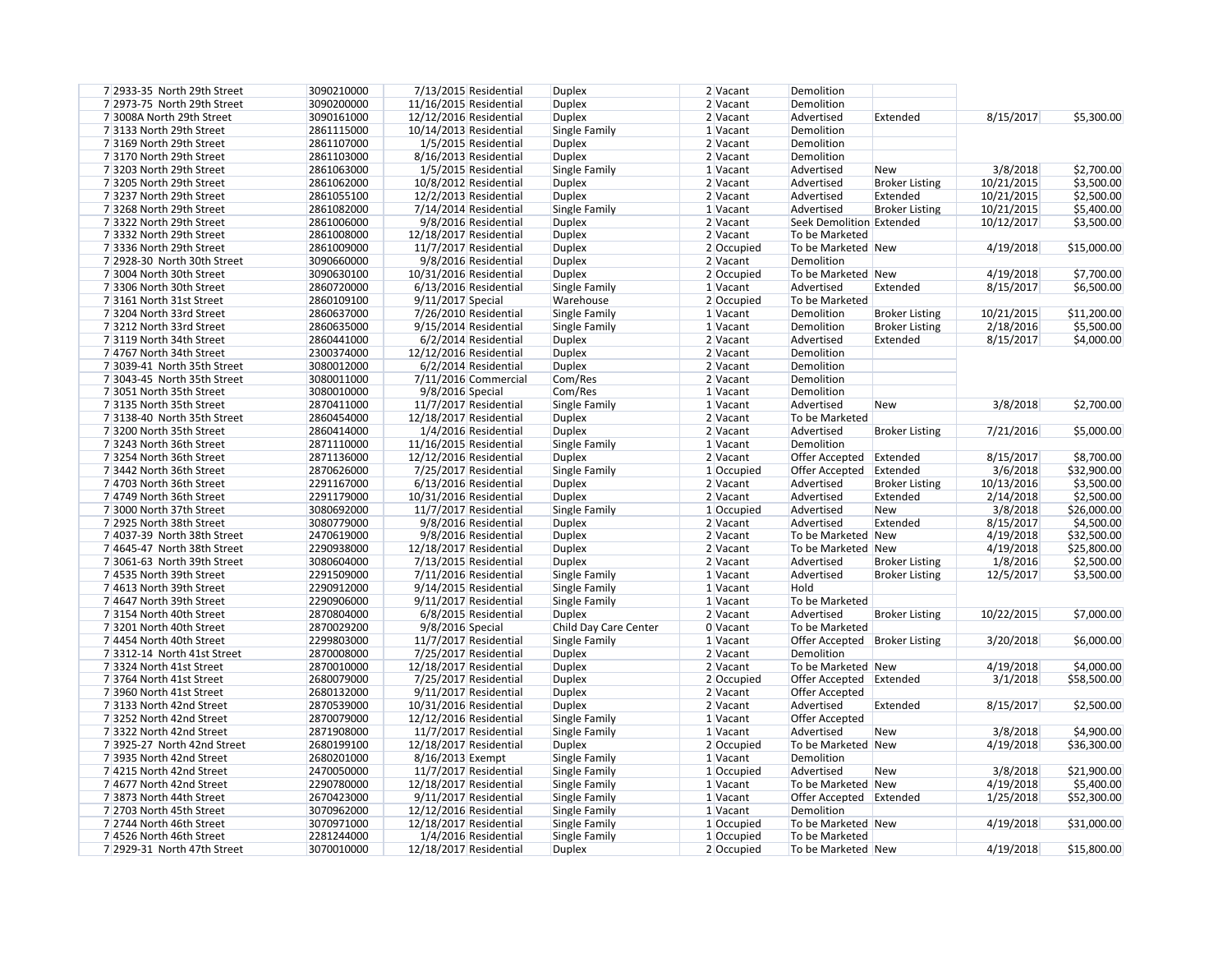| | | | | | | | | | | | |
|---|---|---|---|---|---|---|---|---|---|---|---|
| 7 | 2933-35 North 29th Street | 3090210000 | 7/13/2015 | Residential | Duplex | 2 | Vacant | Demolition | | | |
| 7 | 2973-75 North 29th Street | 3090200000 | 11/16/2015 | Residential | Duplex | 2 | Vacant | Demolition | | | |
| 7 | 3008A North 29th Street | 3090161000 | 12/12/2016 | Residential | Duplex | 2 | Vacant | Advertised | Extended | 8/15/2017 | $5,300.00 |
| 7 | 3133 North 29th Street | 2861115000 | 10/14/2013 | Residential | Single Family | 1 | Vacant | Demolition | | | |
| 7 | 3169 North 29th Street | 2861107000 | 1/5/2015 | Residential | Duplex | 2 | Vacant | Demolition | | | |
| 7 | 3170 North 29th Street | 2861103000 | 8/16/2013 | Residential | Duplex | 2 | Vacant | Demolition | | | |
| 7 | 3203 North 29th Street | 2861063000 | 1/5/2015 | Residential | Single Family | 1 | Vacant | Advertised | New | 3/8/2018 | $2,700.00 |
| 7 | 3205 North 29th Street | 2861062000 | 10/8/2012 | Residential | Duplex | 2 | Vacant | Advertised | Broker Listing | 10/21/2015 | $3,500.00 |
| 7 | 3237 North 29th Street | 2861055100 | 12/2/2013 | Residential | Duplex | 2 | Vacant | Advertised | Extended | 10/21/2015 | $2,500.00 |
| 7 | 3268 North 29th Street | 2861082000 | 7/14/2014 | Residential | Single Family | 1 | Vacant | Advertised | Broker Listing | 10/21/2015 | $5,400.00 |
| 7 | 3322 North 29th Street | 2861006000 | 9/8/2016 | Residential | Duplex | 2 | Vacant | Seek Demolition | Extended | 10/12/2017 | $3,500.00 |
| 7 | 3332 North 29th Street | 2861008000 | 12/18/2017 | Residential | Duplex | 2 | Vacant | To be Marketed | | | |
| 7 | 3336 North 29th Street | 2861009000 | 11/7/2017 | Residential | Duplex | 2 | Occupied | To be Marketed | New | 4/19/2018 | $15,000.00 |
| 7 | 2928-30 North 30th Street | 3090660000 | 9/8/2016 | Residential | Duplex | 2 | Vacant | Demolition | | | |
| 7 | 3004 North 30th Street | 3090630100 | 10/31/2016 | Residential | Duplex | 2 | Occupied | To be Marketed | New | 4/19/2018 | $7,700.00 |
| 7 | 3306 North 30th Street | 2860720000 | 6/13/2016 | Residential | Single Family | 1 | Vacant | Advertised | Extended | 8/15/2017 | $6,500.00 |
| 7 | 3161 North 31st Street | 2860109100 | 9/11/2017 | Special | Warehouse | 2 | Occupied | To be Marketed | | | |
| 7 | 3204 North 33rd Street | 2860637000 | 7/26/2010 | Residential | Single Family | 1 | Vacant | Demolition | Broker Listing | 10/21/2015 | $11,200.00 |
| 7 | 3212 North 33rd Street | 2860635000 | 9/15/2014 | Residential | Single Family | 1 | Vacant | Demolition | Broker Listing | 2/18/2016 | $5,500.00 |
| 7 | 3119 North 34th Street | 2860441000 | 6/2/2014 | Residential | Duplex | 2 | Vacant | Advertised | Extended | 8/15/2017 | $4,000.00 |
| 7 | 4767 North 34th Street | 2300374000 | 12/12/2016 | Residential | Duplex | 2 | Vacant | Demolition | | | |
| 7 | 3039-41 North 35th Street | 3080012000 | 6/2/2014 | Residential | Duplex | 2 | Vacant | Demolition | | | |
| 7 | 3043-45 North 35th Street | 3080011000 | 7/11/2016 | Commercial | Com/Res | 2 | Vacant | Demolition | | | |
| 7 | 3051 North 35th Street | 3080010000 | 9/8/2016 | Special | Com/Res | 1 | Vacant | Demolition | | | |
| 7 | 3135 North 35th Street | 2870411000 | 11/7/2017 | Residential | Single Family | 1 | Vacant | Advertised | New | 3/8/2018 | $2,700.00 |
| 7 | 3138-40 North 35th Street | 2860454000 | 12/18/2017 | Residential | Duplex | 2 | Vacant | To be Marketed | | | |
| 7 | 3200 North 35th Street | 2860414000 | 1/4/2016 | Residential | Duplex | 2 | Vacant | Advertised | Broker Listing | 7/21/2016 | $5,000.00 |
| 7 | 3243 North 36th Street | 2871110000 | 11/16/2015 | Residential | Single Family | 1 | Vacant | Demolition | | | |
| 7 | 3254 North 36th Street | 2871136000 | 12/12/2016 | Residential | Duplex | 2 | Vacant | Offer Accepted | Extended | 8/15/2017 | $8,700.00 |
| 7 | 3442 North 36th Street | 2870626000 | 7/25/2017 | Residential | Single Family | 1 | Occupied | Offer Accepted | Extended | 3/6/2018 | $32,900.00 |
| 7 | 4703 North 36th Street | 2291167000 | 6/13/2016 | Residential | Duplex | 2 | Vacant | Advertised | Broker Listing | 10/13/2016 | $3,500.00 |
| 7 | 4749 North 36th Street | 2291179000 | 10/31/2016 | Residential | Duplex | 2 | Vacant | Advertised | Extended | 2/14/2018 | $2,500.00 |
| 7 | 3000 North 37th Street | 3080692000 | 11/7/2017 | Residential | Single Family | 1 | Occupied | Advertised | New | 3/8/2018 | $26,000.00 |
| 7 | 2925 North 38th Street | 3080779000 | 9/8/2016 | Residential | Duplex | 2 | Vacant | Advertised | Extended | 8/15/2017 | $4,500.00 |
| 7 | 4037-39 North 38th Street | 2470619000 | 9/8/2016 | Residential | Duplex | 2 | Vacant | To be Marketed | New | 4/19/2018 | $32,500.00 |
| 7 | 4645-47 North 38th Street | 2290938000 | 12/18/2017 | Residential | Duplex | 2 | Vacant | To be Marketed | New | 4/19/2018 | $25,800.00 |
| 7 | 3061-63 North 39th Street | 3080604000 | 7/13/2015 | Residential | Duplex | 2 | Vacant | Advertised | Broker Listing | 1/8/2016 | $2,500.00 |
| 7 | 4535 North 39th Street | 2291509000 | 7/11/2016 | Residential | Single Family | 1 | Vacant | Advertised | Broker Listing | 12/5/2017 | $3,500.00 |
| 7 | 4613 North 39th Street | 2290912000 | 9/14/2015 | Residential | Single Family | 1 | Vacant | Hold | | | |
| 7 | 4647 North 39th Street | 2290906000 | 9/11/2017 | Residential | Single Family | 1 | Vacant | To be Marketed | | | |
| 7 | 3154 North 40th Street | 2870804000 | 6/8/2015 | Residential | Duplex | 2 | Vacant | Advertised | Broker Listing | 10/22/2015 | $7,000.00 |
| 7 | 3201 North 40th Street | 2870029200 | 9/8/2016 | Special | Child Day Care Center | 0 | Vacant | To be Marketed | | | |
| 7 | 4454 North 40th Street | 2299803000 | 11/7/2017 | Residential | Single Family | 1 | Vacant | Offer Accepted | Broker Listing | 3/20/2018 | $6,000.00 |
| 7 | 3312-14 North 41st Street | 2870008000 | 7/25/2017 | Residential | Duplex | 2 | Vacant | Demolition | | | |
| 7 | 3324 North 41st Street | 2870010000 | 12/18/2017 | Residential | Duplex | 2 | Vacant | To be Marketed | New | 4/19/2018 | $4,000.00 |
| 7 | 3764 North 41st Street | 2680079000 | 7/25/2017 | Residential | Duplex | 2 | Occupied | Offer Accepted | Extended | 3/1/2018 | $58,500.00 |
| 7 | 3960 North 41st Street | 2680132000 | 9/11/2017 | Residential | Duplex | 2 | Vacant | Offer Accepted | | | |
| 7 | 3133 North 42nd Street | 2870539000 | 10/31/2016 | Residential | Duplex | 2 | Vacant | Advertised | Extended | 8/15/2017 | $2,500.00 |
| 7 | 3252 North 42nd Street | 2870079000 | 12/12/2016 | Residential | Single Family | 1 | Vacant | Offer Accepted | | | |
| 7 | 3322 North 42nd Street | 2871908000 | 11/7/2017 | Residential | Single Family | 1 | Vacant | Advertised | New | 3/8/2018 | $4,900.00 |
| 7 | 3925-27 North 42nd Street | 2680199100 | 12/18/2017 | Residential | Duplex | 2 | Occupied | To be Marketed | New | 4/19/2018 | $36,300.00 |
| 7 | 3935 North 42nd Street | 2680201000 | 8/16/2013 | Exempt | Single Family | 1 | Vacant | Demolition | | | |
| 7 | 4215 North 42nd Street | 2470050000 | 11/7/2017 | Residential | Single Family | 1 | Occupied | Advertised | New | 3/8/2018 | $21,900.00 |
| 7 | 4677 North 42nd Street | 2290780000 | 12/18/2017 | Residential | Single Family | 1 | Vacant | To be Marketed | New | 4/19/2018 | $5,400.00 |
| 7 | 3873 North 44th Street | 2670423000 | 9/11/2017 | Residential | Single Family | 1 | Vacant | Offer Accepted | Extended | 1/25/2018 | $52,300.00 |
| 7 | 2703 North 45th Street | 3070962000 | 12/12/2016 | Residential | Single Family | 1 | Vacant | Demolition | | | |
| 7 | 2744 North 46th Street | 3070971000 | 12/18/2017 | Residential | Single Family | 1 | Occupied | To be Marketed | New | 4/19/2018 | $31,000.00 |
| 7 | 4526 North 46th Street | 2281244000 | 1/4/2016 | Residential | Single Family | 1 | Occupied | To be Marketed | | | |
| 7 | 2929-31 North 47th Street | 3070010000 | 12/18/2017 | Residential | Duplex | 2 | Occupied | To be Marketed | New | 4/19/2018 | $15,800.00 |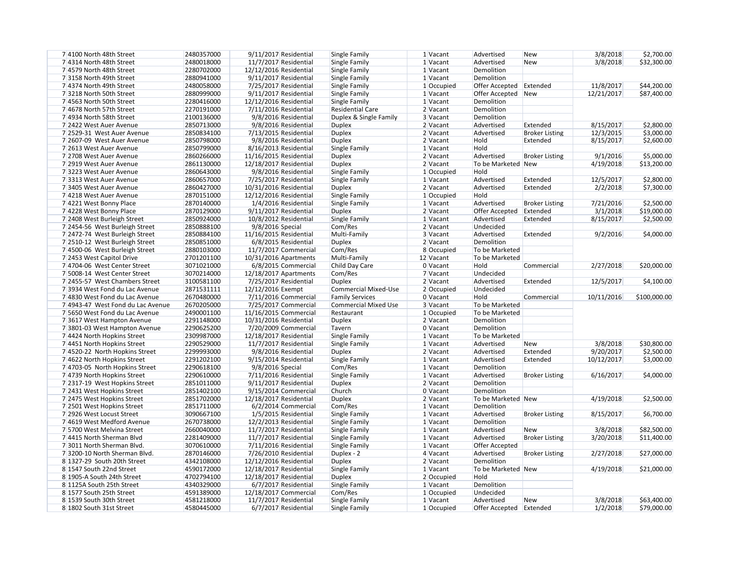| | | | | | | | | | | | |
|---|---|---|---|---|---|---|---|---|---|---|---|
| 7 | 4100 North 48th Street | 2480357000 | 9/11/2017 | Residential | Single Family | 1 | Vacant | Advertised | New | 3/8/2018 | $2,700.00 |
| 7 | 4314 North 48th Street | 2480018000 | 11/7/2017 | Residential | Single Family | 1 | Vacant | Advertised | New | 3/8/2018 | $32,300.00 |
| 7 | 4579 North 48th Street | 2280702000 | 12/12/2016 | Residential | Single Family | 1 | Vacant | Demolition | | | |
| 7 | 3158 North 49th Street | 2880941000 | 9/11/2017 | Residential | Single Family | 1 | Vacant | Demolition | | | |
| 7 | 4374 North 49th Street | 2480058000 | 7/25/2017 | Residential | Single Family | 1 | Occupied | Offer Accepted | Extended | 11/8/2017 | $44,200.00 |
| 7 | 3218 North 50th Street | 2880999000 | 9/11/2017 | Residential | Single Family | 1 | Vacant | Offer Accepted | New | 12/21/2017 | $87,400.00 |
| 7 | 4563 North 50th Street | 2280416000 | 12/12/2016 | Residential | Single Family | 1 | Vacant | Demolition | | | |
| 7 | 4678 North 57th Street | 2270191000 | 7/11/2016 | Residential | Residential Care | 2 | Vacant | Demolition | | | |
| 7 | 4934 North 58th Street | 2100136000 | 9/8/2016 | Residential | Duplex & Single Family | 3 | Vacant | Demolition | | | |
| 7 | 2422 West Auer Avenue | 2850713000 | 9/8/2016 | Residential | Duplex | 2 | Vacant | Advertised | Extended | 8/15/2017 | $2,800.00 |
| 7 | 2529-31 West Auer Avenue | 2850834100 | 7/13/2015 | Residential | Duplex | 2 | Vacant | Advertised | Broker Listing | 12/3/2015 | $3,000.00 |
| 7 | 2607-09 West Auer Avenue | 2850798000 | 9/8/2016 | Residential | Duplex | 2 | Vacant | Hold | Extended | 8/15/2017 | $2,600.00 |
| 7 | 2613 West Auer Avenue | 2850799000 | 8/16/2013 | Residential | Single Family | 1 | Vacant | Hold | | | |
| 7 | 2708 West Auer Avenue | 2860266000 | 11/16/2015 | Residential | Duplex | 2 | Vacant | Advertised | Broker Listing | 9/1/2016 | $5,000.00 |
| 7 | 2919 West Auer Avenue | 2861130000 | 12/18/2017 | Residential | Duplex | 2 | Vacant | To be Marketed | New | 4/19/2018 | $13,200.00 |
| 7 | 3223 West Auer Avenue | 2860643000 | 9/8/2016 | Residential | Single Family | 1 | Occupied | Hold | | | |
| 7 | 3313 West Auer Avenue | 2860657000 | 7/25/2017 | Residential | Single Family | 1 | Vacant | Advertised | Extended | 12/5/2017 | $2,800.00 |
| 7 | 3405 West Auer Avenue | 2860427000 | 10/31/2016 | Residential | Duplex | 2 | Vacant | Advertised | Extended | 2/2/2018 | $7,300.00 |
| 7 | 4218 West Auer Avenue | 2870151000 | 12/12/2016 | Residential | Single Family | 1 | Occupied | Hold | | | |
| 7 | 4221 West Bonny Place | 2870140000 | 1/4/2016 | Residential | Single Family | 1 | Vacant | Advertised | Broker Listing | 7/21/2016 | $2,500.00 |
| 7 | 4228 West Bonny Place | 2870129000 | 9/11/2017 | Residential | Duplex | 2 | Vacant | Offer Accepted | Extended | 3/1/2018 | $19,000.00 |
| 7 | 2408 West Burleigh Street | 2850924000 | 10/8/2012 | Residential | Single Family | 1 | Vacant | Advertised | Extended | 8/15/2017 | $2,500.00 |
| 7 | 2454-56 West Burleigh Street | 2850888100 | 9/8/2016 | Special | Com/Res | 2 | Vacant | Undecided | | | |
| 7 | 2472-74 West Burleigh Street | 2850884100 | 11/16/2015 | Residential | Multi-Family | 3 | Vacant | Advertised | Extended | 9/2/2016 | $4,000.00 |
| 7 | 2510-12 West Burleigh Street | 2850851000 | 6/8/2015 | Residential | Duplex | 2 | Vacant | Demolition | | | |
| 7 | 4500-06 West Burleigh Street | 2880103000 | 11/7/2017 | Commercial | Com/Res | 8 | Occupied | To be Marketed | | | |
| 7 | 2453 West Capitol Drive | 2701201100 | 10/31/2016 | Apartments | Multi-Family | 12 | Vacant | To be Marketed | | | |
| 7 | 4704-06 West Center Street | 3071021000 | 6/8/2015 | Commercial | Child Day Care | 0 | Vacant | Hold | Commercial | 2/27/2018 | $20,000.00 |
| 7 | 5008-14 West Center Street | 3070214000 | 12/18/2017 | Apartments | Com/Res | 7 | Vacant | Undecided | | | |
| 7 | 2455-57 West Chambers Street | 3100581100 | 7/25/2017 | Residential | Duplex | 2 | Vacant | Advertised | Extended | 12/5/2017 | $4,100.00 |
| 7 | 3934 West Fond du Lac Avenue | 2871531111 | 12/12/2016 | Exempt | Commercial Mixed-Use | 2 | Occupied | Undecided | | | |
| 7 | 4830 West Fond du Lac Avenue | 2670480000 | 7/11/2016 | Commercial | Family Services | 0 | Vacant | Hold | Commercial | 10/11/2016 | $100,000.00 |
| 7 | 4943-47 West Fond du Lac Avenue | 2670205000 | 7/25/2017 | Commercial | Commercial Mixed Use | 3 | Vacant | To be Marketed | | | |
| 7 | 5650 West Fond du Lac Avenue | 2490001100 | 11/16/2015 | Commercial | Restaurant | 1 | Occupied | To be Marketed | | | |
| 7 | 3617 West Hampton Avenue | 2291148000 | 10/31/2016 | Residential | Duplex | 2 | Vacant | Demolition | | | |
| 7 | 3801-03 West Hampton Avenue | 2290625200 | 7/20/2009 | Commercial | Tavern | 0 | Vacant | Demolition | | | |
| 7 | 4424 North Hopkins Street | 2309987000 | 12/18/2017 | Residential | Single Family | 1 | Vacant | To be Marketed | | | |
| 7 | 4451 North Hopkins Street | 2290529000 | 11/7/2017 | Residential | Single Family | 1 | Vacant | Advertised | New | 3/8/2018 | $30,800.00 |
| 7 | 4520-22 North Hopkins Street | 2299993000 | 9/8/2016 | Residential | Duplex | 2 | Vacant | Advertised | Extended | 9/20/2017 | $2,500.00 |
| 7 | 4622 North Hopkins Street | 2291202100 | 9/15/2014 | Residential | Single Family | 1 | Vacant | Advertised | Extended | 10/12/2017 | $3,000.00 |
| 7 | 4703-05 North Hopkins Street | 2290618100 | 9/8/2016 | Special | Com/Res | 1 | Vacant | Demolition | | | |
| 7 | 4739 North Hopkins Street | 2290610000 | 7/11/2016 | Residential | Single Family | 1 | Vacant | Advertised | Broker Listing | 6/16/2017 | $4,000.00 |
| 7 | 2317-19 West Hopkins Street | 2851011000 | 9/11/2017 | Residential | Duplex | 2 | Vacant | Demolition | | | |
| 7 | 2431 West Hopkins Street | 2851402100 | 9/15/2014 | Commercial | Church | 0 | Vacant | Demolition | | | |
| 7 | 2475 West Hopkins Street | 2851702000 | 12/18/2017 | Residential | Duplex | 2 | Vacant | To be Marketed | New | 4/19/2018 | $2,500.00 |
| 7 | 2501 West Hopkins Street | 2851711000 | 6/2/2014 | Commercial | Com/Res | 1 | Vacant | Demolition | | | |
| 7 | 2926 West Locust Street | 3090667100 | 1/5/2015 | Residential | Single Family | 1 | Vacant | Advertised | Broker Listing | 8/15/2017 | $6,700.00 |
| 7 | 4619 West Medford Avenue | 2670738000 | 12/2/2013 | Residential | Single Family | 1 | Vacant | Demolition | | | |
| 7 | 5700 West Melvina Street | 2660040000 | 11/7/2017 | Residential | Single Family | 1 | Vacant | Advertised | New | 3/8/2018 | $82,500.00 |
| 7 | 4415 North Sherman Blvd | 2281409000 | 11/7/2017 | Residential | Single Family | 1 | Vacant | Advertised | Broker Listing | 3/20/2018 | $11,400.00 |
| 7 | 3011 North Sherman Blvd. | 3070610000 | 7/11/2016 | Residential | Single Family | 1 | Vacant | Offer Accepted | | | |
| 7 | 3200-10 North Sherman Blvd. | 2870146000 | 7/26/2010 | Residential | Duplex - 2 | 4 | Vacant | Advertised | Broker Listing | 2/27/2018 | $27,000.00 |
| 8 | 1327-29 South 20th Street | 4342108000 | 12/12/2016 | Residential | Duplex | 2 | Vacant | Demolition | | | |
| 8 | 1547 South 22nd Street | 4590172000 | 12/18/2017 | Residential | Single Family | 1 | Vacant | To be Marketed | New | 4/19/2018 | $21,000.00 |
| 8 | 1905-A South 24th Street | 4702794100 | 12/18/2017 | Residential | Duplex | 2 | Occupied | Hold | | | |
| 8 | 1125A South 25th Street | 4340329000 | 6/7/2017 | Residential | Single Family | 1 | Vacant | Demolition | | | |
| 8 | 1577 South 25th Street | 4591389000 | 12/18/2017 | Commercial | Com/Res | 1 | Occupied | Undecided | | | |
| 8 | 1539 South 30th Street | 4581218000 | 11/7/2017 | Residential | Single Family | 1 | Vacant | Advertised | New | 3/8/2018 | $63,400.00 |
| 8 | 1802 South 31st Street | 4580445000 | 6/7/2017 | Residential | Single Family | 1 | Occupied | Offer Accepted | Extended | 1/2/2018 | $79,000.00 |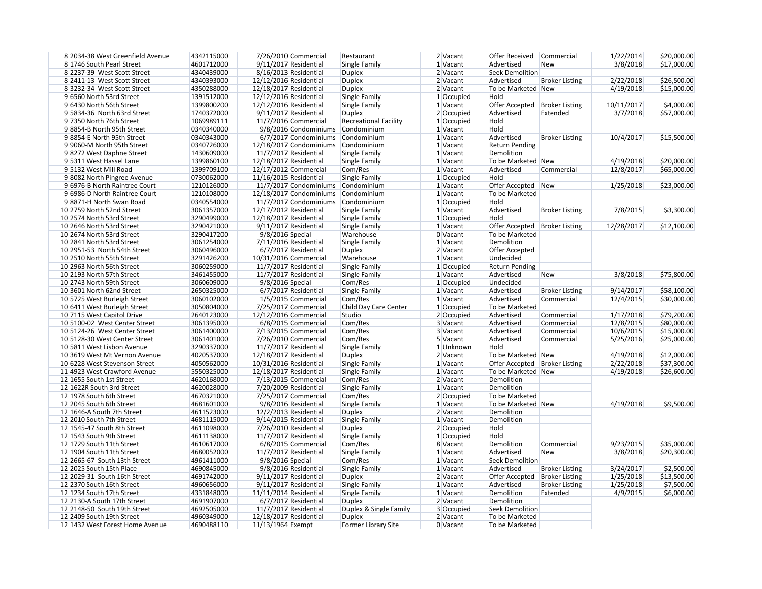| | | | | | | | | | | | |
|---|---|---|---|---|---|---|---|---|---|---|---|
| 8 | 2034-38 West Greenfield Avenue | 4342115000 | 7/26/2010 | Commercial | Restaurant | 2 | Vacant | Offer Received | Commercial | 1/22/2014 | $20,000.00 |
| 8 | 1746 South Pearl Street | 4601712000 | 9/11/2017 | Residential | Single Family | 1 | Vacant | Advertised | New | 3/8/2018 | $17,000.00 |
| 8 | 2237-39 West Scott Street | 4340439000 | 8/16/2013 | Residential | Duplex | 2 | Vacant | Seek Demolition | | | |
| 8 | 2411-13 West Scott Street | 4340393000 | 12/12/2016 | Residential | Duplex | 2 | Vacant | Advertised | Broker Listing | 2/22/2018 | $26,500.00 |
| 8 | 3232-34 West Scott Street | 4350288000 | 12/18/2017 | Residential | Duplex | 2 | Vacant | To be Marketed | New | 4/19/2018 | $15,000.00 |
| 9 | 6560 North 53rd Street | 1391512000 | 12/12/2016 | Residential | Single Family | 1 | Occupied | Hold | | | |
| 9 | 6430 North 56th Street | 1399800200 | 12/12/2016 | Residential | Single Family | 1 | Vacant | Offer Accepted | Broker Listing | 10/11/2017 | $4,000.00 |
| 9 | 5834-36 North 63rd Street | 1740372000 | 9/11/2017 | Residential | Duplex | 2 | Occupied | Advertised | Extended | 3/7/2018 | $57,000.00 |
| 9 | 7350 North 76th Street | 1069989111 | 11/7/2016 | Commercial | Recreational Facility | 1 | Occupied | Hold | | | |
| 9 | 8854-B North 95th Street | 0340340000 | 9/8/2016 | Condominiums | Condominium | 1 | Vacant | Hold | | | |
| 9 | 8854-E North 95th Street | 0340343000 | 6/7/2017 | Condominiums | Condominium | 1 | Vacant | Advertised | Broker Listing | 10/4/2017 | $15,500.00 |
| 9 | 9060-M North 95th Street | 0340726000 | 12/18/2017 | Condominiums | Condominium | 1 | Vacant | Return Pending | | | |
| 9 | 8272 West Daphne Street | 1430609000 | 11/7/2017 | Residential | Single Family | 1 | Vacant | Demolition | | | |
| 9 | 5311 West Hassel Lane | 1399860100 | 12/18/2017 | Residential | Single Family | 1 | Vacant | To be Marketed | New | 4/19/2018 | $20,000.00 |
| 9 | 5132 West Mill Road | 1399709100 | 12/17/2012 | Commercial | Com/Res | 1 | Vacant | Advertised | Commercial | 12/8/2017 | $65,000.00 |
| 9 | 8082 North Pingree Avenue | 0730062000 | 11/16/2015 | Residential | Single Family | 1 | Occupied | Hold | | | |
| 9 | 6976-B North Raintree Court | 1210126000 | 11/7/2017 | Condominiums | Condominium | 1 | Vacant | Offer Accepted | New | 1/25/2018 | $23,000.00 |
| 9 | 6986-D North Raintree Court | 1210108000 | 12/18/2017 | Condominiums | Condominium | 1 | Vacant | To be Marketed | | | |
| 9 | 8871-H North Swan Road | 0340554000 | 11/7/2017 | Condominiums | Condominium | 1 | Occupied | Hold | | | |
| 10 | 2759 North 52nd Street | 3061357000 | 12/17/2012 | Residential | Single Family | 1 | Vacant | Advertised | Broker Listing | 7/8/2015 | $3,300.00 |
| 10 | 2574 North 53rd Street | 3290499000 | 12/18/2017 | Residential | Single Family | 1 | Occupied | Hold | | | |
| 10 | 2646 North 53rd Street | 3290421000 | 9/11/2017 | Residential | Single Family | 1 | Vacant | Offer Accepted | Broker Listing | 12/28/2017 | $12,100.00 |
| 10 | 2674 North 53rd Street | 3290417200 | 9/8/2016 | Special | Warehouse | 0 | Vacant | To be Marketed | | | |
| 10 | 2841 North 53rd Street | 3061254000 | 7/11/2016 | Residential | Single Family | 1 | Vacant | Demolition | | | |
| 10 | 2951-53 North 54th Street | 3060496000 | 6/7/2017 | Residential | Duplex | 2 | Vacant | Offer Accepted | | | |
| 10 | 2510 North 55th Street | 3291426200 | 10/31/2016 | Commercial | Warehouse | 1 | Vacant | Undecided | | | |
| 10 | 2963 North 56th Street | 3060259000 | 11/7/2017 | Residential | Single Family | 1 | Occupied | Return Pending | | | |
| 10 | 2193 North 57th Street | 3461455000 | 11/7/2017 | Residential | Single Family | 1 | Vacant | Advertised | New | 3/8/2018 | $75,800.00 |
| 10 | 2743 North 59th Street | 3060609000 | 9/8/2016 | Special | Com/Res | 1 | Occupied | Undecided | | | |
| 10 | 3601 North 62nd Street | 2650325000 | 6/7/2017 | Residential | Single Family | 1 | Vacant | Advertised | Broker Listing | 9/14/2017 | $58,100.00 |
| 10 | 5725 West Burleigh Street | 3060102000 | 1/5/2015 | Commercial | Com/Res | 1 | Vacant | Advertised | Commercial | 12/4/2015 | $30,000.00 |
| 10 | 6411 West Burleigh Street | 3050804000 | 7/25/2017 | Commercial | Child Day Care Center | 1 | Occupied | To be Marketed | | | |
| 10 | 7115 West Capitol Drive | 2640123000 | 12/12/2016 | Commercial | Studio | 2 | Occupied | Advertised | Commercial | 1/17/2018 | $79,200.00 |
| 10 | 5100-02 West Center Street | 3061395000 | 6/8/2015 | Commercial | Com/Res | 3 | Vacant | Advertised | Commercial | 12/8/2015 | $80,000.00 |
| 10 | 5124-26 West Center Street | 3061400000 | 7/13/2015 | Commercial | Com/Res | 3 | Vacant | Advertised | Commercial | 10/6/2015 | $15,000.00 |
| 10 | 5128-30 West Center Street | 3061401000 | 7/26/2010 | Commercial | Com/Res | 5 | Vacant | Advertised | Commercial | 5/25/2016 | $25,000.00 |
| 10 | 5811 West Lisbon Avenue | 3290337000 | 11/7/2017 | Residential | Single Family | 1 | Unknown | Hold | | | |
| 10 | 3619 West Mt Vernon Avenue | 4020537000 | 12/18/2017 | Residential | Duplex | 2 | Vacant | To be Marketed | New | 4/19/2018 | $12,000.00 |
| 10 | 6228 West Stevenson Street | 4050562000 | 10/31/2016 | Residential | Single Family | 1 | Vacant | Offer Accepted | Broker Listing | 2/22/2018 | $37,300.00 |
| 11 | 4923 West Crawford Avenue | 5550325000 | 12/18/2017 | Residential | Single Family | 1 | Vacant | To be Marketed | New | 4/19/2018 | $26,600.00 |
| 12 | 1655 South 1st Street | 4620168000 | 7/13/2015 | Commercial | Com/Res | 2 | Vacant | Demolition | | | |
| 12 | 1622R South 3rd Street | 4620028000 | 7/20/2009 | Residential | Single Family | 1 | Vacant | Demolition | | | |
| 12 | 1978 South 6th Street | 4670321000 | 7/25/2017 | Commercial | Com/Res | 2 | Occupied | To be Marketed | | | |
| 12 | 2045 South 6th Street | 4681601000 | 9/8/2016 | Residential | Single Family | 1 | Vacant | To be Marketed | New | 4/19/2018 | $9,500.00 |
| 12 | 1646-A South 7th Street | 4611523000 | 12/2/2013 | Residential | Duplex | 2 | Vacant | Demolition | | | |
| 12 | 2010 South 7th Street | 4681115000 | 9/14/2015 | Residential | Single Family | 1 | Vacant | Demolition | | | |
| 12 | 1545-47 South 8th Street | 4611098000 | 7/26/2010 | Residential | Duplex | 2 | Occupied | Hold | | | |
| 12 | 1543 South 9th Street | 4611138000 | 11/7/2017 | Residential | Single Family | 1 | Occupied | Hold | | | |
| 12 | 1729 South 11th Street | 4610617000 | 6/8/2015 | Commercial | Com/Res | 8 | Vacant | Demolition | Commercial | 9/23/2015 | $35,000.00 |
| 12 | 1904 South 11th Street | 4680052000 | 11/7/2017 | Residential | Single Family | 1 | Vacant | Advertised | New | 3/8/2018 | $20,300.00 |
| 12 | 2665-67 South 13th Street | 4961411000 | 9/8/2016 | Special | Com/Res | 1 | Vacant | Seek Demolition | | | |
| 12 | 2025 South 15th Place | 4690845000 | 9/8/2016 | Residential | Single Family | 1 | Vacant | Advertised | Broker Listing | 3/24/2017 | $2,500.00 |
| 12 | 2029-31 South 16th Street | 4691742000 | 9/11/2017 | Residential | Duplex | 2 | Vacant | Offer Accepted | Broker Listing | 1/25/2018 | $13,500.00 |
| 12 | 2370 South 16th Street | 4960656000 | 9/11/2017 | Residential | Single Family | 1 | Vacant | Advertised | Broker Listing | 1/25/2018 | $7,500.00 |
| 12 | 1234 South 17th Street | 4331848000 | 11/11/2014 | Residential | Single Family | 1 | Vacant | Demolition | Extended | 4/9/2015 | $6,000.00 |
| 12 | 2130-A South 17th Street | 4691907000 | 6/7/2017 | Residential | Duplex | 2 | Vacant | Demolition | | | |
| 12 | 2148-50 South 19th Street | 4692505000 | 11/7/2017 | Residential | Duplex & Single Family | 3 | Occupied | Seek Demolition | | | |
| 12 | 2409 South 19th Street | 4960349000 | 12/18/2017 | Residential | Duplex | 2 | Vacant | To be Marketed | | | |
| 12 | 1432 West Forest Home Avenue | 4690488110 | 11/13/1964 | Exempt | Former Library Site | 0 | Vacant | To be Marketed | | | |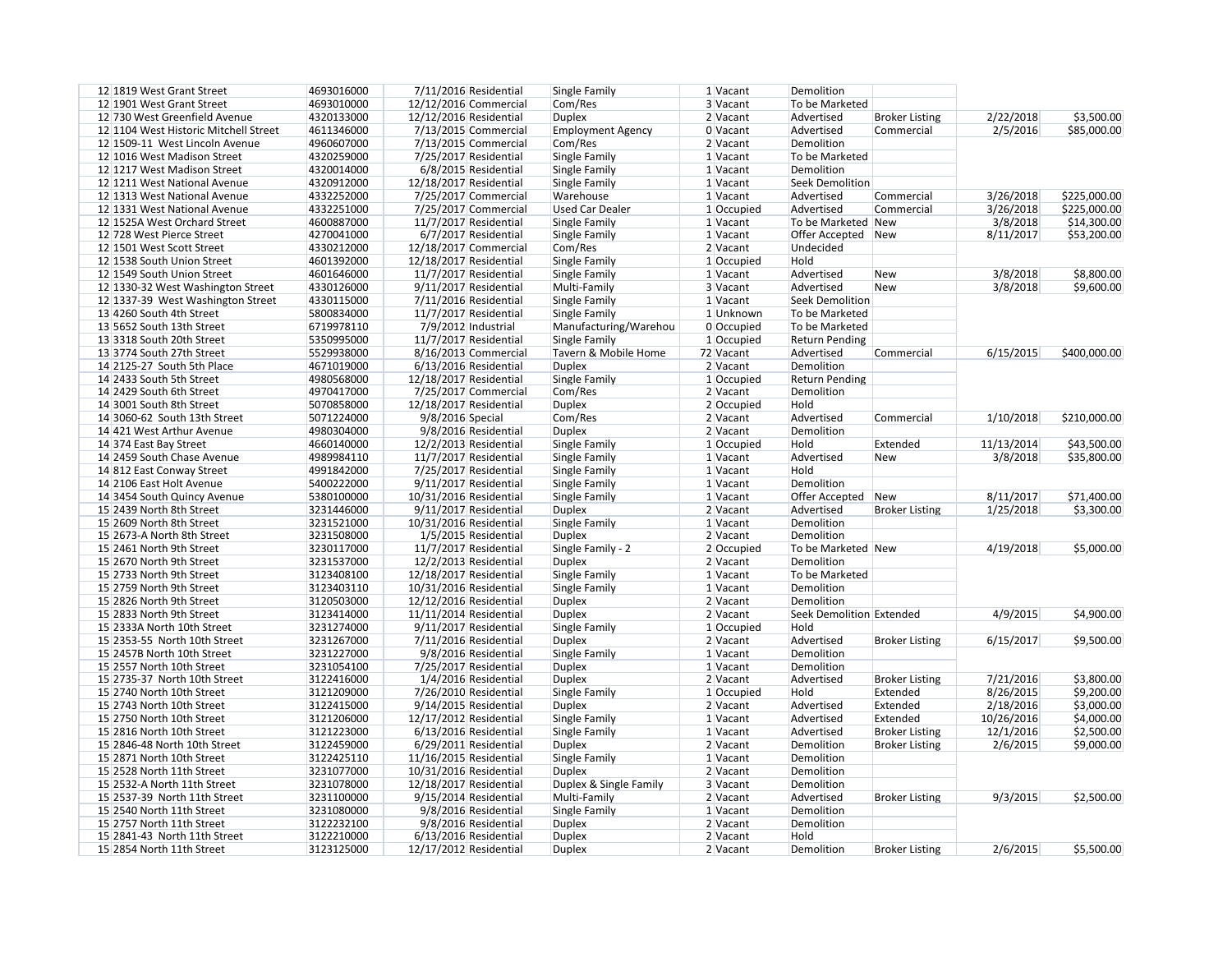| | | | | | | | | | | | |
|---|---|---|---|---|---|---|---|---|---|---|---|
| 12 | 1819 West Grant Street | 4693016000 | 7/11/2016 | Residential | Single Family | 1 | Vacant | Demolition | | | |
| 12 | 1901 West Grant Street | 4693010000 | 12/12/2016 | Commercial | Com/Res | 3 | Vacant | To be Marketed | | | |
| 12 | 730 West Greenfield Avenue | 4320133000 | 12/12/2016 | Residential | Duplex | 2 | Vacant | Advertised | Broker Listing | 2/22/2018 | $3,500.00 |
| 12 | 1104 West Historic Mitchell Street | 4611346000 | 7/13/2015 | Commercial | Employment Agency | 0 | Vacant | Advertised | Commercial | 2/5/2016 | $85,000.00 |
| 12 | 1509-11 West Lincoln Avenue | 4960607000 | 7/13/2015 | Commercial | Com/Res | 2 | Vacant | Demolition | | | |
| 12 | 1016 West Madison Street | 4320259000 | 7/25/2017 | Residential | Single Family | 1 | Vacant | To be Marketed | | | |
| 12 | 1217 West Madison Street | 4320014000 | 6/8/2015 | Residential | Single Family | 1 | Vacant | Demolition | | | |
| 12 | 1211 West National Avenue | 4320912000 | 12/18/2017 | Residential | Single Family | 1 | Vacant | Seek Demolition | | | |
| 12 | 1313 West National Avenue | 4332252000 | 7/25/2017 | Commercial | Warehouse | 1 | Vacant | Advertised | Commercial | 3/26/2018 | $225,000.00 |
| 12 | 1331 West National Avenue | 4332251000 | 7/25/2017 | Commercial | Used Car Dealer | 1 | Occupied | Advertised | Commercial | 3/26/2018 | $225,000.00 |
| 12 | 1525A West Orchard Street | 4600887000 | 11/7/2017 | Residential | Single Family | 1 | Vacant | To be Marketed | New | 3/8/2018 | $14,300.00 |
| 12 | 728 West Pierce Street | 4270041000 | 6/7/2017 | Residential | Single Family | 1 | Vacant | Offer Accepted | New | 8/11/2017 | $53,200.00 |
| 12 | 1501 West Scott Street | 4330212000 | 12/18/2017 | Commercial | Com/Res | 2 | Vacant | Undecided | | | |
| 12 | 1538 South Union Street | 4601392000 | 12/18/2017 | Residential | Single Family | 1 | Occupied | Hold | | | |
| 12 | 1549 South Union Street | 4601646000 | 11/7/2017 | Residential | Single Family | 1 | Vacant | Advertised | New | 3/8/2018 | $8,800.00 |
| 12 | 1330-32 West Washington Street | 4330126000 | 9/11/2017 | Residential | Multi-Family | 3 | Vacant | Advertised | New | 3/8/2018 | $9,600.00 |
| 12 | 1337-39 West Washington Street | 4330115000 | 7/11/2016 | Residential | Single Family | 1 | Vacant | Seek Demolition | | | |
| 13 | 4260 South 4th Street | 5800834000 | 11/7/2017 | Residential | Single Family | 1 | Unknown | To be Marketed | | | |
| 13 | 5652 South 13th Street | 6719978110 | 7/9/2012 | Industrial | Manufacturing/Warehou | 0 | Occupied | To be Marketed | | | |
| 13 | 3318 South 20th Street | 5350995000 | 11/7/2017 | Residential | Single Family | 1 | Occupied | Return Pending | | | |
| 13 | 3774 South 27th Street | 5529938000 | 8/16/2013 | Commercial | Tavern & Mobile Home | 72 | Vacant | Advertised | Commercial | 6/15/2015 | $400,000.00 |
| 14 | 2125-27 South 5th Place | 4671019000 | 6/13/2016 | Residential | Duplex | 2 | Vacant | Demolition | | | |
| 14 | 2433 South 5th Street | 4980568000 | 12/18/2017 | Residential | Single Family | 1 | Occupied | Return Pending | | | |
| 14 | 2429 South 6th Street | 4970417000 | 7/25/2017 | Commercial | Com/Res | 2 | Vacant | Demolition | | | |
| 14 | 3001 South 8th Street | 5070858000 | 12/18/2017 | Residential | Duplex | 2 | Occupied | Hold | | | |
| 14 | 3060-62 South 13th Street | 5071224000 | 9/8/2016 | Special | Com/Res | 2 | Vacant | Advertised | Commercial | 1/10/2018 | $210,000.00 |
| 14 | 421 West Arthur Avenue | 4980304000 | 9/8/2016 | Residential | Duplex | 2 | Vacant | Demolition | | | |
| 14 | 374 East Bay Street | 4660140000 | 12/2/2013 | Residential | Single Family | 1 | Occupied | Hold | Extended | 11/13/2014 | $43,500.00 |
| 14 | 2459 South Chase Avenue | 4989984110 | 11/7/2017 | Residential | Single Family | 1 | Vacant | Advertised | New | 3/8/2018 | $35,800.00 |
| 14 | 812 East Conway Street | 4991842000 | 7/25/2017 | Residential | Single Family | 1 | Vacant | Hold | | | |
| 14 | 2106 East Holt Avenue | 5400222000 | 9/11/2017 | Residential | Single Family | 1 | Vacant | Demolition | | | |
| 14 | 3454 South Quincy Avenue | 5380100000 | 10/31/2016 | Residential | Single Family | 1 | Vacant | Offer Accepted | New | 8/11/2017 | $71,400.00 |
| 15 | 2439 North 8th Street | 3231446000 | 9/11/2017 | Residential | Duplex | 2 | Vacant | Advertised | Broker Listing | 1/25/2018 | $3,300.00 |
| 15 | 2609 North 8th Street | 3231521000 | 10/31/2016 | Residential | Single Family | 1 | Vacant | Demolition | | | |
| 15 | 2673-A North 8th Street | 3231508000 | 1/5/2015 | Residential | Duplex | 2 | Vacant | Demolition | | | |
| 15 | 2461 North 9th Street | 3230117000 | 11/7/2017 | Residential | Single Family - 2 | 2 | Occupied | To be Marketed | New | 4/19/2018 | $5,000.00 |
| 15 | 2670 North 9th Street | 3231537000 | 12/2/2013 | Residential | Duplex | 2 | Vacant | Demolition | | | |
| 15 | 2733 North 9th Street | 3123408100 | 12/18/2017 | Residential | Single Family | 1 | Vacant | To be Marketed | | | |
| 15 | 2759 North 9th Street | 3123403110 | 10/31/2016 | Residential | Single Family | 1 | Vacant | Demolition | | | |
| 15 | 2826 North 9th Street | 3120503000 | 12/12/2016 | Residential | Duplex | 2 | Vacant | Demolition | | | |
| 15 | 2833 North 9th Street | 3123414000 | 11/11/2014 | Residential | Duplex | 2 | Vacant | Seek Demolition | Extended | 4/9/2015 | $4,900.00 |
| 15 | 2333A North 10th Street | 3231274000 | 9/11/2017 | Residential | Single Family | 1 | Occupied | Hold | | | |
| 15 | 2353-55 North 10th Street | 3231267000 | 7/11/2016 | Residential | Duplex | 2 | Vacant | Advertised | Broker Listing | 6/15/2017 | $9,500.00 |
| 15 | 2457B North 10th Street | 3231227000 | 9/8/2016 | Residential | Single Family | 1 | Vacant | Demolition | | | |
| 15 | 2557 North 10th Street | 3231054100 | 7/25/2017 | Residential | Duplex | 1 | Vacant | Demolition | | | |
| 15 | 2735-37 North 10th Street | 3122416000 | 1/4/2016 | Residential | Duplex | 2 | Vacant | Advertised | Broker Listing | 7/21/2016 | $3,800.00 |
| 15 | 2740 North 10th Street | 3121209000 | 7/26/2010 | Residential | Single Family | 1 | Occupied | Hold | Extended | 8/26/2015 | $9,200.00 |
| 15 | 2743 North 10th Street | 3122415000 | 9/14/2015 | Residential | Duplex | 2 | Vacant | Advertised | Extended | 2/18/2016 | $3,000.00 |
| 15 | 2750 North 10th Street | 3121206000 | 12/17/2012 | Residential | Single Family | 1 | Vacant | Advertised | Extended | 10/26/2016 | $4,000.00 |
| 15 | 2816 North 10th Street | 3121223000 | 6/13/2016 | Residential | Single Family | 1 | Vacant | Advertised | Broker Listing | 12/1/2016 | $2,500.00 |
| 15 | 2846-48 North 10th Street | 3122459000 | 6/29/2011 | Residential | Duplex | 2 | Vacant | Demolition | Broker Listing | 2/6/2015 | $9,000.00 |
| 15 | 2871 North 10th Street | 3122425110 | 11/16/2015 | Residential | Single Family | 1 | Vacant | Demolition | | | |
| 15 | 2528 North 11th Street | 3231077000 | 10/31/2016 | Residential | Duplex | 2 | Vacant | Demolition | | | |
| 15 | 2532-A North 11th Street | 3231078000 | 12/18/2017 | Residential | Duplex & Single Family | 3 | Vacant | Demolition | | | |
| 15 | 2537-39 North 11th Street | 3231100000 | 9/15/2014 | Residential | Multi-Family | 2 | Vacant | Advertised | Broker Listing | 9/3/2015 | $2,500.00 |
| 15 | 2540 North 11th Street | 3231080000 | 9/8/2016 | Residential | Single Family | 1 | Vacant | Demolition | | | |
| 15 | 2757 North 11th Street | 3122232100 | 9/8/2016 | Residential | Duplex | 2 | Vacant | Demolition | | | |
| 15 | 2841-43 North 11th Street | 3122210000 | 6/13/2016 | Residential | Duplex | 2 | Vacant | Hold | | | |
| 15 | 2854 North 11th Street | 3123125000 | 12/17/2012 | Residential | Duplex | 2 | Vacant | Demolition | Broker Listing | 2/6/2015 | $5,500.00 |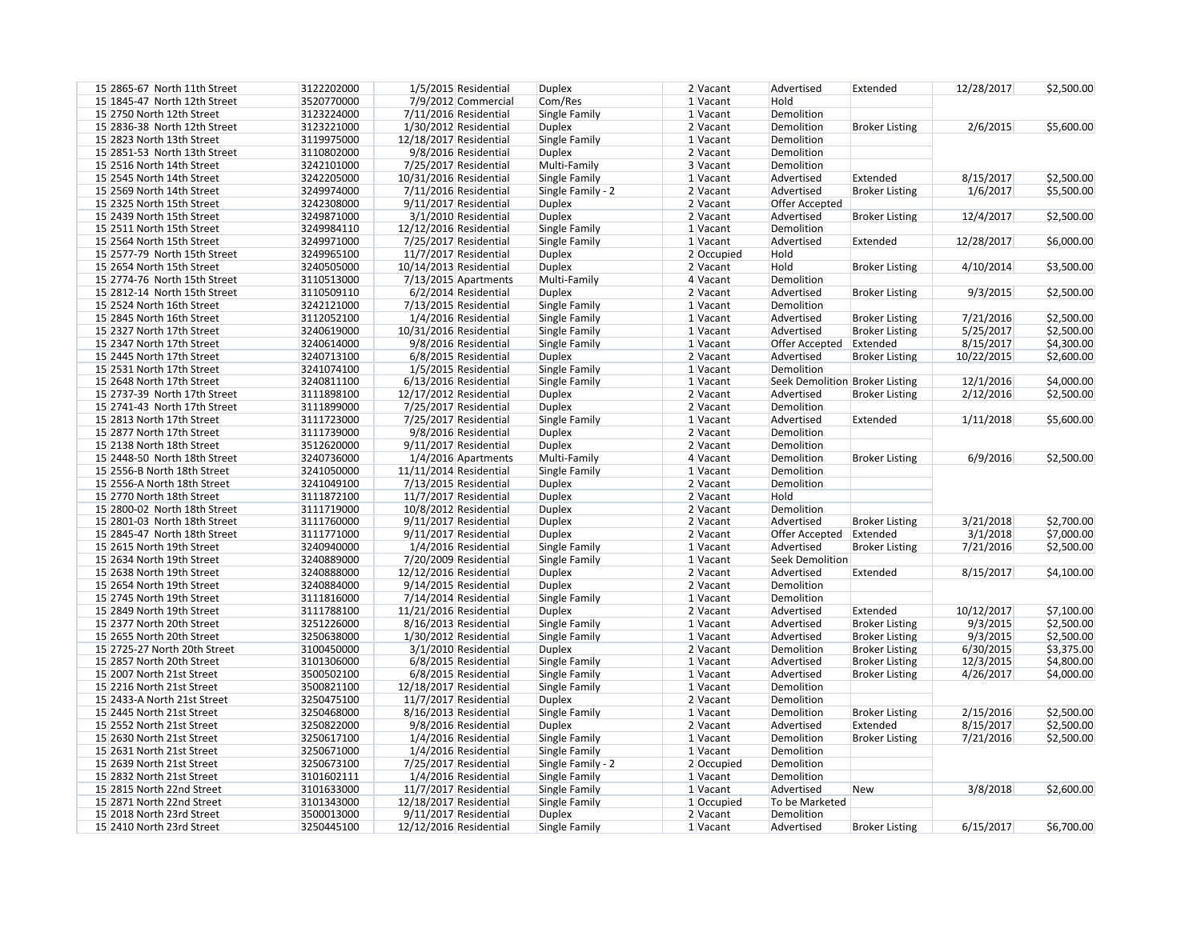| | | | | | | | | | | | |
|---|---|---|---|---|---|---|---|---|---|---|---|
| 15 | 2865-67 North 11th Street | 3122202000 | 1/5/2015 | Residential | Duplex | 2 | Vacant | Advertised | Extended | 12/28/2017 | $2,500.00 |
| 15 | 1845-47 North 12th Street | 3520770000 | 7/9/2012 | Commercial | Com/Res | 1 | Vacant | Hold | | | |
| 15 | 2750 North 12th Street | 3123224000 | 7/11/2016 | Residential | Single Family | 1 | Vacant | Demolition | | | |
| 15 | 2836-38 North 12th Street | 3123221000 | 1/30/2012 | Residential | Duplex | 2 | Vacant | Demolition | Broker Listing | 2/6/2015 | $5,600.00 |
| 15 | 2823 North 13th Street | 3119975000 | 12/18/2017 | Residential | Single Family | 1 | Vacant | Demolition | | | |
| 15 | 2851-53 North 13th Street | 3110802000 | 9/8/2016 | Residential | Duplex | 2 | Vacant | Demolition | | | |
| 15 | 2516 North 14th Street | 3242101000 | 7/25/2017 | Residential | Multi-Family | 3 | Vacant | Demolition | | | |
| 15 | 2545 North 14th Street | 3242205000 | 10/31/2016 | Residential | Single Family | 1 | Vacant | Advertised | Extended | 8/15/2017 | $2,500.00 |
| 15 | 2569 North 14th Street | 3249974000 | 7/11/2016 | Residential | Single Family - 2 | 2 | Vacant | Advertised | Broker Listing | 1/6/2017 | $5,500.00 |
| 15 | 2325 North 15th Street | 3242308000 | 9/11/2017 | Residential | Duplex | 2 | Vacant | Offer Accepted | | | |
| 15 | 2439 North 15th Street | 3249871000 | 3/1/2010 | Residential | Duplex | 2 | Vacant | Advertised | Broker Listing | 12/4/2017 | $2,500.00 |
| 15 | 2511 North 15th Street | 3249984110 | 12/12/2016 | Residential | Single Family | 1 | Vacant | Demolition | | | |
| 15 | 2564 North 15th Street | 3249971000 | 7/25/2017 | Residential | Single Family | 1 | Vacant | Advertised | Extended | 12/28/2017 | $6,000.00 |
| 15 | 2577-79 North 15th Street | 3249965100 | 11/7/2017 | Residential | Duplex | 2 | Occupied | Hold | | | |
| 15 | 2654 North 15th Street | 3240505000 | 10/14/2013 | Residential | Duplex | 2 | Vacant | Hold | Broker Listing | 4/10/2014 | $3,500.00 |
| 15 | 2774-76 North 15th Street | 3110513000 | 7/13/2015 | Apartments | Multi-Family | 4 | Vacant | Demolition | | | |
| 15 | 2812-14 North 15th Street | 3110509110 | 6/2/2014 | Residential | Duplex | 2 | Vacant | Advertised | Broker Listing | 9/3/2015 | $2,500.00 |
| 15 | 2524 North 16th Street | 3242121000 | 7/13/2015 | Residential | Single Family | 1 | Vacant | Demolition | | | |
| 15 | 2845 North 16th Street | 3112052100 | 1/4/2016 | Residential | Single Family | 1 | Vacant | Advertised | Broker Listing | 7/21/2016 | $2,500.00 |
| 15 | 2327 North 17th Street | 3240619000 | 10/31/2016 | Residential | Single Family | 1 | Vacant | Advertised | Broker Listing | 5/25/2017 | $2,500.00 |
| 15 | 2347 North 17th Street | 3240614000 | 9/8/2016 | Residential | Single Family | 1 | Vacant | Offer Accepted | Extended | 8/15/2017 | $4,300.00 |
| 15 | 2445 North 17th Street | 3240713100 | 6/8/2015 | Residential | Duplex | 2 | Vacant | Advertised | Broker Listing | 10/22/2015 | $2,600.00 |
| 15 | 2531 North 17th Street | 3241074100 | 1/5/2015 | Residential | Single Family | 1 | Vacant | Demolition | | | |
| 15 | 2648 North 17th Street | 3240811100 | 6/13/2016 | Residential | Single Family | 1 | Vacant | Seek Demolition | Broker Listing | 12/1/2016 | $4,000.00 |
| 15 | 2737-39 North 17th Street | 3111898100 | 12/17/2012 | Residential | Duplex | 2 | Vacant | Advertised | Broker Listing | 2/12/2016 | $2,500.00 |
| 15 | 2741-43 North 17th Street | 3111899000 | 7/25/2017 | Residential | Duplex | 2 | Vacant | Demolition | | | |
| 15 | 2813 North 17th Street | 3111723000 | 7/25/2017 | Residential | Single Family | 1 | Vacant | Advertised | Extended | 1/11/2018 | $5,600.00 |
| 15 | 2877 North 17th Street | 3111739000 | 9/8/2016 | Residential | Duplex | 2 | Vacant | Demolition | | | |
| 15 | 2138 North 18th Street | 3512620000 | 9/11/2017 | Residential | Duplex | 2 | Vacant | Demolition | | | |
| 15 | 2448-50 North 18th Street | 3240736000 | 1/4/2016 | Apartments | Multi-Family | 4 | Vacant | Demolition | Broker Listing | 6/9/2016 | $2,500.00 |
| 15 | 2556-B North 18th Street | 3241050000 | 11/11/2014 | Residential | Single Family | 1 | Vacant | Demolition | | | |
| 15 | 2556-A North 18th Street | 3241049100 | 7/13/2015 | Residential | Duplex | 2 | Vacant | Demolition | | | |
| 15 | 2770 North 18th Street | 3111872100 | 11/7/2017 | Residential | Duplex | 2 | Vacant | Hold | | | |
| 15 | 2800-02 North 18th Street | 3111719000 | 10/8/2012 | Residential | Duplex | 2 | Vacant | Demolition | | | |
| 15 | 2801-03 North 18th Street | 3111760000 | 9/11/2017 | Residential | Duplex | 2 | Vacant | Advertised | Broker Listing | 3/21/2018 | $2,700.00 |
| 15 | 2845-47 North 18th Street | 3111771000 | 9/11/2017 | Residential | Duplex | 2 | Vacant | Offer Accepted | Extended | 3/1/2018 | $7,000.00 |
| 15 | 2615 North 19th Street | 3240940000 | 1/4/2016 | Residential | Single Family | 1 | Vacant | Advertised | Broker Listing | 7/21/2016 | $2,500.00 |
| 15 | 2634 North 19th Street | 3240889000 | 7/20/2009 | Residential | Single Family | 1 | Vacant | Seek Demolition | | | |
| 15 | 2638 North 19th Street | 3240888000 | 12/12/2016 | Residential | Duplex | 2 | Vacant | Advertised | Extended | 8/15/2017 | $4,100.00 |
| 15 | 2654 North 19th Street | 3240884000 | 9/14/2015 | Residential | Duplex | 2 | Vacant | Demolition | | | |
| 15 | 2745 North 19th Street | 3111816000 | 7/14/2014 | Residential | Single Family | 1 | Vacant | Demolition | | | |
| 15 | 2849 North 19th Street | 3111788100 | 11/21/2016 | Residential | Duplex | 2 | Vacant | Advertised | Extended | 10/12/2017 | $7,100.00 |
| 15 | 2377 North 20th Street | 3251226000 | 8/16/2013 | Residential | Single Family | 1 | Vacant | Advertised | Broker Listing | 9/3/2015 | $2,500.00 |
| 15 | 2655 North 20th Street | 3250638000 | 1/30/2012 | Residential | Single Family | 1 | Vacant | Advertised | Broker Listing | 9/3/2015 | $2,500.00 |
| 15 | 2725-27 North 20th Street | 3100450000 | 3/1/2010 | Residential | Duplex | 2 | Vacant | Demolition | Broker Listing | 6/30/2015 | $3,375.00 |
| 15 | 2857 North 20th Street | 3101306000 | 6/8/2015 | Residential | Single Family | 1 | Vacant | Advertised | Broker Listing | 12/3/2015 | $4,800.00 |
| 15 | 2007 North 21st Street | 3500502100 | 6/8/2015 | Residential | Single Family | 1 | Vacant | Advertised | Broker Listing | 4/26/2017 | $4,000.00 |
| 15 | 2216 North 21st Street | 3500821100 | 12/18/2017 | Residential | Single Family | 1 | Vacant | Demolition | | | |
| 15 | 2433-A North 21st Street | 3250475100 | 11/7/2017 | Residential | Duplex | 2 | Vacant | Demolition | | | |
| 15 | 2445 North 21st Street | 3250468000 | 8/16/2013 | Residential | Single Family | 1 | Vacant | Demolition | Broker Listing | 2/15/2016 | $2,500.00 |
| 15 | 2552 North 21st Street | 3250822000 | 9/8/2016 | Residential | Duplex | 2 | Vacant | Advertised | Extended | 8/15/2017 | $2,500.00 |
| 15 | 2630 North 21st Street | 3250617100 | 1/4/2016 | Residential | Single Family | 1 | Vacant | Demolition | Broker Listing | 7/21/2016 | $2,500.00 |
| 15 | 2631 North 21st Street | 3250671000 | 1/4/2016 | Residential | Single Family | 1 | Vacant | Demolition | | | |
| 15 | 2639 North 21st Street | 3250673100 | 7/25/2017 | Residential | Single Family - 2 | 2 | Occupied | Demolition | | | |
| 15 | 2832 North 21st Street | 3101602111 | 1/4/2016 | Residential | Single Family | 1 | Vacant | Demolition | | | |
| 15 | 2815 North 22nd Street | 3101633000 | 11/7/2017 | Residential | Single Family | 1 | Vacant | Advertised | New | 3/8/2018 | $2,600.00 |
| 15 | 2871 North 22nd Street | 3101343000 | 12/18/2017 | Residential | Single Family | 1 | Occupied | To be Marketed | | | |
| 15 | 2018 North 23rd Street | 3500013000 | 9/11/2017 | Residential | Duplex | 2 | Vacant | Demolition | | | |
| 15 | 2410 North 23rd Street | 3250445100 | 12/12/2016 | Residential | Single Family | 1 | Vacant | Advertised | Broker Listing | 6/15/2017 | $6,700.00 |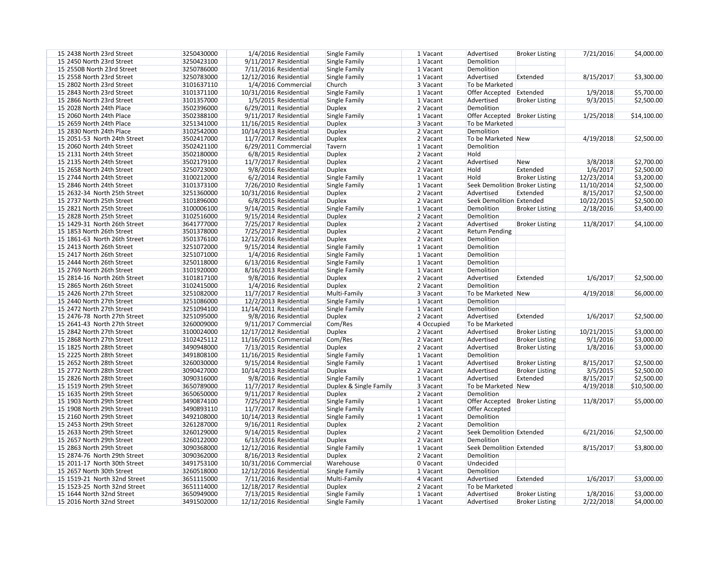| | | | | | | | | | | | |
|---|---|---|---|---|---|---|---|---|---|---|---|
| 15 | 2438 North 23rd Street | 3250430000 | 1/4/2016 | Residential | Single Family | 1 | Vacant | Advertised | Broker Listing | 7/21/2016 | $4,000.00 |
| 15 | 2450 North 23rd Street | 3250423100 | 9/11/2017 | Residential | Single Family | 1 | Vacant | Demolition | | | |
| 15 | 2550B North 23rd Street | 3250786000 | 7/11/2016 | Residential | Single Family | 1 | Vacant | Demolition | | | |
| 15 | 2558 North 23rd Street | 3250783000 | 12/12/2016 | Residential | Single Family | 1 | Vacant | Advertised | Extended | 8/15/2017 | $3,300.00 |
| 15 | 2802 North 23rd Street | 3101637110 | 1/4/2016 | Commercial | Church | 3 | Vacant | To be Marketed | | | |
| 15 | 2843 North 23rd Street | 3101371100 | 10/31/2016 | Residential | Single Family | 1 | Vacant | Offer Accepted | Extended | 1/9/2018 | $5,700.00 |
| 15 | 2866 North 23rd Street | 3101357000 | 1/5/2015 | Residential | Single Family | 1 | Vacant | Advertised | Broker Listing | 9/3/2015 | $2,500.00 |
| 15 | 2028 North 24th Place | 3502396000 | 6/29/2011 | Residential | Duplex | 2 | Vacant | Demolition | | | |
| 15 | 2060 North 24th Place | 3502388100 | 9/11/2017 | Residential | Single Family | 1 | Vacant | Offer Accepted | Broker Listing | 1/25/2018 | $14,100.00 |
| 15 | 2659 North 24th Place | 3251341000 | 11/16/2015 | Residential | Duplex | 3 | Vacant | To be Marketed | | | |
| 15 | 2830 North 24th Place | 3102542000 | 10/14/2013 | Residential | Duplex | 2 | Vacant | Demolition | | | |
| 15 | 2051-53 North 24th Street | 3502417000 | 11/7/2017 | Residential | Duplex | 2 | Vacant | To be Marketed | New | 4/19/2018 | $2,500.00 |
| 15 | 2060 North 24th Street | 3502421100 | 6/29/2011 | Commercial | Tavern | 1 | Vacant | Demolition | | | |
| 15 | 2131 North 24th Street | 3502180000 | 6/8/2015 | Residential | Duplex | 2 | Vacant | Hold | | | |
| 15 | 2135 North 24th Street | 3502179100 | 11/7/2017 | Residential | Duplex | 2 | Vacant | Advertised | New | 3/8/2018 | $2,700.00 |
| 15 | 2658 North 24th Street | 3250723000 | 9/8/2016 | Residential | Duplex | 2 | Vacant | Hold | Extended | 1/6/2017 | $2,500.00 |
| 15 | 2744 North 24th Street | 3100212000 | 6/2/2014 | Residential | Single Family | 1 | Vacant | Hold | Broker Listing | 12/23/2014 | $3,200.00 |
| 15 | 2846 North 24th Street | 3101373100 | 7/26/2010 | Residential | Single Family | 1 | Vacant | Seek Demolition | Broker Listing | 11/10/2014 | $2,500.00 |
| 15 | 2632-34 North 25th Street | 3251360000 | 10/31/2016 | Residential | Duplex | 2 | Vacant | Advertised | Extended | 8/15/2017 | $2,500.00 |
| 15 | 2737 North 25th Street | 3101896000 | 6/8/2015 | Residential | Duplex | 2 | Vacant | Seek Demolition | Extended | 10/22/2015 | $2,500.00 |
| 15 | 2821 North 25th Street | 3100006100 | 9/14/2015 | Residential | Single Family | 1 | Vacant | Demolition | Broker Listing | 2/18/2016 | $3,400.00 |
| 15 | 2828 North 25th Street | 3102516000 | 9/15/2014 | Residential | Duplex | 2 | Vacant | Demolition | | | |
| 15 | 1429-31 North 26th Street | 3641777000 | 7/25/2017 | Residential | Duplex | 2 | Vacant | Advertised | Broker Listing | 11/8/2017 | $4,100.00 |
| 15 | 1853 North 26th Street | 3501378000 | 7/25/2017 | Residential | Duplex | 2 | Vacant | Return Pending | | | |
| 15 | 1861-63 North 26th Street | 3501376100 | 12/12/2016 | Residential | Duplex | 2 | Vacant | Demolition | | | |
| 15 | 2413 North 26th Street | 3251072000 | 9/15/2014 | Residential | Single Family | 1 | Vacant | Demolition | | | |
| 15 | 2417 North 26th Street | 3251071000 | 1/4/2016 | Residential | Single Family | 1 | Vacant | Demolition | | | |
| 15 | 2444 North 26th Street | 3250118000 | 6/13/2016 | Residential | Single Family | 1 | Vacant | Demolition | | | |
| 15 | 2769 North 26th Street | 3101920000 | 8/16/2013 | Residential | Single Family | 1 | Vacant | Demolition | | | |
| 15 | 2814-16 North 26th Street | 3101817100 | 9/8/2016 | Residential | Duplex | 2 | Vacant | Advertised | Extended | 1/6/2017 | $2,500.00 |
| 15 | 2865 North 26th Street | 3102415000 | 1/4/2016 | Residential | Duplex | 2 | Vacant | Demolition | | | |
| 15 | 2426 North 27th Street | 3251082000 | 11/7/2017 | Residential | Multi-Family | 3 | Vacant | To be Marketed | New | 4/19/2018 | $6,000.00 |
| 15 | 2440 North 27th Street | 3251086000 | 12/2/2013 | Residential | Single Family | 1 | Vacant | Demolition | | | |
| 15 | 2472 North 27th Street | 3251094100 | 11/14/2011 | Residential | Single Family | 1 | Vacant | Demolition | | | |
| 15 | 2476-78 North 27th Street | 3251095000 | 9/8/2016 | Residential | Duplex | 2 | Vacant | Advertised | Extended | 1/6/2017 | $2,500.00 |
| 15 | 2641-43 North 27th Street | 3260009000 | 9/11/2017 | Commercial | Com/Res | 4 | Occupied | To be Marketed | | | |
| 15 | 2842 North 27th Street | 3100024000 | 12/17/2012 | Residential | Duplex | 2 | Vacant | Advertised | Broker Listing | 10/21/2015 | $3,000.00 |
| 15 | 2868 North 27th Street | 3102425112 | 11/16/2015 | Commercial | Com/Res | 2 | Vacant | Advertised | Broker Listing | 9/1/2016 | $3,000.00 |
| 15 | 1825 North 28th Street | 3490948000 | 7/13/2015 | Residential | Duplex | 2 | Vacant | Advertised | Broker Listing | 1/8/2016 | $3,000.00 |
| 15 | 2225 North 28th Street | 3491808100 | 11/16/2015 | Residential | Single Family | 1 | Vacant | Demolition | | | |
| 15 | 2652 North 28th Street | 3260030000 | 9/15/2014 | Residential | Single Family | 1 | Vacant | Advertised | Broker Listing | 8/15/2017 | $2,500.00 |
| 15 | 2772 North 28th Street | 3090427000 | 10/14/2013 | Residential | Duplex | 2 | Vacant | Advertised | Broker Listing | 3/5/2015 | $2,500.00 |
| 15 | 2826 North 28th Street | 3090316000 | 9/8/2016 | Residential | Single Family | 1 | Vacant | Advertised | Extended | 8/15/2017 | $2,500.00 |
| 15 | 1519 North 29th Street | 3650789000 | 11/7/2017 | Residential | Duplex & Single Family | 3 | Vacant | To be Marketed | New | 4/19/2018 | $10,500.00 |
| 15 | 1635 North 29th Street | 3650650000 | 9/11/2017 | Residential | Duplex | 2 | Vacant | Demolition | | | |
| 15 | 1903 North 29th Street | 3490874100 | 7/25/2017 | Residential | Single Family | 1 | Vacant | Offer Accepted | Broker Listing | 11/8/2017 | $5,000.00 |
| 15 | 1908 North 29th Street | 3490893110 | 11/7/2017 | Residential | Single Family | 1 | Vacant | Offer Accepted | | | |
| 15 | 2160 North 29th Street | 3492108000 | 10/14/2013 | Residential | Single Family | 1 | Vacant | Demolition | | | |
| 15 | 2453 North 29th Street | 3261287000 | 9/16/2011 | Residential | Duplex | 2 | Vacant | Demolition | | | |
| 15 | 2633 North 29th Street | 3260129000 | 9/14/2015 | Residential | Duplex | 2 | Vacant | Seek Demolition | Extended | 6/21/2016 | $2,500.00 |
| 15 | 2657 North 29th Street | 3260122000 | 6/13/2016 | Residential | Duplex | 2 | Vacant | Demolition | | | |
| 15 | 2863 North 29th Street | 3090368000 | 12/12/2016 | Residential | Single Family | 1 | Vacant | Seek Demolition | Extended | 8/15/2017 | $3,800.00 |
| 15 | 2874-76 North 29th Street | 3090362000 | 8/16/2013 | Residential | Duplex | 2 | Vacant | Demolition | | | |
| 15 | 2011-17 North 30th Street | 3491753100 | 10/31/2016 | Commercial | Warehouse | 0 | Vacant | Undecided | | | |
| 15 | 2657 North 30th Street | 3260518000 | 12/12/2016 | Residential | Single Family | 1 | Vacant | Demolition | | | |
| 15 | 1519-21 North 32nd Street | 3651115000 | 7/11/2016 | Residential | Multi-Family | 4 | Vacant | Advertised | Extended | 1/6/2017 | $3,000.00 |
| 15 | 1523-25 North 32nd Street | 3651114000 | 12/18/2017 | Residential | Duplex | 2 | Vacant | To be Marketed | | | |
| 15 | 1644 North 32nd Street | 3650949000 | 7/13/2015 | Residential | Single Family | 1 | Vacant | Advertised | Broker Listing | 1/8/2016 | $3,000.00 |
| 15 | 2016 North 32nd Street | 3491502000 | 12/12/2016 | Residential | Single Family | 1 | Vacant | Advertised | Broker Listing | 2/22/2018 | $4,000.00 |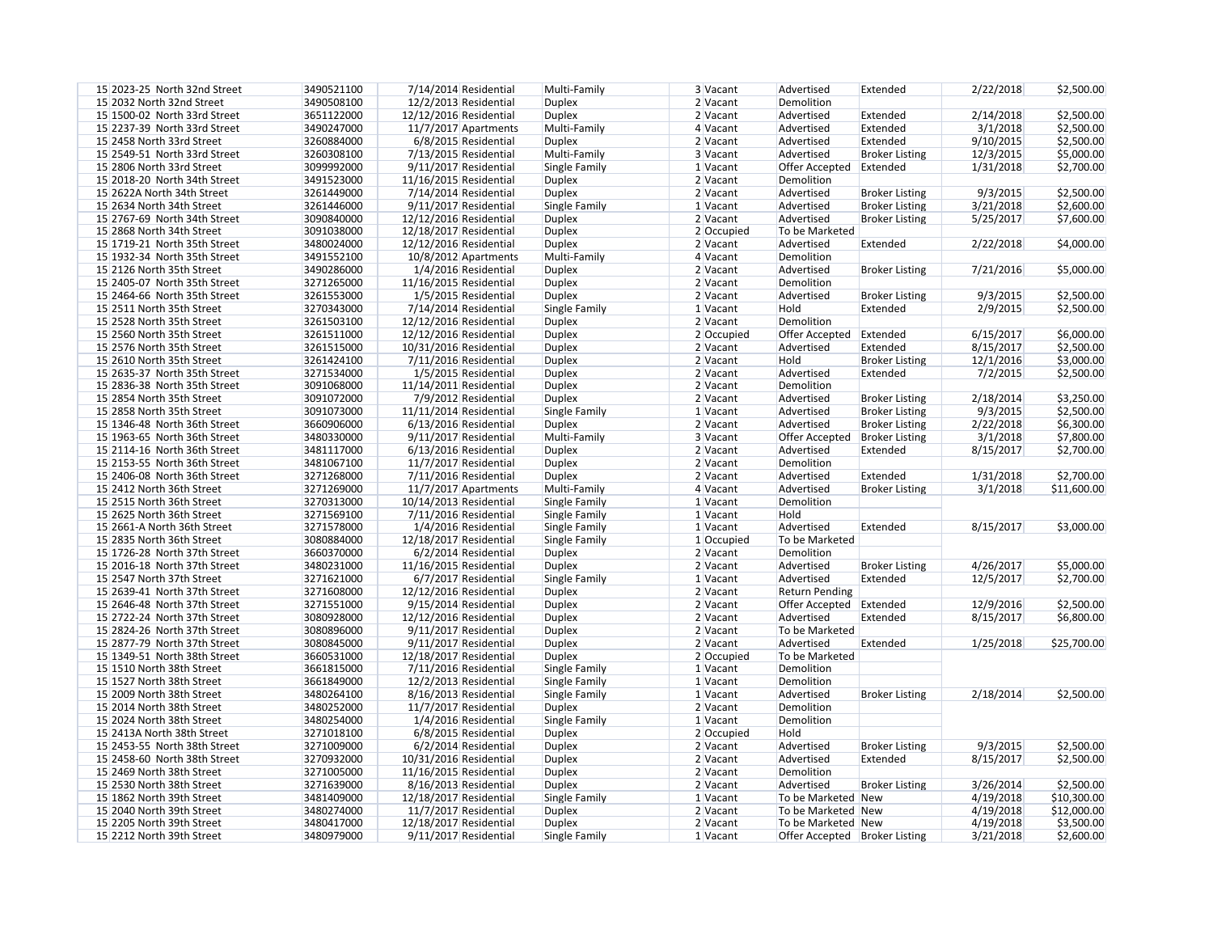| | | | | | | | | | | | |
|---|---|---|---|---|---|---|---|---|---|---|---|
| 15 | 2023-25 North 32nd Street | 3490521100 | 7/14/2014 | Residential | Multi-Family | 3 | Vacant | Advertised | Extended | 2/22/2018 | $2,500.00 |
| 15 | 2032 North 32nd Street | 3490508100 | 12/2/2013 | Residential | Duplex | 2 | Vacant | Demolition | | | |
| 15 | 1500-02 North 33rd Street | 3651122000 | 12/12/2016 | Residential | Duplex | 2 | Vacant | Advertised | Extended | 2/14/2018 | $2,500.00 |
| 15 | 2237-39 North 33rd Street | 3490247000 | 11/7/2017 | Apartments | Multi-Family | 4 | Vacant | Advertised | Extended | 3/1/2018 | $2,500.00 |
| 15 | 2458 North 33rd Street | 3260884000 | 6/8/2015 | Residential | Duplex | 2 | Vacant | Advertised | Extended | 9/10/2015 | $2,500.00 |
| 15 | 2549-51 North 33rd Street | 3260308100 | 7/13/2015 | Residential | Multi-Family | 3 | Vacant | Advertised | Broker Listing | 12/3/2015 | $5,000.00 |
| 15 | 2806 North 33rd Street | 3099992000 | 9/11/2017 | Residential | Single Family | 1 | Vacant | Offer Accepted | Extended | 1/31/2018 | $2,700.00 |
| 15 | 2018-20 North 34th Street | 3491523000 | 11/16/2015 | Residential | Duplex | 2 | Vacant | Demolition | | | |
| 15 | 2622A North 34th Street | 3261449000 | 7/14/2014 | Residential | Duplex | 2 | Vacant | Advertised | Broker Listing | 9/3/2015 | $2,500.00 |
| 15 | 2634 North 34th Street | 3261446000 | 9/11/2017 | Residential | Single Family | 1 | Vacant | Advertised | Broker Listing | 3/21/2018 | $2,600.00 |
| 15 | 2767-69 North 34th Street | 3090840000 | 12/12/2016 | Residential | Duplex | 2 | Vacant | Advertised | Broker Listing | 5/25/2017 | $7,600.00 |
| 15 | 2868 North 34th Street | 3091038000 | 12/18/2017 | Residential | Duplex | 2 | Occupied | To be Marketed | | | |
| 15 | 1719-21 North 35th Street | 3480024000 | 12/12/2016 | Residential | Duplex | 2 | Vacant | Advertised | Extended | 2/22/2018 | $4,000.00 |
| 15 | 1932-34 North 35th Street | 3491552100 | 10/8/2012 | Apartments | Multi-Family | 4 | Vacant | Demolition | | | |
| 15 | 2126 North 35th Street | 3490286000 | 1/4/2016 | Residential | Duplex | 2 | Vacant | Advertised | Broker Listing | 7/21/2016 | $5,000.00 |
| 15 | 2405-07 North 35th Street | 3271265000 | 11/16/2015 | Residential | Duplex | 2 | Vacant | Demolition | | | |
| 15 | 2464-66 North 35th Street | 3261553000 | 1/5/2015 | Residential | Duplex | 2 | Vacant | Advertised | Broker Listing | 9/3/2015 | $2,500.00 |
| 15 | 2511 North 35th Street | 3270343000 | 7/14/2014 | Residential | Single Family | 1 | Vacant | Hold | Extended | 2/9/2015 | $2,500.00 |
| 15 | 2528 North 35th Street | 3261503100 | 12/12/2016 | Residential | Duplex | 2 | Vacant | Demolition | | | |
| 15 | 2560 North 35th Street | 3261511000 | 12/12/2016 | Residential | Duplex | 2 | Occupied | Offer Accepted | Extended | 6/15/2017 | $6,000.00 |
| 15 | 2576 North 35th Street | 3261515000 | 10/31/2016 | Residential | Duplex | 2 | Vacant | Advertised | Extended | 8/15/2017 | $2,500.00 |
| 15 | 2610 North 35th Street | 3261424100 | 7/11/2016 | Residential | Duplex | 2 | Vacant | Hold | Broker Listing | 12/1/2016 | $3,000.00 |
| 15 | 2635-37 North 35th Street | 3271534000 | 1/5/2015 | Residential | Duplex | 2 | Vacant | Advertised | Extended | 7/2/2015 | $2,500.00 |
| 15 | 2836-38 North 35th Street | 3091068000 | 11/14/2011 | Residential | Duplex | 2 | Vacant | Demolition | | | |
| 15 | 2854 North 35th Street | 3091072000 | 7/9/2012 | Residential | Duplex | 2 | Vacant | Advertised | Broker Listing | 2/18/2014 | $3,250.00 |
| 15 | 2858 North 35th Street | 3091073000 | 11/11/2014 | Residential | Single Family | 1 | Vacant | Advertised | Broker Listing | 9/3/2015 | $2,500.00 |
| 15 | 1346-48 North 36th Street | 3660906000 | 6/13/2016 | Residential | Duplex | 2 | Vacant | Advertised | Broker Listing | 2/22/2018 | $6,300.00 |
| 15 | 1963-65 North 36th Street | 3480330000 | 9/11/2017 | Residential | Multi-Family | 3 | Vacant | Offer Accepted | Broker Listing | 3/1/2018 | $7,800.00 |
| 15 | 2114-16 North 36th Street | 3481117000 | 6/13/2016 | Residential | Duplex | 2 | Vacant | Advertised | Extended | 8/15/2017 | $2,700.00 |
| 15 | 2153-55 North 36th Street | 3481067100 | 11/7/2017 | Residential | Duplex | 2 | Vacant | Demolition | | | |
| 15 | 2406-08 North 36th Street | 3271268000 | 7/11/2016 | Residential | Duplex | 2 | Vacant | Advertised | Extended | 1/31/2018 | $2,700.00 |
| 15 | 2412 North 36th Street | 3271269000 | 11/7/2017 | Apartments | Multi-Family | 4 | Vacant | Advertised | Broker Listing | 3/1/2018 | $11,600.00 |
| 15 | 2515 North 36th Street | 3270313000 | 10/14/2013 | Residential | Single Family | 1 | Vacant | Demolition | | | |
| 15 | 2625 North 36th Street | 3271569100 | 7/11/2016 | Residential | Single Family | 1 | Vacant | Hold | | | |
| 15 | 2661-A North 36th Street | 3271578000 | 1/4/2016 | Residential | Single Family | 1 | Vacant | Advertised | Extended | 8/15/2017 | $3,000.00 |
| 15 | 2835 North 36th Street | 3080884000 | 12/18/2017 | Residential | Single Family | 1 | Occupied | To be Marketed | | | |
| 15 | 1726-28 North 37th Street | 3660370000 | 6/2/2014 | Residential | Duplex | 2 | Vacant | Demolition | | | |
| 15 | 2016-18 North 37th Street | 3480231000 | 11/16/2015 | Residential | Duplex | 2 | Vacant | Advertised | Broker Listing | 4/26/2017 | $5,000.00 |
| 15 | 2547 North 37th Street | 3271621000 | 6/7/2017 | Residential | Single Family | 1 | Vacant | Advertised | Extended | 12/5/2017 | $2,700.00 |
| 15 | 2639-41 North 37th Street | 3271608000 | 12/12/2016 | Residential | Duplex | 2 | Vacant | Return Pending | | | |
| 15 | 2646-48 North 37th Street | 3271551000 | 9/15/2014 | Residential | Duplex | 2 | Vacant | Offer Accepted | Extended | 12/9/2016 | $2,500.00 |
| 15 | 2722-24 North 37th Street | 3080928000 | 12/12/2016 | Residential | Duplex | 2 | Vacant | Advertised | Extended | 8/15/2017 | $6,800.00 |
| 15 | 2824-26 North 37th Street | 3080896000 | 9/11/2017 | Residential | Duplex | 2 | Vacant | To be Marketed | | | |
| 15 | 2877-79 North 37th Street | 3080845000 | 9/11/2017 | Residential | Duplex | 2 | Vacant | Advertised | Extended | 1/25/2018 | $25,700.00 |
| 15 | 1349-51 North 38th Street | 3660531000 | 12/18/2017 | Residential | Duplex | 2 | Occupied | To be Marketed | | | |
| 15 | 1510 North 38th Street | 3661815000 | 7/11/2016 | Residential | Single Family | 1 | Vacant | Demolition | | | |
| 15 | 1527 North 38th Street | 3661849000 | 12/2/2013 | Residential | Single Family | 1 | Vacant | Demolition | | | |
| 15 | 2009 North 38th Street | 3480264100 | 8/16/2013 | Residential | Single Family | 1 | Vacant | Advertised | Broker Listing | 2/18/2014 | $2,500.00 |
| 15 | 2014 North 38th Street | 3480252000 | 11/7/2017 | Residential | Duplex | 2 | Vacant | Demolition | | | |
| 15 | 2024 North 38th Street | 3480254000 | 1/4/2016 | Residential | Single Family | 1 | Vacant | Demolition | | | |
| 15 | 2413A North 38th Street | 3271018100 | 6/8/2015 | Residential | Duplex | 2 | Occupied | Hold | | | |
| 15 | 2453-55 North 38th Street | 3271009000 | 6/2/2014 | Residential | Duplex | 2 | Vacant | Advertised | Broker Listing | 9/3/2015 | $2,500.00 |
| 15 | 2458-60 North 38th Street | 3270932000 | 10/31/2016 | Residential | Duplex | 2 | Vacant | Advertised | Extended | 8/15/2017 | $2,500.00 |
| 15 | 2469 North 38th Street | 3271005000 | 11/16/2015 | Residential | Duplex | 2 | Vacant | Demolition | | | |
| 15 | 2530 North 38th Street | 3271639000 | 8/16/2013 | Residential | Duplex | 2 | Vacant | Advertised | Broker Listing | 3/26/2014 | $2,500.00 |
| 15 | 1862 North 39th Street | 3481409000 | 12/18/2017 | Residential | Single Family | 1 | Vacant | To be Marketed | New | 4/19/2018 | $10,300.00 |
| 15 | 2040 North 39th Street | 3480274000 | 11/7/2017 | Residential | Duplex | 2 | Vacant | To be Marketed | New | 4/19/2018 | $12,000.00 |
| 15 | 2205 North 39th Street | 3480417000 | 12/18/2017 | Residential | Duplex | 2 | Vacant | To be Marketed | New | 4/19/2018 | $3,500.00 |
| 15 | 2212 North 39th Street | 3480979000 | 9/11/2017 | Residential | Single Family | 1 | Vacant | Offer Accepted | Broker Listing | 3/21/2018 | $2,600.00 |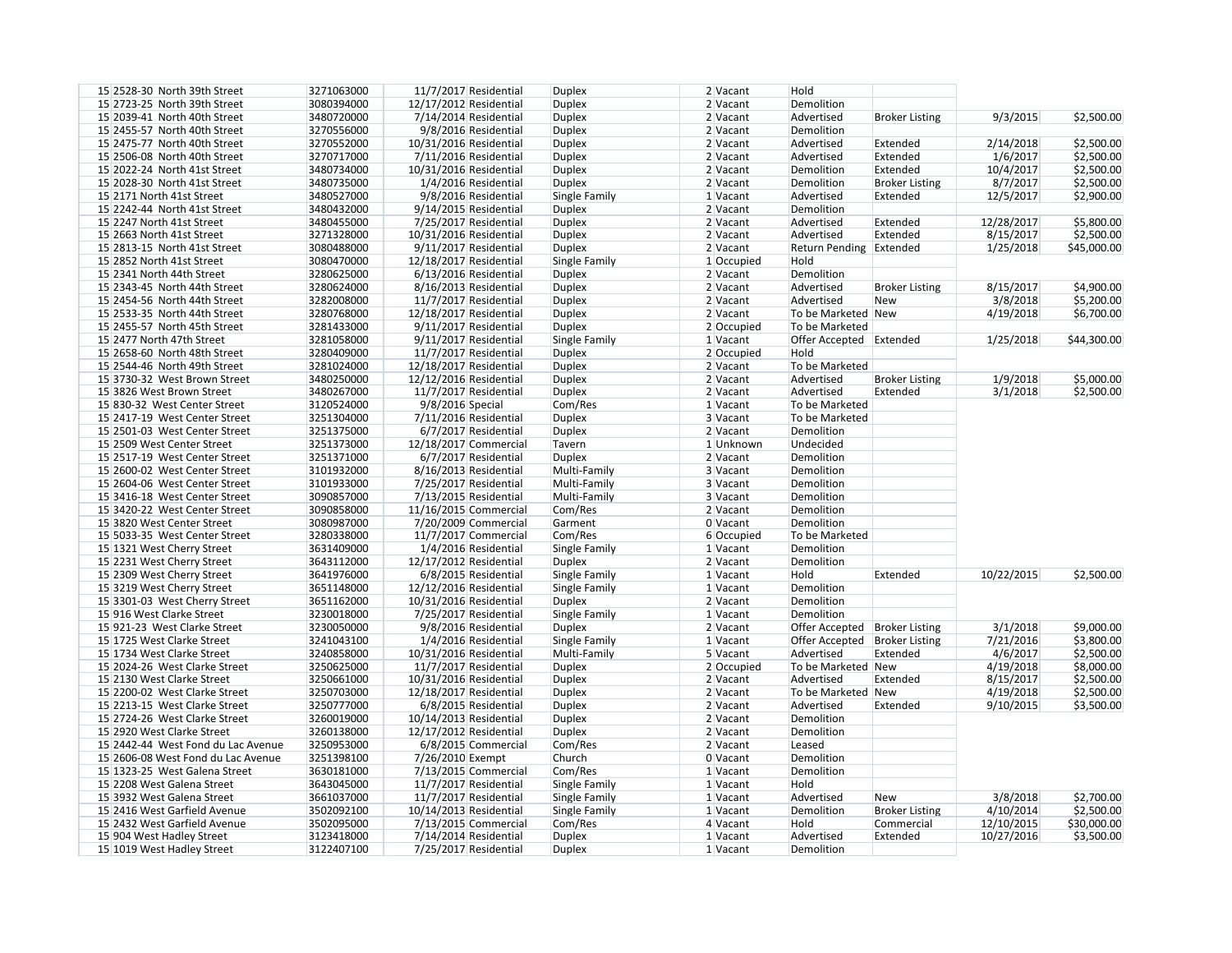| | | | | | | | | | | | |
|---|---|---|---|---|---|---|---|---|---|---|---|
| 15 | 2528-30 North 39th Street | 3271063000 | 11/7/2017 | Residential | Duplex | 2 | Vacant | Hold | | | |
| 15 | 2723-25 North 39th Street | 3080394000 | 12/17/2012 | Residential | Duplex | 2 | Vacant | Demolition | | | |
| 15 | 2039-41 North 40th Street | 3480720000 | 7/14/2014 | Residential | Duplex | 2 | Vacant | Advertised | Broker Listing | 9/3/2015 | $2,500.00 |
| 15 | 2455-57 North 40th Street | 3270556000 | 9/8/2016 | Residential | Duplex | 2 | Vacant | Demolition | | | |
| 15 | 2475-77 North 40th Street | 3270552000 | 10/31/2016 | Residential | Duplex | 2 | Vacant | Advertised | Extended | 2/14/2018 | $2,500.00 |
| 15 | 2506-08 North 40th Street | 3270717000 | 7/11/2016 | Residential | Duplex | 2 | Vacant | Advertised | Extended | 1/6/2017 | $2,500.00 |
| 15 | 2022-24 North 41st Street | 3480734000 | 10/31/2016 | Residential | Duplex | 2 | Vacant | Demolition | Extended | 10/4/2017 | $2,500.00 |
| 15 | 2028-30 North 41st Street | 3480735000 | 1/4/2016 | Residential | Duplex | 2 | Vacant | Demolition | Broker Listing | 8/7/2017 | $2,500.00 |
| 15 | 2171 North 41st Street | 3480527000 | 9/8/2016 | Residential | Single Family | 1 | Vacant | Advertised | Extended | 12/5/2017 | $2,900.00 |
| 15 | 2242-44 North 41st Street | 3480432000 | 9/14/2015 | Residential | Duplex | 2 | Vacant | Demolition | | | |
| 15 | 2247 North 41st Street | 3480455000 | 7/25/2017 | Residential | Duplex | 2 | Vacant | Advertised | Extended | 12/28/2017 | $5,800.00 |
| 15 | 2663 North 41st Street | 3271328000 | 10/31/2016 | Residential | Duplex | 2 | Vacant | Advertised | Extended | 8/15/2017 | $2,500.00 |
| 15 | 2813-15 North 41st Street | 3080488000 | 9/11/2017 | Residential | Duplex | 2 | Vacant | Return Pending | Extended | 1/25/2018 | $45,000.00 |
| 15 | 2852 North 41st Street | 3080470000 | 12/18/2017 | Residential | Single Family | 1 | Occupied | Hold | | | |
| 15 | 2341 North 44th Street | 3280625000 | 6/13/2016 | Residential | Duplex | 2 | Vacant | Demolition | | | |
| 15 | 2343-45 North 44th Street | 3280624000 | 8/16/2013 | Residential | Duplex | 2 | Vacant | Advertised | Broker Listing | 8/15/2017 | $4,900.00 |
| 15 | 2454-56 North 44th Street | 3282008000 | 11/7/2017 | Residential | Duplex | 2 | Vacant | Advertised | New | 3/8/2018 | $5,200.00 |
| 15 | 2533-35 North 44th Street | 3280768000 | 12/18/2017 | Residential | Duplex | 2 | Vacant | To be Marketed | New | 4/19/2018 | $6,700.00 |
| 15 | 2455-57 North 45th Street | 3281433000 | 9/11/2017 | Residential | Duplex | 2 | Occupied | To be Marketed | | | |
| 15 | 2477 North 47th Street | 3281058000 | 9/11/2017 | Residential | Single Family | 1 | Vacant | Offer Accepted | Extended | 1/25/2018 | $44,300.00 |
| 15 | 2658-60 North 48th Street | 3280409000 | 11/7/2017 | Residential | Duplex | 2 | Occupied | Hold | | | |
| 15 | 2544-46 North 49th Street | 3281024000 | 12/18/2017 | Residential | Duplex | 2 | Vacant | To be Marketed | | | |
| 15 | 3730-32 West Brown Street | 3480250000 | 12/12/2016 | Residential | Duplex | 2 | Vacant | Advertised | Broker Listing | 1/9/2018 | $5,000.00 |
| 15 | 3826 West Brown Street | 3480267000 | 11/7/2017 | Residential | Duplex | 2 | Vacant | Advertised | Extended | 3/1/2018 | $2,500.00 |
| 15 | 830-32 West Center Street | 3120524000 | 9/8/2016 | Special | Com/Res | 1 | Vacant | To be Marketed | | | |
| 15 | 2417-19 West Center Street | 3251304000 | 7/11/2016 | Residential | Duplex | 3 | Vacant | To be Marketed | | | |
| 15 | 2501-03 West Center Street | 3251375000 | 6/7/2017 | Residential | Duplex | 2 | Vacant | Demolition | | | |
| 15 | 2509 West Center Street | 3251373000 | 12/18/2017 | Commercial | Tavern | 1 | Unknown | Undecided | | | |
| 15 | 2517-19 West Center Street | 3251371000 | 6/7/2017 | Residential | Duplex | 2 | Vacant | Demolition | | | |
| 15 | 2600-02 West Center Street | 3101932000 | 8/16/2013 | Residential | Multi-Family | 3 | Vacant | Demolition | | | |
| 15 | 2604-06 West Center Street | 3101933000 | 7/25/2017 | Residential | Multi-Family | 3 | Vacant | Demolition | | | |
| 15 | 3416-18 West Center Street | 3090857000 | 7/13/2015 | Residential | Multi-Family | 3 | Vacant | Demolition | | | |
| 15 | 3420-22 West Center Street | 3090858000 | 11/16/2015 | Commercial | Com/Res | 2 | Vacant | Demolition | | | |
| 15 | 3820 West Center Street | 3080987000 | 7/20/2009 | Commercial | Garment | 0 | Vacant | Demolition | | | |
| 15 | 5033-35 West Center Street | 3280338000 | 11/7/2017 | Commercial | Com/Res | 6 | Occupied | To be Marketed | | | |
| 15 | 1321 West Cherry Street | 3631409000 | 1/4/2016 | Residential | Single Family | 1 | Vacant | Demolition | | | |
| 15 | 2231 West Cherry Street | 3643112000 | 12/17/2012 | Residential | Duplex | 2 | Vacant | Demolition | | | |
| 15 | 2309 West Cherry Street | 3641976000 | 6/8/2015 | Residential | Single Family | 1 | Vacant | Hold | Extended | 10/22/2015 | $2,500.00 |
| 15 | 3219 West Cherry Street | 3651148000 | 12/12/2016 | Residential | Single Family | 1 | Vacant | Demolition | | | |
| 15 | 3301-03 West Cherry Street | 3651162000 | 10/31/2016 | Residential | Duplex | 2 | Vacant | Demolition | | | |
| 15 | 916 West Clarke Street | 3230018000 | 7/25/2017 | Residential | Single Family | 1 | Vacant | Demolition | | | |
| 15 | 921-23 West Clarke Street | 3230050000 | 9/8/2016 | Residential | Duplex | 2 | Vacant | Offer Accepted | Broker Listing | 3/1/2018 | $9,000.00 |
| 15 | 1725 West Clarke Street | 3241043100 | 1/4/2016 | Residential | Single Family | 1 | Vacant | Offer Accepted | Broker Listing | 7/21/2016 | $3,800.00 |
| 15 | 1734 West Clarke Street | 3240858000 | 10/31/2016 | Residential | Multi-Family | 5 | Vacant | Advertised | Extended | 4/6/2017 | $2,500.00 |
| 15 | 2024-26 West Clarke Street | 3250625000 | 11/7/2017 | Residential | Duplex | 2 | Occupied | To be Marketed | New | 4/19/2018 | $8,000.00 |
| 15 | 2130 West Clarke Street | 3250661000 | 10/31/2016 | Residential | Duplex | 2 | Vacant | Advertised | Extended | 8/15/2017 | $2,500.00 |
| 15 | 2200-02 West Clarke Street | 3250703000 | 12/18/2017 | Residential | Duplex | 2 | Vacant | To be Marketed | New | 4/19/2018 | $2,500.00 |
| 15 | 2213-15 West Clarke Street | 3250777000 | 6/8/2015 | Residential | Duplex | 2 | Vacant | Advertised | Extended | 9/10/2015 | $3,500.00 |
| 15 | 2724-26 West Clarke Street | 3260019000 | 10/14/2013 | Residential | Duplex | 2 | Vacant | Demolition | | | |
| 15 | 2920 West Clarke Street | 3260138000 | 12/17/2012 | Residential | Duplex | 2 | Vacant | Demolition | | | |
| 15 | 2442-44 West Fond du Lac Avenue | 3250953000 | 6/8/2015 | Commercial | Com/Res | 2 | Vacant | Leased | | | |
| 15 | 2606-08 West Fond du Lac Avenue | 3251398100 | 7/26/2010 | Exempt | Church | 0 | Vacant | Demolition | | | |
| 15 | 1323-25 West Galena Street | 3630181000 | 7/13/2015 | Commercial | Com/Res | 1 | Vacant | Demolition | | | |
| 15 | 2208 West Galena Street | 3643045000 | 11/7/2017 | Residential | Single Family | 1 | Vacant | Hold | | | |
| 15 | 3932 West Galena Street | 3661037000 | 11/7/2017 | Residential | Single Family | 1 | Vacant | Advertised | New | 3/8/2018 | $2,700.00 |
| 15 | 2416 West Garfield Avenue | 3502092100 | 10/14/2013 | Residential | Single Family | 1 | Vacant | Demolition | Broker Listing | 4/10/2014 | $2,500.00 |
| 15 | 2432 West Garfield Avenue | 3502095000 | 7/13/2015 | Commercial | Com/Res | 4 | Vacant | Hold | Commercial | 12/10/2015 | $30,000.00 |
| 15 | 904 West Hadley Street | 3123418000 | 7/14/2014 | Residential | Duplex | 1 | Vacant | Advertised | Extended | 10/27/2016 | $3,500.00 |
| 15 | 1019 West Hadley Street | 3122407100 | 7/25/2017 | Residential | Duplex | 1 | Vacant | Demolition | | | |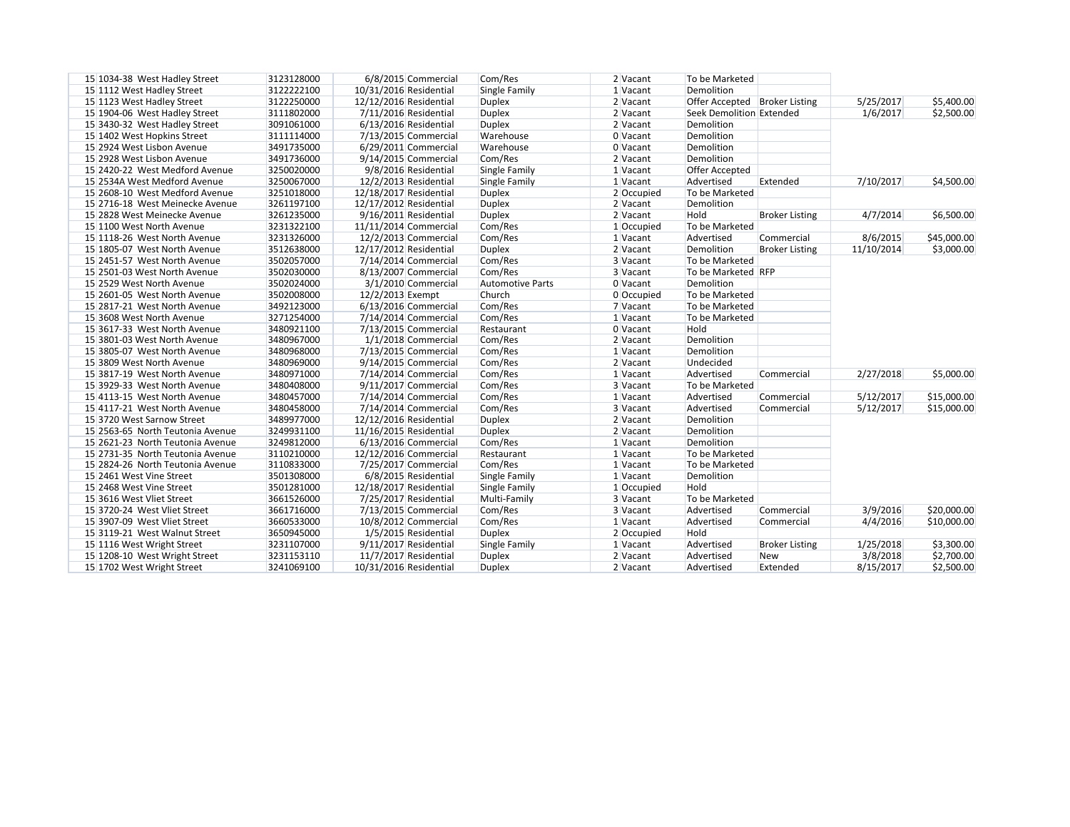| | | | | | | | | | | | |
|---|---|---|---|---|---|---|---|---|---|---|---|
| 15 | 1034-38 West Hadley Street | 3123128000 | 6/8/2015 | Commercial | Com/Res | 2 | Vacant | To be Marketed | | | |
| 15 | 1112 West Hadley Street | 3122222100 | 10/31/2016 | Residential | Single Family | 1 | Vacant | Demolition | | | |
| 15 | 1123 West Hadley Street | 3122250000 | 12/12/2016 | Residential | Duplex | 2 | Vacant | Offer Accepted | Broker Listing | 5/25/2017 | $5,400.00 |
| 15 | 1904-06 West Hadley Street | 3111802000 | 7/11/2016 | Residential | Duplex | 2 | Vacant | Seek Demolition | Extended | 1/6/2017 | $2,500.00 |
| 15 | 3430-32 West Hadley Street | 3091061000 | 6/13/2016 | Residential | Duplex | 2 | Vacant | Demolition | | | |
| 15 | 1402 West Hopkins Street | 3111114000 | 7/13/2015 | Commercial | Warehouse | 0 | Vacant | Demolition | | | |
| 15 | 2924 West Lisbon Avenue | 3491735000 | 6/29/2011 | Commercial | Warehouse | 0 | Vacant | Demolition | | | |
| 15 | 2928 West Lisbon Avenue | 3491736000 | 9/14/2015 | Commercial | Com/Res | 2 | Vacant | Demolition | | | |
| 15 | 2420-22 West Medford Avenue | 3250020000 | 9/8/2016 | Residential | Single Family | 1 | Vacant | Offer Accepted | | | |
| 15 | 2534A West Medford Avenue | 3250067000 | 12/2/2013 | Residential | Single Family | 1 | Vacant | Advertised | Extended | 7/10/2017 | $4,500.00 |
| 15 | 2608-10 West Medford Avenue | 3251018000 | 12/18/2017 | Residential | Duplex | 2 | Occupied | To be Marketed | | | |
| 15 | 2716-18 West Meinecke Avenue | 3261197100 | 12/17/2012 | Residential | Duplex | 2 | Vacant | Demolition | | | |
| 15 | 2828 West Meinecke Avenue | 3261235000 | 9/16/2011 | Residential | Duplex | 2 | Vacant | Hold | Broker Listing | 4/7/2014 | $6,500.00 |
| 15 | 1100 West North Avenue | 3231322100 | 11/11/2014 | Commercial | Com/Res | 1 | Occupied | To be Marketed | | | |
| 15 | 1118-26 West North Avenue | 3231326000 | 12/2/2013 | Commercial | Com/Res | 1 | Vacant | Advertised | Commercial | 8/6/2015 | $45,000.00 |
| 15 | 1805-07 West North Avenue | 3512638000 | 12/17/2012 | Residential | Duplex | 2 | Vacant | Demolition | Broker Listing | 11/10/2014 | $3,000.00 |
| 15 | 2451-57 West North Avenue | 3502057000 | 7/14/2014 | Commercial | Com/Res | 3 | Vacant | To be Marketed | | | |
| 15 | 2501-03 West North Avenue | 3502030000 | 8/13/2007 | Commercial | Com/Res | 3 | Vacant | To be Marketed | RFP | | |
| 15 | 2529 West North Avenue | 3502024000 | 3/1/2010 | Commercial | Automotive Parts | 0 | Vacant | Demolition | | | |
| 15 | 2601-05 West North Avenue | 3502008000 | 12/2/2013 | Exempt | Church | 0 | Occupied | To be Marketed | | | |
| 15 | 2817-21 West North Avenue | 3492123000 | 6/13/2016 | Commercial | Com/Res | 7 | Vacant | To be Marketed | | | |
| 15 | 3608 West North Avenue | 3271254000 | 7/14/2014 | Commercial | Com/Res | 1 | Vacant | To be Marketed | | | |
| 15 | 3617-33 West North Avenue | 3480921100 | 7/13/2015 | Commercial | Restaurant | 0 | Vacant | Hold | | | |
| 15 | 3801-03 West North Avenue | 3480967000 | 1/1/2018 | Commercial | Com/Res | 2 | Vacant | Demolition | | | |
| 15 | 3805-07 West North Avenue | 3480968000 | 7/13/2015 | Commercial | Com/Res | 1 | Vacant | Demolition | | | |
| 15 | 3809 West North Avenue | 3480969000 | 9/14/2015 | Commercial | Com/Res | 2 | Vacant | Undecided | | | |
| 15 | 3817-19 West North Avenue | 3480971000 | 7/14/2014 | Commercial | Com/Res | 1 | Vacant | Advertised | Commercial | 2/27/2018 | $5,000.00 |
| 15 | 3929-33 West North Avenue | 3480408000 | 9/11/2017 | Commercial | Com/Res | 3 | Vacant | To be Marketed | | | |
| 15 | 4113-15 West North Avenue | 3480457000 | 7/14/2014 | Commercial | Com/Res | 1 | Vacant | Advertised | Commercial | 5/12/2017 | $15,000.00 |
| 15 | 4117-21 West North Avenue | 3480458000 | 7/14/2014 | Commercial | Com/Res | 3 | Vacant | Advertised | Commercial | 5/12/2017 | $15,000.00 |
| 15 | 3720 West Sarnow Street | 3489977000 | 12/12/2016 | Residential | Duplex | 2 | Vacant | Demolition | | | |
| 15 | 2563-65 North Teutonia Avenue | 3249931100 | 11/16/2015 | Residential | Duplex | 2 | Vacant | Demolition | | | |
| 15 | 2621-23 North Teutonia Avenue | 3249812000 | 6/13/2016 | Commercial | Com/Res | 1 | Vacant | Demolition | | | |
| 15 | 2731-35 North Teutonia Avenue | 3110210000 | 12/12/2016 | Commercial | Restaurant | 1 | Vacant | To be Marketed | | | |
| 15 | 2824-26 North Teutonia Avenue | 3110833000 | 7/25/2017 | Commercial | Com/Res | 1 | Vacant | To be Marketed | | | |
| 15 | 2461 West Vine Street | 3501308000 | 6/8/2015 | Residential | Single Family | 1 | Vacant | Demolition | | | |
| 15 | 2468 West Vine Street | 3501281000 | 12/18/2017 | Residential | Single Family | 1 | Occupied | Hold | | | |
| 15 | 3616 West Vliet Street | 3661526000 | 7/25/2017 | Residential | Multi-Family | 3 | Vacant | To be Marketed | | | |
| 15 | 3720-24 West Vliet Street | 3661716000 | 7/13/2015 | Commercial | Com/Res | 3 | Vacant | Advertised | Commercial | 3/9/2016 | $20,000.00 |
| 15 | 3907-09 West Vliet Street | 3660533000 | 10/8/2012 | Commercial | Com/Res | 1 | Vacant | Advertised | Commercial | 4/4/2016 | $10,000.00 |
| 15 | 3119-21 West Walnut Street | 3650945000 | 1/5/2015 | Residential | Duplex | 2 | Occupied | Hold | | | |
| 15 | 1116 West Wright Street | 3231107000 | 9/11/2017 | Residential | Single Family | 1 | Vacant | Advertised | Broker Listing | 1/25/2018 | $3,300.00 |
| 15 | 1208-10 West Wright Street | 3231153110 | 11/7/2017 | Residential | Duplex | 2 | Vacant | Advertised | New | 3/8/2018 | $2,700.00 |
| 15 | 1702 West Wright Street | 3241069100 | 10/31/2016 | Residential | Duplex | 2 | Vacant | Advertised | Extended | 8/15/2017 | $2,500.00 |